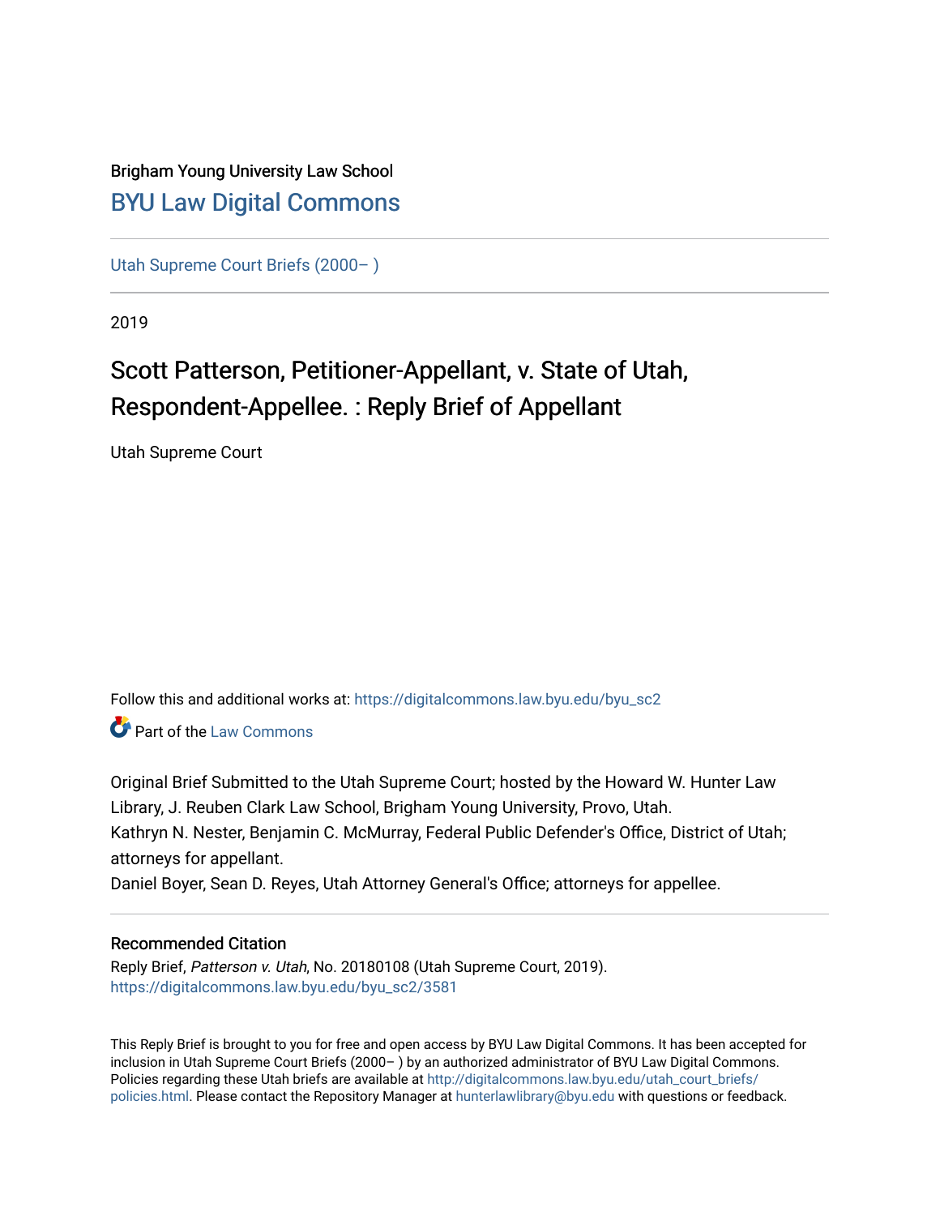Brigham Young University Law School

## BYU Law Digital Commons

Utah Supreme Court Briefs (2000– )

2019

# Scott Patterson, Petitioner-Appellant, v. State of Utah, Respondent-Appellee. : Reply Brief of Appellant

Utah Supreme Court

Follow this and additional works at: https://digitalcommons.law.byu.edu/byu_sc2

Part of the Law Commons

Original Brief Submitted to the Utah Supreme Court; hosted by the Howard W. Hunter Law Library, J. Reuben Clark Law School, Brigham Young University, Provo, Utah.
Kathryn N. Nester, Benjamin C. McMurray, Federal Public Defender's Office, District of Utah; attorneys for appellant.
Daniel Boyer, Sean D. Reyes, Utah Attorney General's Office; attorneys for appellee.

### Recommended Citation

Reply Brief, *Patterson v. Utah*, No. 20180108 (Utah Supreme Court, 2019).
https://digitalcommons.law.byu.edu/byu_sc2/3581

This Reply Brief is brought to you for free and open access by BYU Law Digital Commons. It has been accepted for inclusion in Utah Supreme Court Briefs (2000– ) by an authorized administrator of BYU Law Digital Commons. Policies regarding these Utah briefs are available at http://digitalcommons.law.byu.edu/utah_court_briefs/policies.html. Please contact the Repository Manager at hunterlawlibrary@byu.edu with questions or feedback.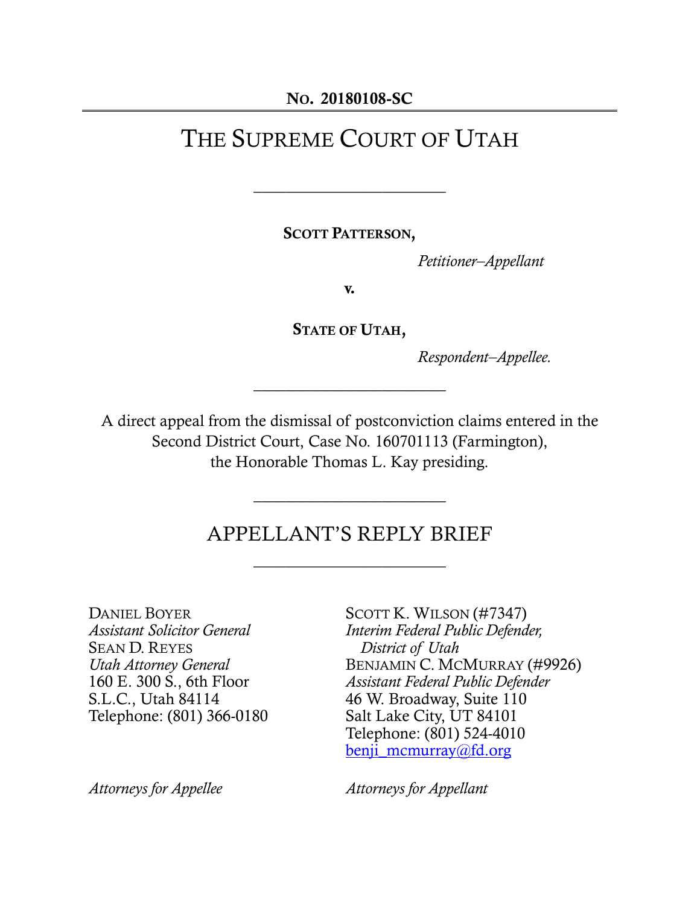**No. 20180108-SC**

# The Supreme Court of Utah

---

**Scott Patterson,**

*Petitioner–Appellant*

**v.**

**State of Utah,**

*Respondent–Appellee.*

---

A direct appeal from the dismissal of postconviction claims entered in the Second District Court, Case No. 160701113 (Farmington), the Honorable Thomas L. Kay presiding.

---

## APPELLANT'S REPLY BRIEF

---

Daniel Boyer
*Assistant Solicitor General*
Sean D. Reyes
*Utah Attorney General*
160 E. 300 S., 6th Floor
S.L.C., Utah 84114
Telephone: (801) 366-0180

*Attorneys for Appellee*

Scott K. Wilson (#7347)
*Interim Federal Public Defender, District of Utah*
Benjamin C. McMurray (#9926)
*Assistant Federal Public Defender*
46 W. Broadway, Suite 110
Salt Lake City, UT 84101
Telephone: (801) 524-4010
benji_mcmurray@fd.org

*Attorneys for Appellant*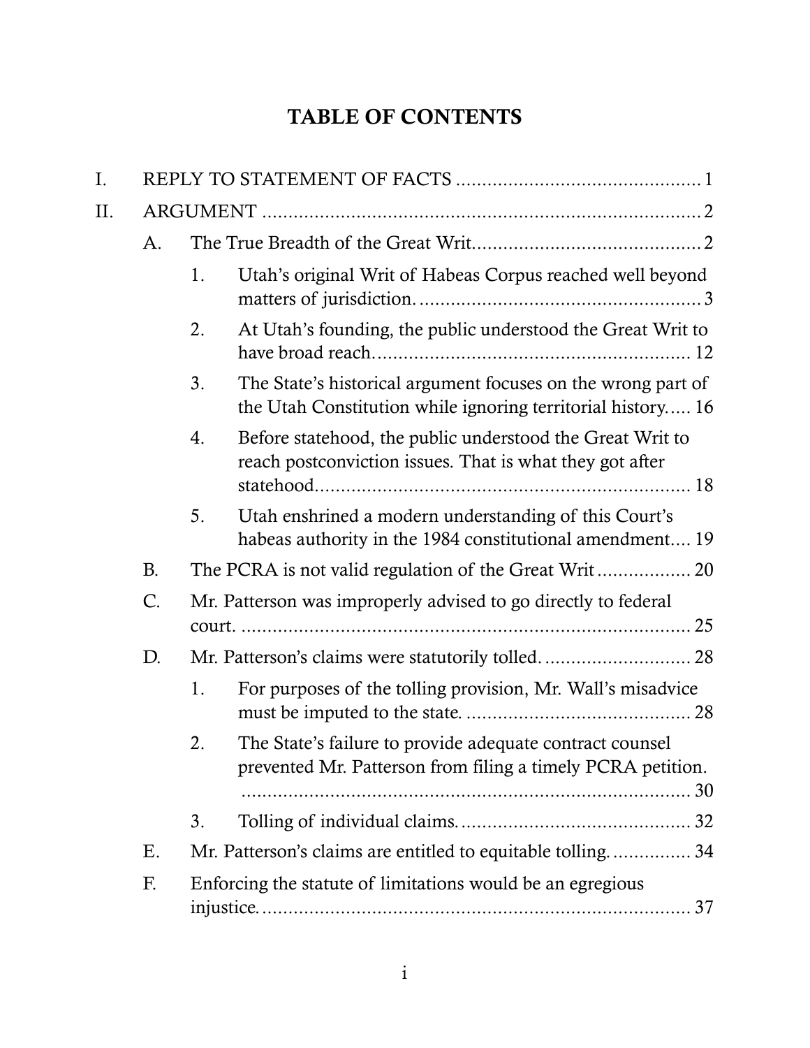# TABLE OF CONTENTS

- I. REPLY TO STATEMENT OF FACTS .............................................. 1
- II. ARGUMENT .................................................................................. 2
  - A. The True Breadth of the Great Writ............................................ 2
    - 1. Utah's original Writ of Habeas Corpus reached well beyond matters of jurisdiction. ...................................................... 3
    - 2. At Utah's founding, the public understood the Great Writ to have broad reach. ............................................................ 12
    - 3. The State's historical argument focuses on the wrong part of the Utah Constitution while ignoring territorial history..... 16
    - 4. Before statehood, the public understood the Great Writ to reach postconviction issues. That is what they got after statehood........................................................................ 18
    - 5. Utah enshrined a modern understanding of this Court's habeas authority in the 1984 constitutional amendment.... 19
  - B. The PCRA is not valid regulation of the Great Writ .................. 20
  - C. Mr. Patterson was improperly advised to go directly to federal court. ...................................................................................... 25
  - D. Mr. Patterson's claims were statutorily tolled. ............................ 28
    - 1. For purposes of the tolling provision, Mr. Wall's misadvice must be imputed to the state. ........................................... 28
    - 2. The State's failure to provide adequate contract counsel prevented Mr. Patterson from filing a timely PCRA petition. ...................................................................................... 30
    - 3. Tolling of individual claims. ............................................ 32
  - E. Mr. Patterson's claims are entitled to equitable tolling. ............... 34
  - F. Enforcing the statute of limitations would be an egregious injustice. ................................................................................... 37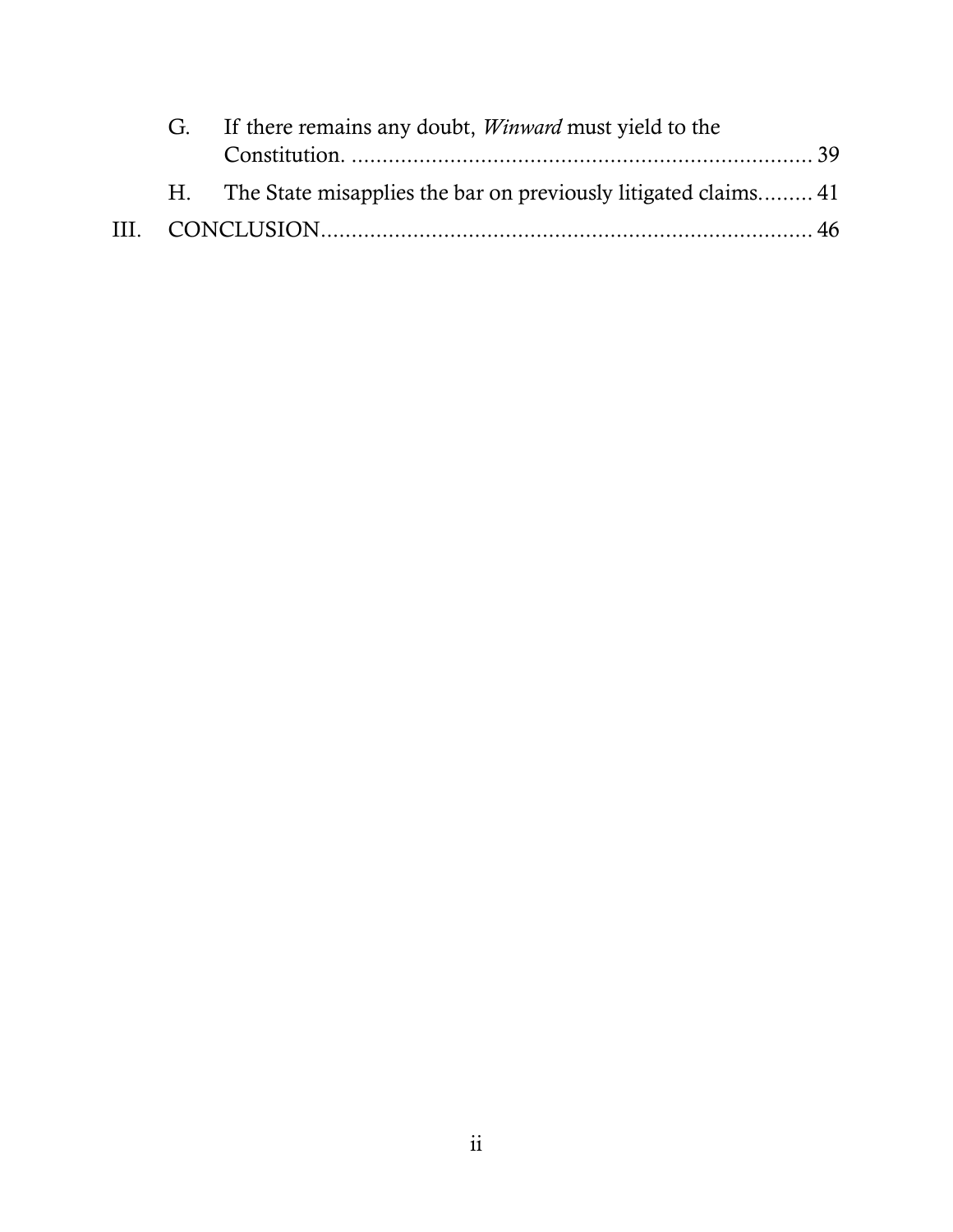G. If there remains any doubt, *Winward* must yield to the Constitution. ........................................................................ 39

H. The State misapplies the bar on previously litigated claims......... 41

III. CONCLUSION................................................................................ 46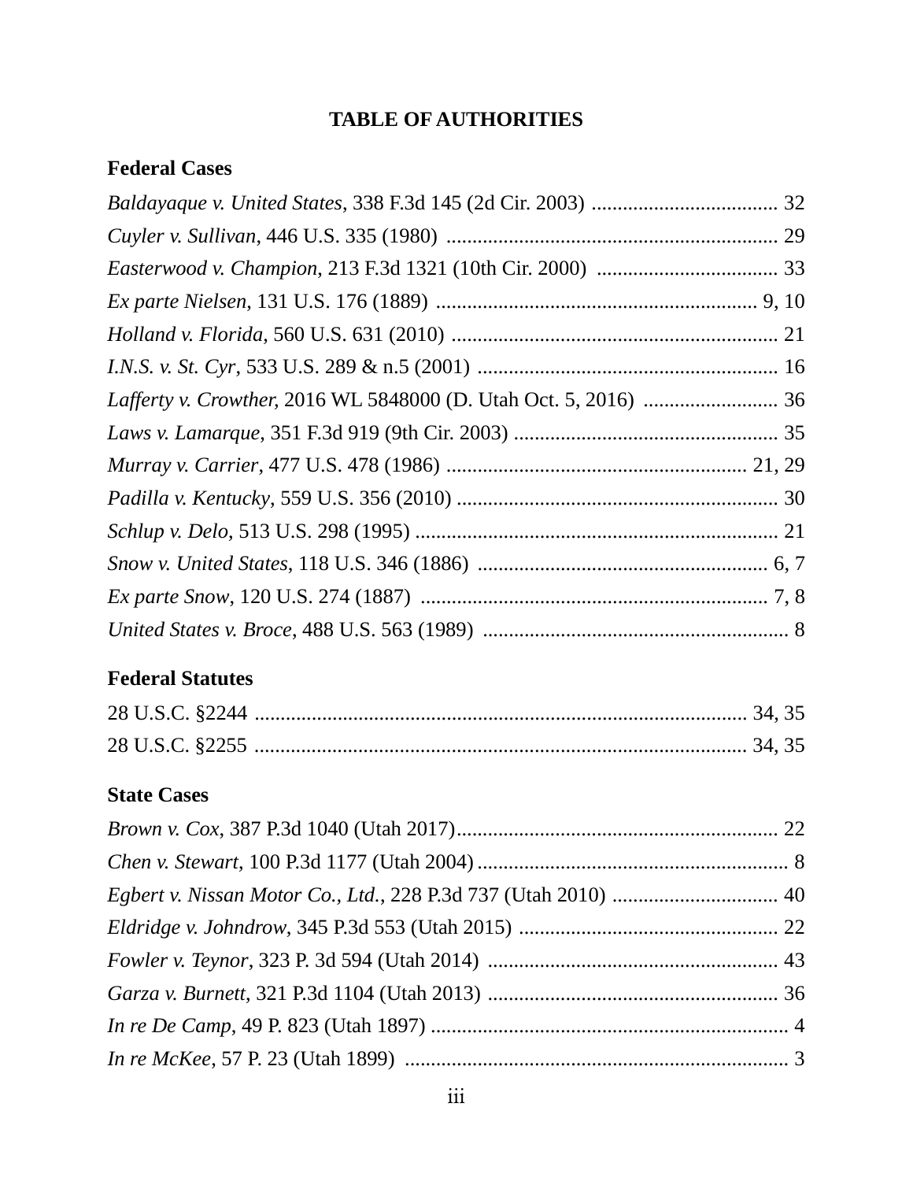# TABLE OF AUTHORITIES

## Federal Cases

*Baldayaque v. United States*, 338 F.3d 145 (2d Cir. 2003) .................................... 32

*Cuyler v. Sullivan*, 446 U.S. 335 (1980) ................................................................ 29

*Easterwood v. Champion*, 213 F.3d 1321 (10th Cir. 2000) ................................... 33

*Ex parte Nielsen*, 131 U.S. 176 (1889) .............................................................. 9, 10

*Holland v. Florida*, 560 U.S. 631 (2010) ............................................................... 21

*I.N.S. v. St. Cyr*, 533 U.S. 289 & n.5 (2001) ......................................................... 16

*Lafferty v. Crowther*, 2016 WL 5848000 (D. Utah Oct. 5, 2016) .......................... 36

*Laws v. Lamarque*, 351 F.3d 919 (9th Cir. 2003) ................................................... 35

*Murray v. Carrier*, 477 U.S. 478 (1986) .......................................................... 21, 29

*Padilla v. Kentucky*, 559 U.S. 356 (2010) .............................................................. 30

*Schlup v. Delo*, 513 U.S. 298 (1995) ...................................................................... 21

*Snow v. United States*, 118 U.S. 346 (1886) ........................................................ 6, 7

*Ex parte Snow*, 120 U.S. 274 (1887) .................................................................. 7, 8

*United States v. Broce*, 488 U.S. 563 (1989) ........................................................... 8

## Federal Statutes

28 U.S.C. §2244 .............................................................................................. 34, 35

28 U.S.C. §2255 .............................................................................................. 34, 35

## State Cases

*Brown v. Cox*, 387 P.3d 1040 (Utah 2017).............................................................. 22

*Chen v. Stewart*, 100 P.3d 1177 (Utah 2004)............................................................ 8

*Egbert v. Nissan Motor Co., Ltd.*, 228 P.3d 737 (Utah 2010) ................................ 40

*Eldridge v. Johndrow*, 345 P.3d 553 (Utah 2015) .................................................. 22

*Fowler v. Teynor*, 323 P. 3d 594 (Utah 2014) ........................................................ 43

*Garza v. Burnett*, 321 P.3d 1104 (Utah 2013) ........................................................ 36

*In re De Camp*, 49 P. 823 (Utah 1897) .................................................................... 4

*In re McKee*, 57 P. 23 (Utah 1899) .......................................................................... 3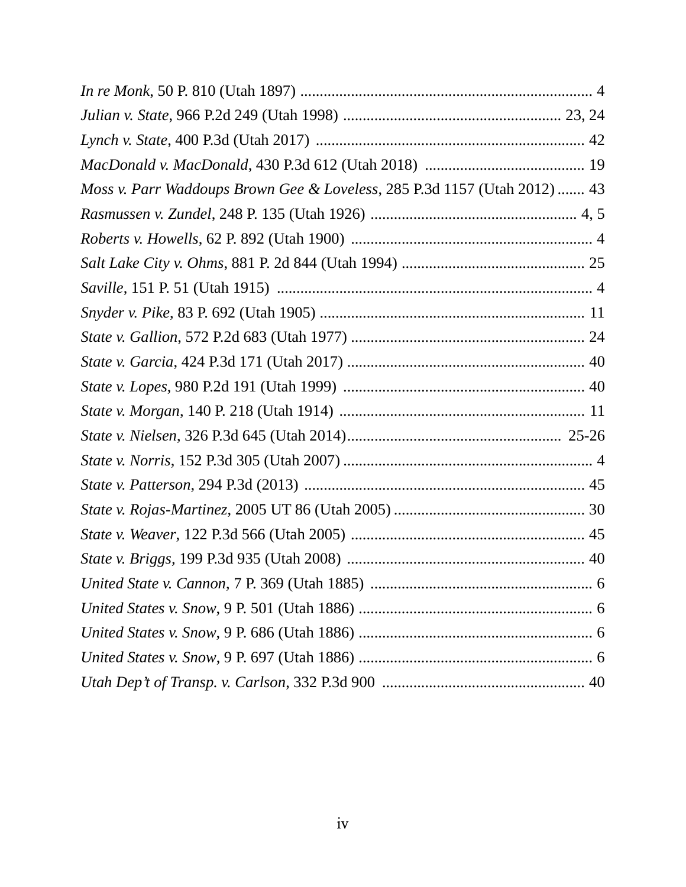*In re Monk*, 50 P. 810 (Utah 1897) .......................................................................... 4

*Julian v. State*, 966 P.2d 249 (Utah 1998) ...................................................... 23, 24

*Lynch v. State*, 400 P.3d (Utah 2017) ..................................................................... 42

*MacDonald v. MacDonald*, 430 P.3d 612 (Utah 2018) ......................................... 19

*Moss v. Parr Waddoups Brown Gee & Loveless*, 285 P.3d 1157 (Utah 2012) ....... 43

*Rasmussen v. Zundel*, 248 P. 135 (Utah 1926) ..................................................... 4, 5

*Roberts v. Howells*, 62 P. 892 (Utah 1900) ............................................................. 4

*Salt Lake City v. Ohms*, 881 P. 2d 844 (Utah 1994) ............................................... 25

*Saville*, 151 P. 51 (Utah 1915) ................................................................................ 4

*Snyder v. Pike*, 83 P. 692 (Utah 1905) .................................................................... 11

*State v. Gallion*, 572 P.2d 683 (Utah 1977) ............................................................ 24

*State v. Garcia*, 424 P.3d 171 (Utah 2017) ............................................................. 40

*State v. Lopes*, 980 P.2d 191 (Utah 1999) .............................................................. 40

*State v. Morgan*, 140 P. 218 (Utah 1914) ............................................................... 11

*State v. Nielsen*, 326 P.3d 645 (Utah 2014)...................................................... 25-26

*State v. Norris*, 152 P.3d 305 (Utah 2007) ................................................................ 4

*State v. Patterson*, 294 P.3d (2013) ........................................................................ 45

*State v. Rojas-Martinez*, 2005 UT 86 (Utah 2005) ................................................. 30

*State v. Weaver*, 122 P.3d 566 (Utah 2005) ............................................................ 45

*State v. Briggs*, 199 P.3d 935 (Utah 2008) ............................................................. 40

*United State v. Cannon*, 7 P. 369 (Utah 1885) ......................................................... 6

*United States v. Snow*, 9 P. 501 (Utah 1886) ............................................................ 6

*United States v. Snow*, 9 P. 686 (Utah 1886) ............................................................ 6

*United States v. Snow*, 9 P. 697 (Utah 1886) ............................................................ 6

*Utah Dep't of Transp. v. Carlson*, 332 P.3d 900 .................................................... 40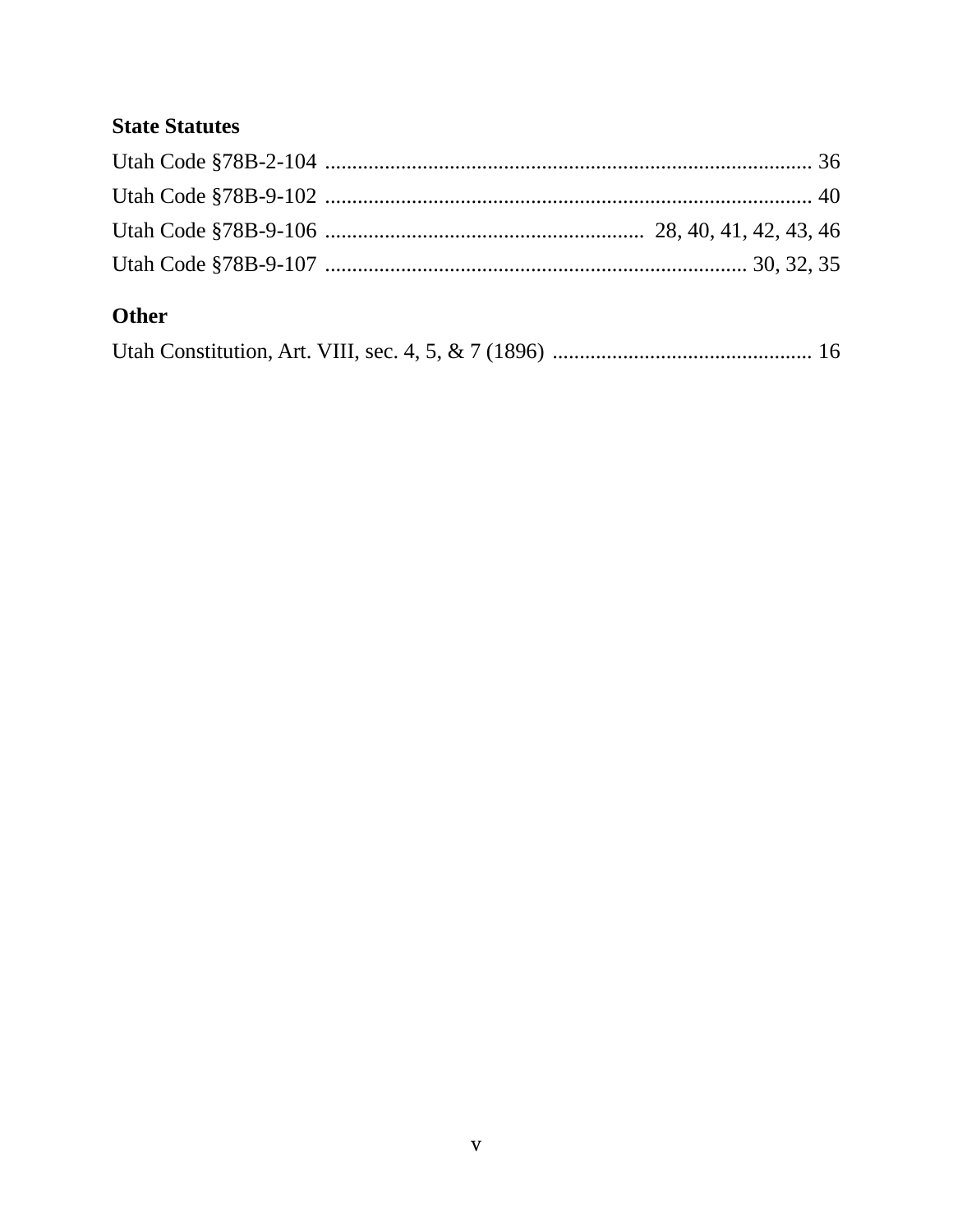### State Statutes

Utah Code §78B-2-104 ........................................................................................ 36

Utah Code §78B-9-102 ........................................................................................ 40

Utah Code §78B-9-106 .......................................................... 28, 40, 41, 42, 43, 46

Utah Code §78B-9-107 ........................................................................... 30, 32, 35

### Other

Utah Constitution, Art. VIII, sec. 4, 5, & 7 (1896) ................................................ 16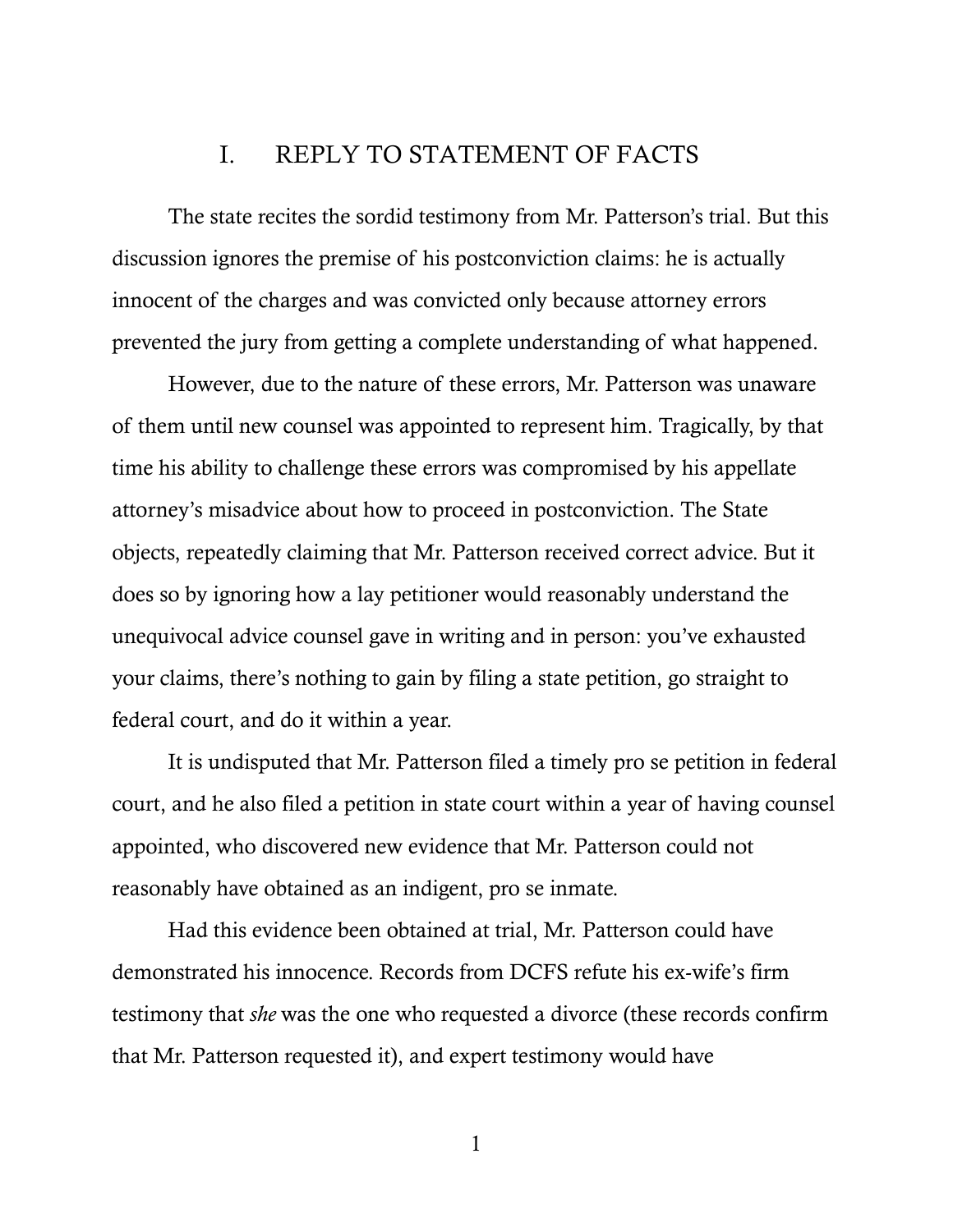## I. REPLY TO STATEMENT OF FACTS

The state recites the sordid testimony from Mr. Patterson's trial. But this discussion ignores the premise of his postconviction claims: he is actually innocent of the charges and was convicted only because attorney errors prevented the jury from getting a complete understanding of what happened.

However, due to the nature of these errors, Mr. Patterson was unaware of them until new counsel was appointed to represent him. Tragically, by that time his ability to challenge these errors was compromised by his appellate attorney's misadvice about how to proceed in postconviction. The State objects, repeatedly claiming that Mr. Patterson received correct advice. But it does so by ignoring how a lay petitioner would reasonably understand the unequivocal advice counsel gave in writing and in person: you've exhausted your claims, there's nothing to gain by filing a state petition, go straight to federal court, and do it within a year.

It is undisputed that Mr. Patterson filed a timely pro se petition in federal court, and he also filed a petition in state court within a year of having counsel appointed, who discovered new evidence that Mr. Patterson could not reasonably have obtained as an indigent, pro se inmate.

Had this evidence been obtained at trial, Mr. Patterson could have demonstrated his innocence. Records from DCFS refute his ex-wife's firm testimony that *she* was the one who requested a divorce (these records confirm that Mr. Patterson requested it), and expert testimony would have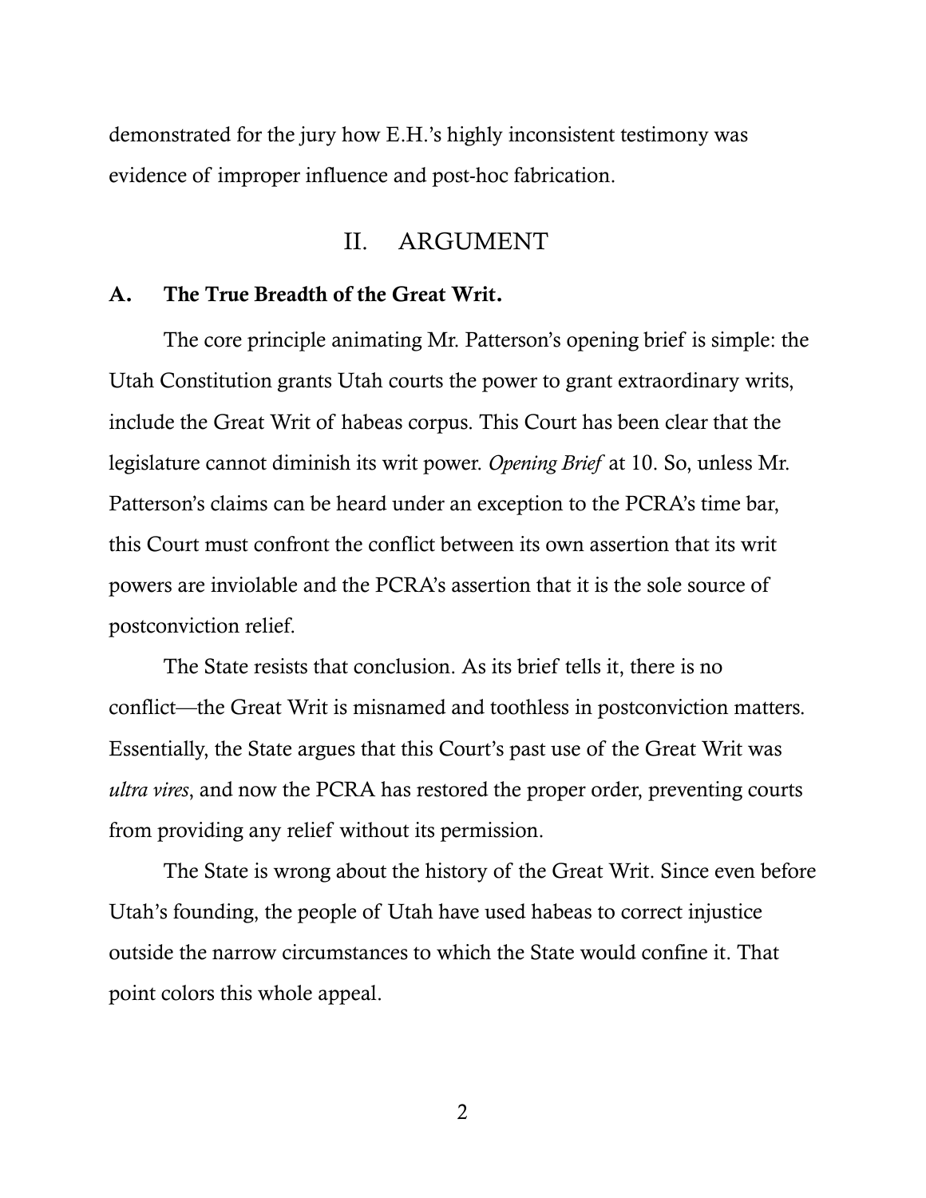demonstrated for the jury how E.H.'s highly inconsistent testimony was evidence of improper influence and post-hoc fabrication.

## II. ARGUMENT

### A. The True Breadth of the Great Writ.

The core principle animating Mr. Patterson's opening brief is simple: the Utah Constitution grants Utah courts the power to grant extraordinary writs, include the Great Writ of habeas corpus. This Court has been clear that the legislature cannot diminish its writ power. *Opening Brief* at 10. So, unless Mr. Patterson's claims can be heard under an exception to the PCRA's time bar, this Court must confront the conflict between its own assertion that its writ powers are inviolable and the PCRA's assertion that it is the sole source of postconviction relief.

The State resists that conclusion. As its brief tells it, there is no conflict—the Great Writ is misnamed and toothless in postconviction matters. Essentially, the State argues that this Court's past use of the Great Writ was *ultra vires*, and now the PCRA has restored the proper order, preventing courts from providing any relief without its permission.

The State is wrong about the history of the Great Writ. Since even before Utah's founding, the people of Utah have used habeas to correct injustice outside the narrow circumstances to which the State would confine it. That point colors this whole appeal.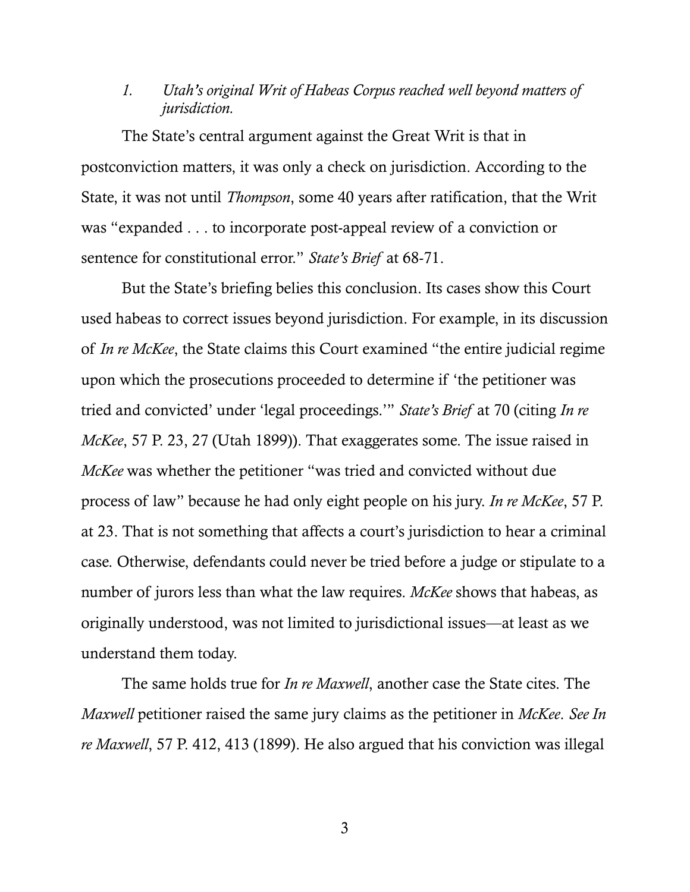### *1. Utah's original Writ of Habeas Corpus reached well beyond matters of jurisdiction.*

The State's central argument against the Great Writ is that in postconviction matters, it was only a check on jurisdiction. According to the State, it was not until *Thompson*, some 40 years after ratification, that the Writ was "expanded . . . to incorporate post-appeal review of a conviction or sentence for constitutional error." *State's Brief* at 68-71.

But the State's briefing belies this conclusion. Its cases show this Court used habeas to correct issues beyond jurisdiction. For example, in its discussion of *In re McKee*, the State claims this Court examined "the entire judicial regime upon which the prosecutions proceeded to determine if 'the petitioner was tried and convicted' under 'legal proceedings.'" *State's Brief* at 70 (citing *In re McKee*, 57 P. 23, 27 (Utah 1899)). That exaggerates some. The issue raised in *McKee* was whether the petitioner "was tried and convicted without due process of law" because he had only eight people on his jury. *In re McKee*, 57 P. at 23. That is not something that affects a court's jurisdiction to hear a criminal case. Otherwise, defendants could never be tried before a judge or stipulate to a number of jurors less than what the law requires. *McKee* shows that habeas, as originally understood, was not limited to jurisdictional issues—at least as we understand them today.

The same holds true for *In re Maxwell*, another case the State cites. The *Maxwell* petitioner raised the same jury claims as the petitioner in *McKee*. *See In re Maxwell*, 57 P. 412, 413 (1899). He also argued that his conviction was illegal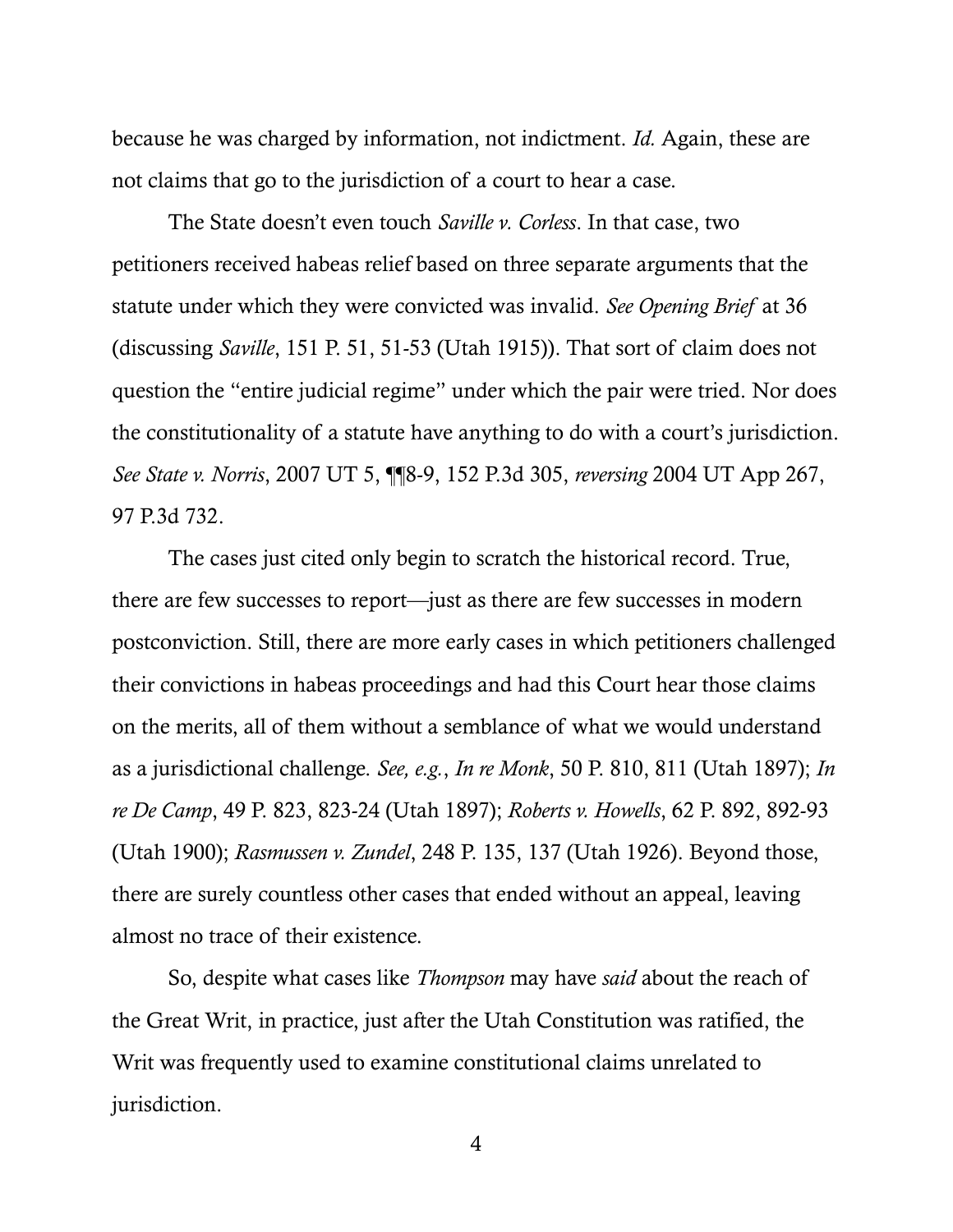because he was charged by information, not indictment. *Id.* Again, these are not claims that go to the jurisdiction of a court to hear a case.

The State doesn't even touch *Saville v. Corless*. In that case, two petitioners received habeas relief based on three separate arguments that the statute under which they were convicted was invalid. *See Opening Brief* at 36 (discussing *Saville*, 151 P. 51, 51-53 (Utah 1915)). That sort of claim does not question the "entire judicial regime" under which the pair were tried. Nor does the constitutionality of a statute have anything to do with a court's jurisdiction. *See State v. Norris*, 2007 UT 5, ¶¶8-9, 152 P.3d 305, *reversing* 2004 UT App 267, 97 P.3d 732.

The cases just cited only begin to scratch the historical record. True, there are few successes to report—just as there are few successes in modern postconviction. Still, there are more early cases in which petitioners challenged their convictions in habeas proceedings and had this Court hear those claims on the merits, all of them without a semblance of what we would understand as a jurisdictional challenge. *See, e.g.*, *In re Monk*, 50 P. 810, 811 (Utah 1897); *In re De Camp*, 49 P. 823, 823-24 (Utah 1897); *Roberts v. Howells*, 62 P. 892, 892-93 (Utah 1900); *Rasmussen v. Zundel*, 248 P. 135, 137 (Utah 1926). Beyond those, there are surely countless other cases that ended without an appeal, leaving almost no trace of their existence.

So, despite what cases like *Thompson* may have *said* about the reach of the Great Writ, in practice, just after the Utah Constitution was ratified, the Writ was frequently used to examine constitutional claims unrelated to jurisdiction.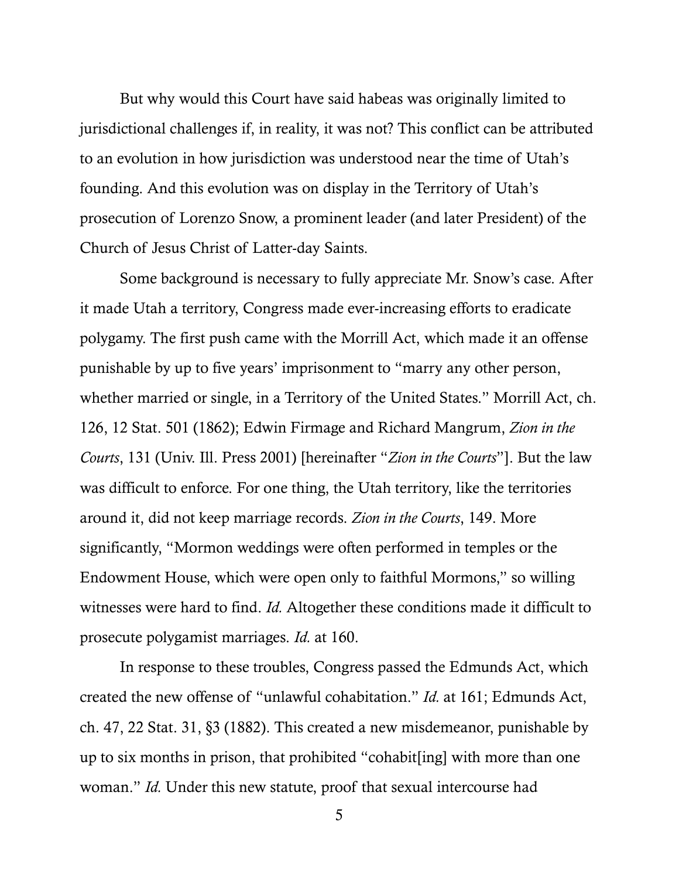But why would this Court have said habeas was originally limited to jurisdictional challenges if, in reality, it was not? This conflict can be attributed to an evolution in how jurisdiction was understood near the time of Utah's founding. And this evolution was on display in the Territory of Utah's prosecution of Lorenzo Snow, a prominent leader (and later President) of the Church of Jesus Christ of Latter-day Saints.

Some background is necessary to fully appreciate Mr. Snow's case. After it made Utah a territory, Congress made ever-increasing efforts to eradicate polygamy. The first push came with the Morrill Act, which made it an offense punishable by up to five years' imprisonment to "marry any other person, whether married or single, in a Territory of the United States." Morrill Act, ch. 126, 12 Stat. 501 (1862); Edwin Firmage and Richard Mangrum, *Zion in the Courts*, 131 (Univ. Ill. Press 2001) [hereinafter "*Zion in the Courts*"]. But the law was difficult to enforce. For one thing, the Utah territory, like the territories around it, did not keep marriage records. *Zion in the Courts*, 149. More significantly, "Mormon weddings were often performed in temples or the Endowment House, which were open only to faithful Mormons," so willing witnesses were hard to find. *Id.* Altogether these conditions made it difficult to prosecute polygamist marriages. *Id.* at 160.

In response to these troubles, Congress passed the Edmunds Act, which created the new offense of "unlawful cohabitation." *Id.* at 161; Edmunds Act, ch. 47, 22 Stat. 31, §3 (1882). This created a new misdemeanor, punishable by up to six months in prison, that prohibited "cohabit[ing] with more than one woman." *Id.* Under this new statute, proof that sexual intercourse had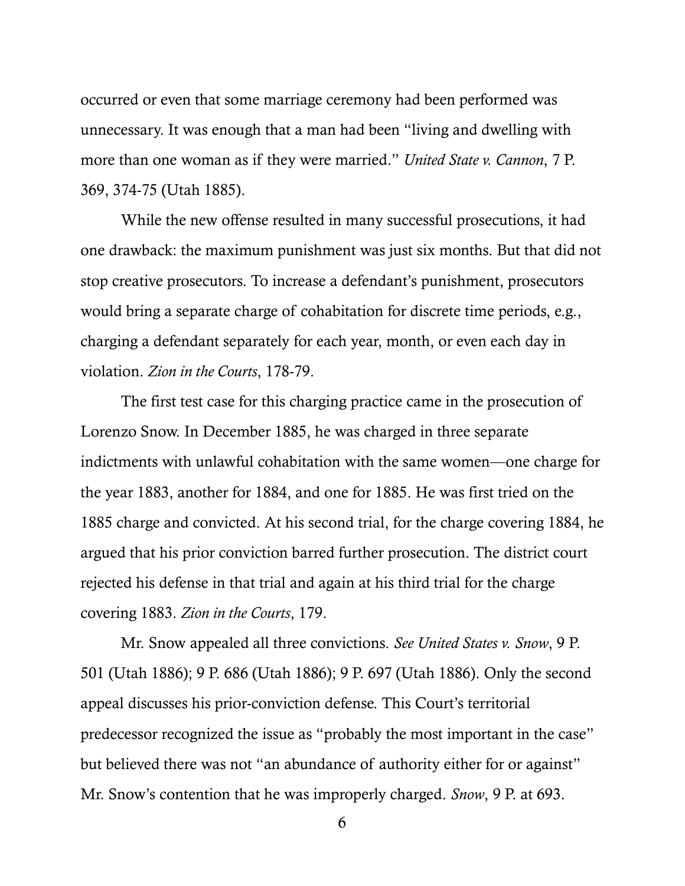occurred or even that some marriage ceremony had been performed was unnecessary. It was enough that a man had been "living and dwelling with more than one woman as if they were married." *United State v. Cannon*, 7 P. 369, 374-75 (Utah 1885).

While the new offense resulted in many successful prosecutions, it had one drawback: the maximum punishment was just six months. But that did not stop creative prosecutors. To increase a defendant's punishment, prosecutors would bring a separate charge of cohabitation for discrete time periods, e.g., charging a defendant separately for each year, month, or even each day in violation. *Zion in the Courts*, 178-79.

The first test case for this charging practice came in the prosecution of Lorenzo Snow. In December 1885, he was charged in three separate indictments with unlawful cohabitation with the same women—one charge for the year 1883, another for 1884, and one for 1885. He was first tried on the 1885 charge and convicted. At his second trial, for the charge covering 1884, he argued that his prior conviction barred further prosecution. The district court rejected his defense in that trial and again at his third trial for the charge covering 1883. *Zion in the Courts*, 179.

Mr. Snow appealed all three convictions. *See United States v. Snow*, 9 P. 501 (Utah 1886); 9 P. 686 (Utah 1886); 9 P. 697 (Utah 1886). Only the second appeal discusses his prior-conviction defense. This Court's territorial predecessor recognized the issue as "probably the most important in the case" but believed there was not "an abundance of authority either for or against" Mr. Snow's contention that he was improperly charged. *Snow*, 9 P. at 693.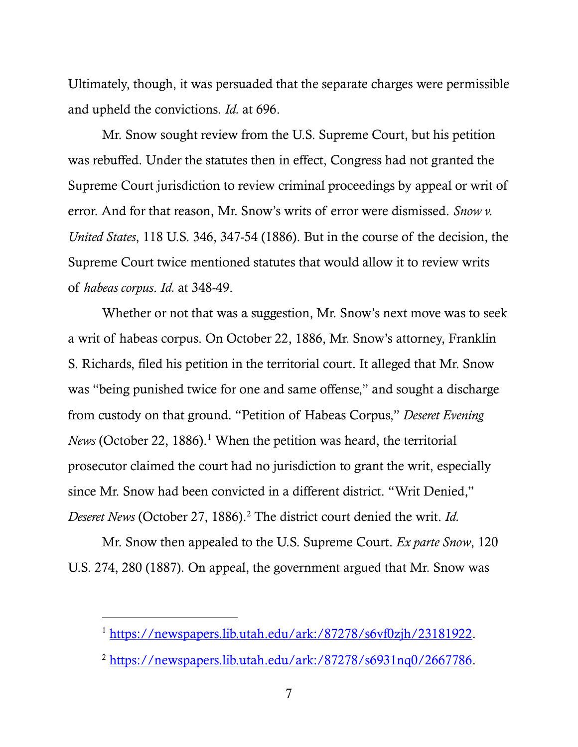Ultimately, though, it was persuaded that the separate charges were permissible and upheld the convictions. *Id.* at 696.

Mr. Snow sought review from the U.S. Supreme Court, but his petition was rebuffed. Under the statutes then in effect, Congress had not granted the Supreme Court jurisdiction to review criminal proceedings by appeal or writ of error. And for that reason, Mr. Snow's writs of error were dismissed. *Snow v. United States*, 118 U.S. 346, 347-54 (1886). But in the course of the decision, the Supreme Court twice mentioned statutes that would allow it to review writs of *habeas corpus*. *Id.* at 348-49.

Whether or not that was a suggestion, Mr. Snow's next move was to seek a writ of habeas corpus. On October 22, 1886, Mr. Snow's attorney, Franklin S. Richards, filed his petition in the territorial court. It alleged that Mr. Snow was "being punished twice for one and same offense," and sought a discharge from custody on that ground. "Petition of Habeas Corpus," *Deseret Evening News* (October 22, 1886).[1] When the petition was heard, the territorial prosecutor claimed the court had no jurisdiction to grant the writ, especially since Mr. Snow had been convicted in a different district. "Writ Denied," *Deseret News* (October 27, 1886).[2] The district court denied the writ. *Id.*

Mr. Snow then appealed to the U.S. Supreme Court. *Ex parte Snow*, 120 U.S. 274, 280 (1887). On appeal, the government argued that Mr. Snow was

---

[1] https://newspapers.lib.utah.edu/ark:/87278/s6vf0zjh/23181922.

[2] https://newspapers.lib.utah.edu/ark:/87278/s6931nq0/2667786.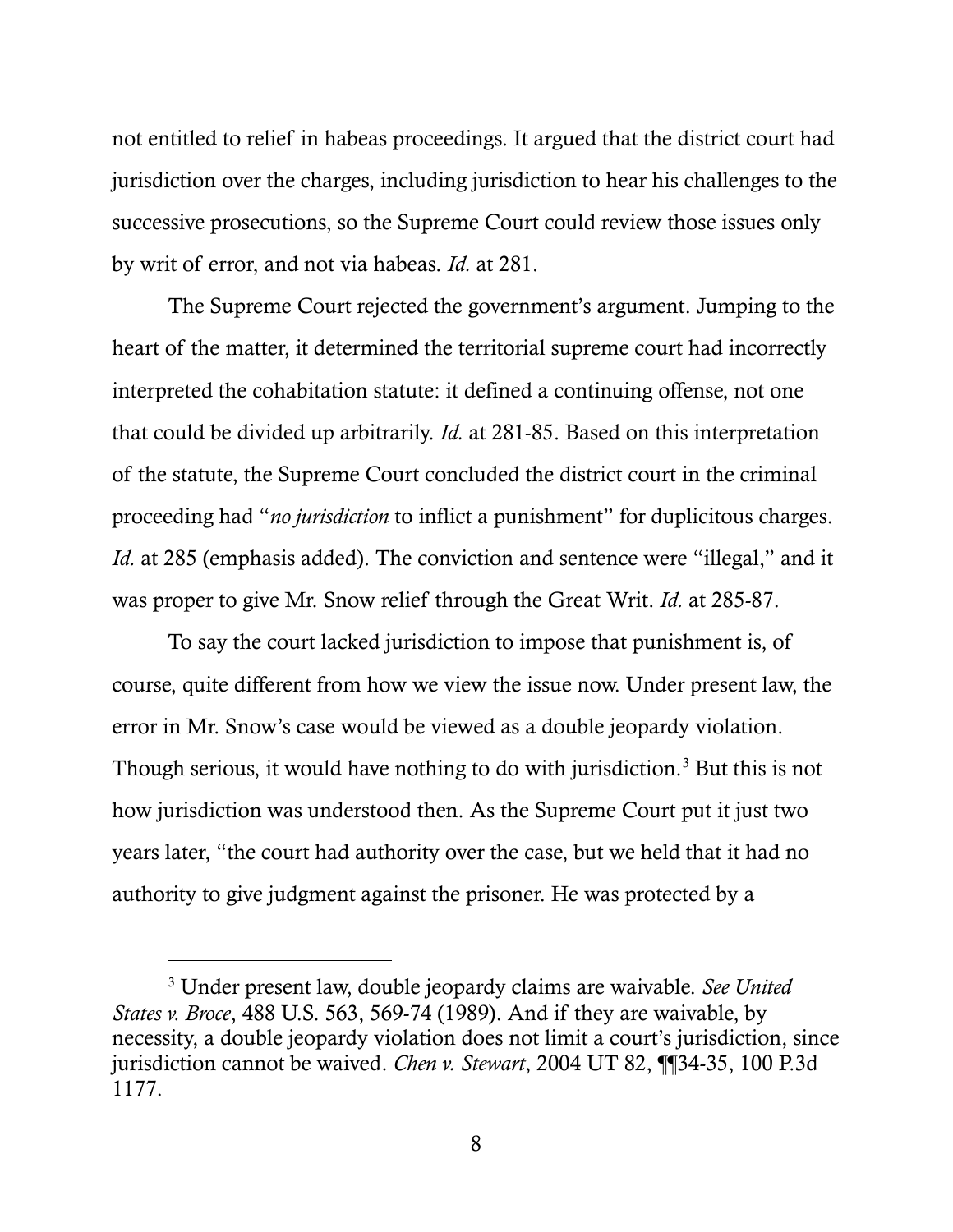not entitled to relief in habeas proceedings. It argued that the district court had jurisdiction over the charges, including jurisdiction to hear his challenges to the successive prosecutions, so the Supreme Court could review those issues only by writ of error, and not via habeas. *Id.* at 281.

The Supreme Court rejected the government's argument. Jumping to the heart of the matter, it determined the territorial supreme court had incorrectly interpreted the cohabitation statute: it defined a continuing offense, not one that could be divided up arbitrarily. *Id.* at 281-85. Based on this interpretation of the statute, the Supreme Court concluded the district court in the criminal proceeding had "*no jurisdiction* to inflict a punishment" for duplicitous charges. *Id.* at 285 (emphasis added). The conviction and sentence were "illegal," and it was proper to give Mr. Snow relief through the Great Writ. *Id.* at 285-87.

To say the court lacked jurisdiction to impose that punishment is, of course, quite different from how we view the issue now. Under present law, the error in Mr. Snow's case would be viewed as a double jeopardy violation. Though serious, it would have nothing to do with jurisdiction.[3] But this is not how jurisdiction was understood then. As the Supreme Court put it just two years later, "the court had authority over the case, but we held that it had no authority to give judgment against the prisoner. He was protected by a

---

[3] Under present law, double jeopardy claims are waivable. *See United States v. Broce*, 488 U.S. 563, 569-74 (1989). And if they are waivable, by necessity, a double jeopardy violation does not limit a court's jurisdiction, since jurisdiction cannot be waived. *Chen v. Stewart*, 2004 UT 82, ¶¶34-35, 100 P.3d 1177.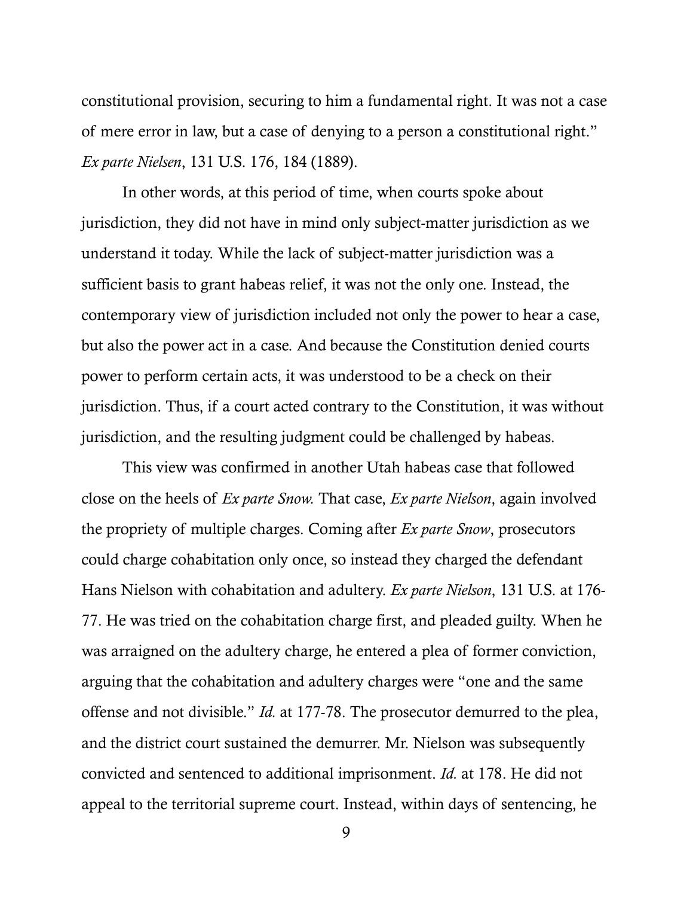constitutional provision, securing to him a fundamental right. It was not a case of mere error in law, but a case of denying to a person a constitutional right." *Ex parte Nielsen*, 131 U.S. 176, 184 (1889).

In other words, at this period of time, when courts spoke about jurisdiction, they did not have in mind only subject-matter jurisdiction as we understand it today. While the lack of subject-matter jurisdiction was a sufficient basis to grant habeas relief, it was not the only one. Instead, the contemporary view of jurisdiction included not only the power to hear a case, but also the power act in a case. And because the Constitution denied courts power to perform certain acts, it was understood to be a check on their jurisdiction. Thus, if a court acted contrary to the Constitution, it was without jurisdiction, and the resulting judgment could be challenged by habeas.

This view was confirmed in another Utah habeas case that followed close on the heels of *Ex parte Snow.* That case, *Ex parte Nielson*, again involved the propriety of multiple charges. Coming after *Ex parte Snow*, prosecutors could charge cohabitation only once, so instead they charged the defendant Hans Nielson with cohabitation and adultery. *Ex parte Nielson*, 131 U.S. at 176-77. He was tried on the cohabitation charge first, and pleaded guilty. When he was arraigned on the adultery charge, he entered a plea of former conviction, arguing that the cohabitation and adultery charges were "one and the same offense and not divisible." *Id.* at 177-78. The prosecutor demurred to the plea, and the district court sustained the demurrer. Mr. Nielson was subsequently convicted and sentenced to additional imprisonment. *Id.* at 178. He did not appeal to the territorial supreme court. Instead, within days of sentencing, he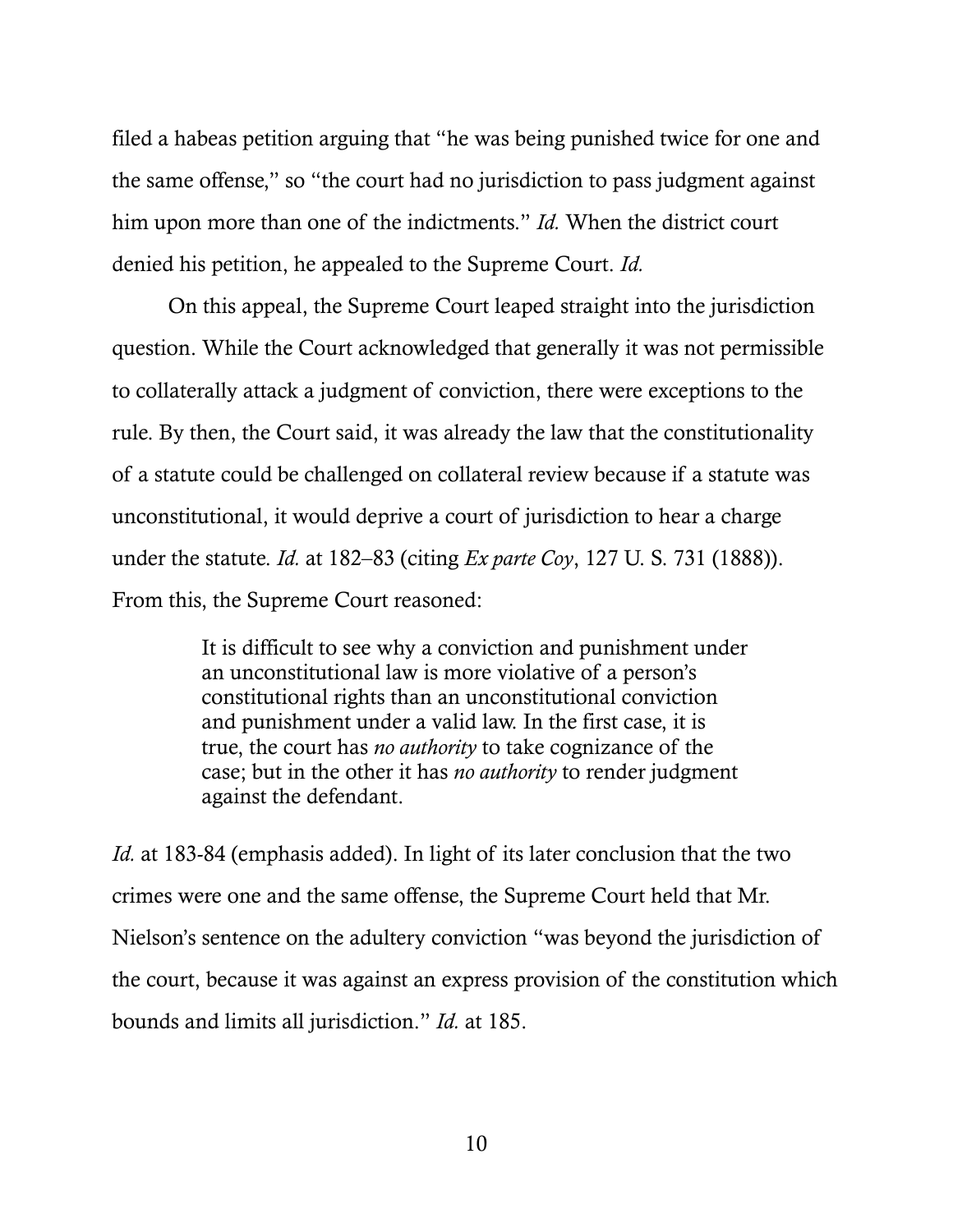filed a habeas petition arguing that "he was being punished twice for one and the same offense," so "the court had no jurisdiction to pass judgment against him upon more than one of the indictments." *Id.* When the district court denied his petition, he appealed to the Supreme Court. *Id.*

On this appeal, the Supreme Court leaped straight into the jurisdiction question. While the Court acknowledged that generally it was not permissible to collaterally attack a judgment of conviction, there were exceptions to the rule. By then, the Court said, it was already the law that the constitutionality of a statute could be challenged on collateral review because if a statute was unconstitutional, it would deprive a court of jurisdiction to hear a charge under the statute. *Id.* at 182–83 (citing *Ex parte Coy*, 127 U. S. 731 (1888)). From this, the Supreme Court reasoned:

> It is difficult to see why a conviction and punishment under an unconstitutional law is more violative of a person's constitutional rights than an unconstitutional conviction and punishment under a valid law. In the first case, it is true, the court has *no authority* to take cognizance of the case; but in the other it has *no authority* to render judgment against the defendant.

*Id.* at 183-84 (emphasis added). In light of its later conclusion that the two crimes were one and the same offense, the Supreme Court held that Mr. Nielson's sentence on the adultery conviction "was beyond the jurisdiction of the court, because it was against an express provision of the constitution which bounds and limits all jurisdiction." *Id.* at 185.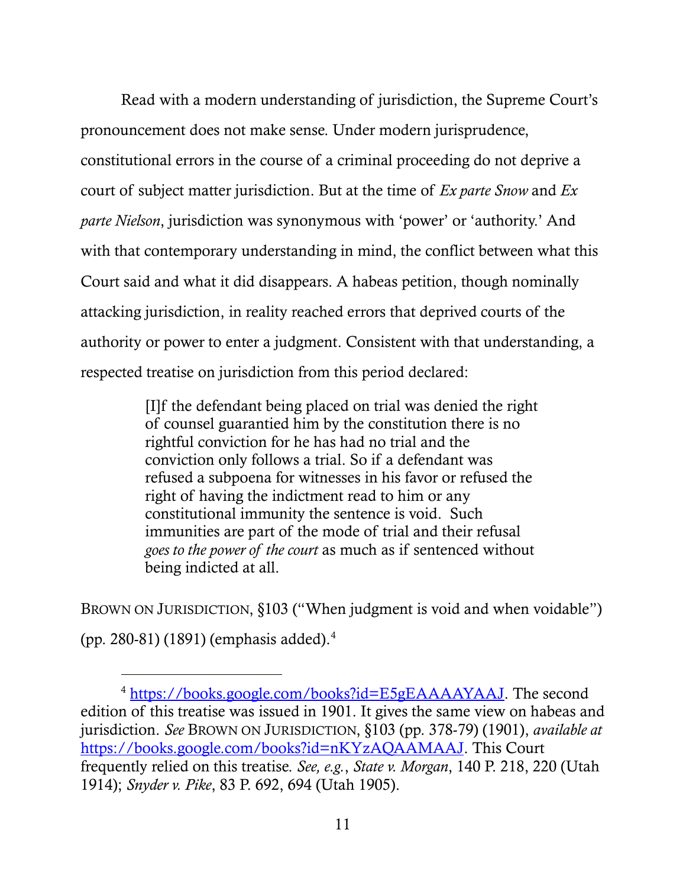Read with a modern understanding of jurisdiction, the Supreme Court's pronouncement does not make sense. Under modern jurisprudence, constitutional errors in the course of a criminal proceeding do not deprive a court of subject matter jurisdiction. But at the time of *Ex parte Snow* and *Ex parte Nielson*, jurisdiction was synonymous with 'power' or 'authority.' And with that contemporary understanding in mind, the conflict between what this Court said and what it did disappears. A habeas petition, though nominally attacking jurisdiction, in reality reached errors that deprived courts of the authority or power to enter a judgment. Consistent with that understanding, a respected treatise on jurisdiction from this period declared:

> [I]f the defendant being placed on trial was denied the right of counsel guarantied him by the constitution there is no rightful conviction for he has had no trial and the conviction only follows a trial. So if a defendant was refused a subpoena for witnesses in his favor or refused the right of having the indictment read to him or any constitutional immunity the sentence is void. Such immunities are part of the mode of trial and their refusal *goes to the power of the court* as much as if sentenced without being indicted at all.

BROWN ON JURISDICTION, §103 ("When judgment is void and when voidable") (pp. 280-81) (1891) (emphasis added).[4]

---

[4] https://books.google.com/books?id=E5gEAAAAYAAJ. The second edition of this treatise was issued in 1901. It gives the same view on habeas and jurisdiction. *See* BROWN ON JURISDICTION, §103 (pp. 378-79) (1901), *available at* https://books.google.com/books?id=nKYzAQAAMAAJ. This Court frequently relied on this treatise. *See, e.g.*, *State v. Morgan*, 140 P. 218, 220 (Utah 1914); *Snyder v. Pike*, 83 P. 692, 694 (Utah 1905).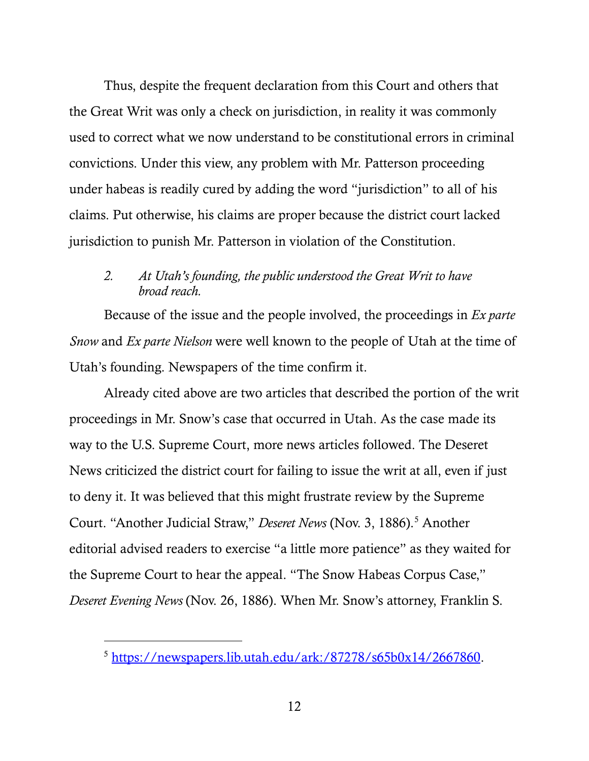Thus, despite the frequent declaration from this Court and others that the Great Writ was only a check on jurisdiction, in reality it was commonly used to correct what we now understand to be constitutional errors in criminal convictions. Under this view, any problem with Mr. Patterson proceeding under habeas is readily cured by adding the word "jurisdiction" to all of his claims. Put otherwise, his claims are proper because the district court lacked jurisdiction to punish Mr. Patterson in violation of the Constitution.

### 2. *At Utah's founding, the public understood the Great Writ to have broad reach.*

Because of the issue and the people involved, the proceedings in *Ex parte Snow* and *Ex parte Nielson* were well known to the people of Utah at the time of Utah's founding. Newspapers of the time confirm it.

Already cited above are two articles that described the portion of the writ proceedings in Mr. Snow's case that occurred in Utah. As the case made its way to the U.S. Supreme Court, more news articles followed. The Deseret News criticized the district court for failing to issue the writ at all, even if just to deny it. It was believed that this might frustrate review by the Supreme Court. "Another Judicial Straw," *Deseret News* (Nov. 3, 1886).[5] Another editorial advised readers to exercise "a little more patience" as they waited for the Supreme Court to hear the appeal. "The Snow Habeas Corpus Case," *Deseret Evening News* (Nov. 26, 1886). When Mr. Snow's attorney, Franklin S.

[5] https://newspapers.lib.utah.edu/ark:/87278/s65b0x14/2667860.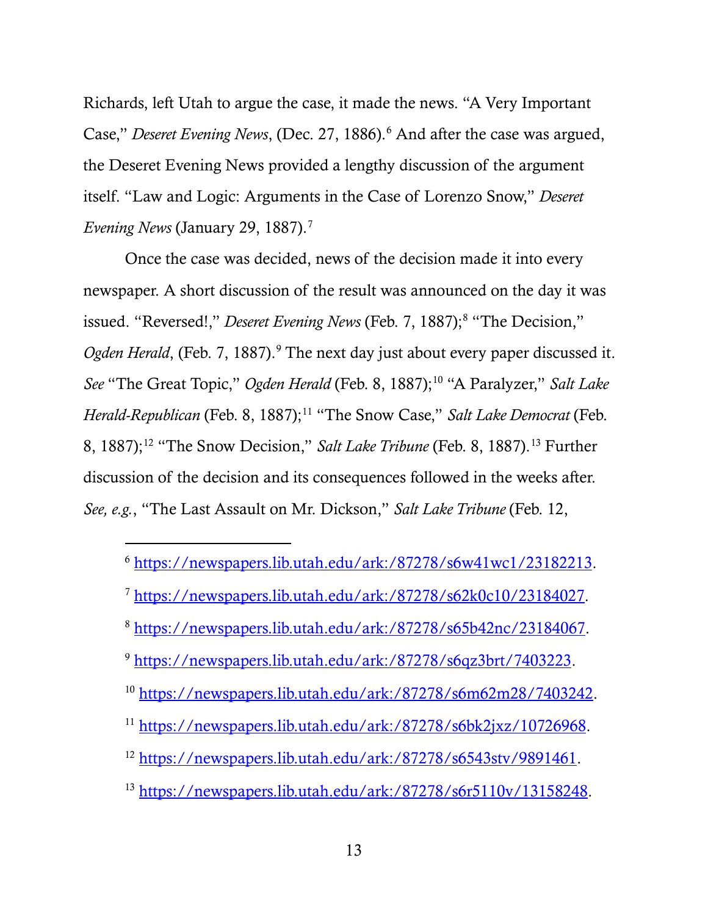Richards, left Utah to argue the case, it made the news. "A Very Important Case," *Deseret Evening News*, (Dec. 27, 1886).[6] And after the case was argued, the Deseret Evening News provided a lengthy discussion of the argument itself. "Law and Logic: Arguments in the Case of Lorenzo Snow," *Deseret Evening News* (January 29, 1887).[7]

Once the case was decided, news of the decision made it into every newspaper. A short discussion of the result was announced on the day it was issued. "Reversed!," *Deseret Evening News* (Feb. 7, 1887);[8] "The Decision," *Ogden Herald*, (Feb. 7, 1887).[9] The next day just about every paper discussed it. *See* "The Great Topic," *Ogden Herald* (Feb. 8, 1887);[10] "A Paralyzer," *Salt Lake Herald-Republican* (Feb. 8, 1887);[11] "The Snow Case," *Salt Lake Democrat* (Feb. 8, 1887);[12] "The Snow Decision," *Salt Lake Tribune* (Feb. 8, 1887).[13] Further discussion of the decision and its consequences followed in the weeks after. *See, e.g.*, "The Last Assault on Mr. Dickson," *Salt Lake Tribune* (Feb. 12,

---

[6] https://newspapers.lib.utah.edu/ark:/87278/s6w41wc1/23182213.

[7] https://newspapers.lib.utah.edu/ark:/87278/s62k0c10/23184027.

[8] https://newspapers.lib.utah.edu/ark:/87278/s65b42nc/23184067.

[9] https://newspapers.lib.utah.edu/ark:/87278/s6qz3brt/7403223.

[10] https://newspapers.lib.utah.edu/ark:/87278/s6m62m28/7403242.

[11] https://newspapers.lib.utah.edu/ark:/87278/s6bk2jxz/10726968.

[12] https://newspapers.lib.utah.edu/ark:/87278/s6543stv/9891461.

[13] https://newspapers.lib.utah.edu/ark:/87278/s6r5110v/13158248.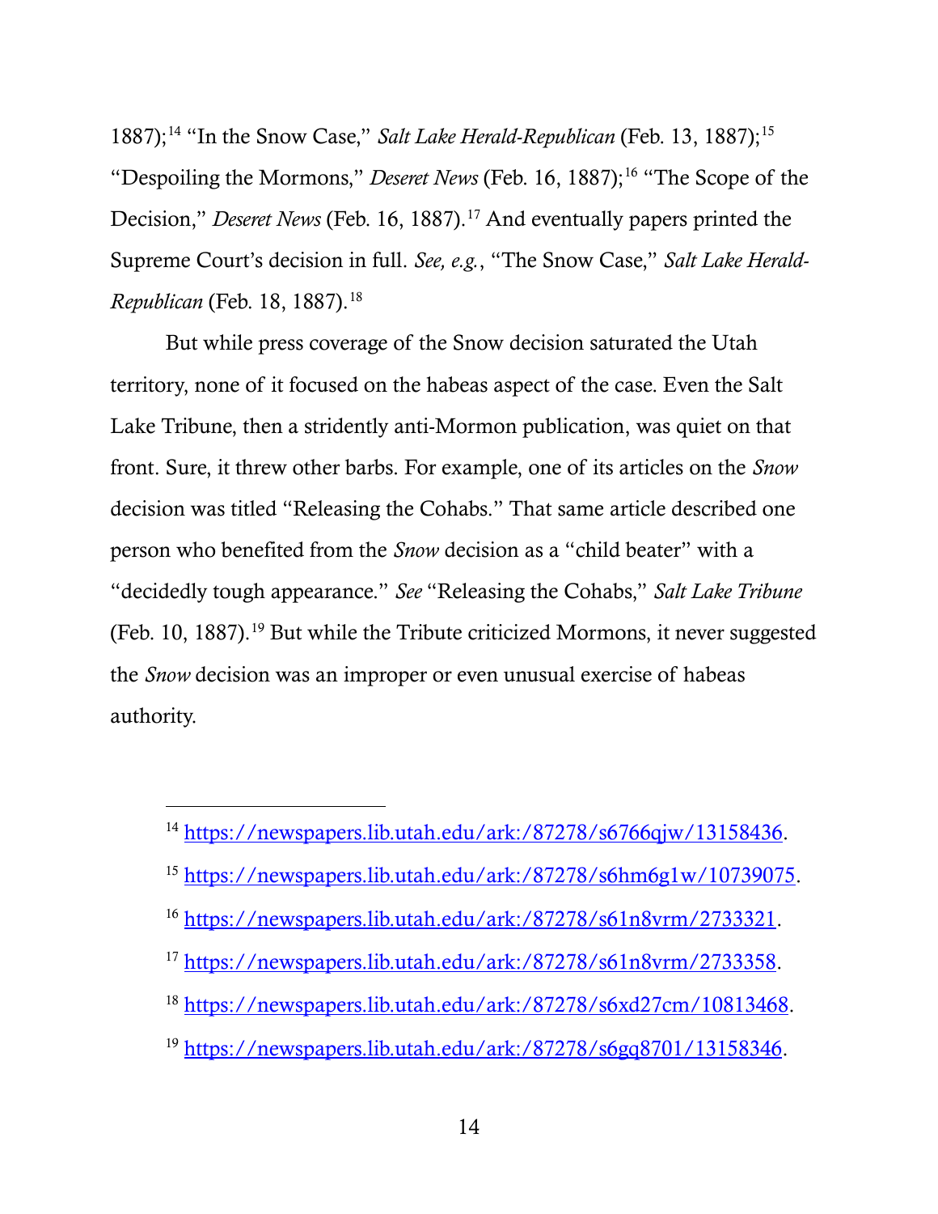1887);[14] "In the Snow Case," *Salt Lake Herald-Republican* (Feb. 13, 1887);[15] "Despoiling the Mormons," *Deseret News* (Feb. 16, 1887);[16] "The Scope of the Decision," *Deseret News* (Feb. 16, 1887).[17] And eventually papers printed the Supreme Court's decision in full. *See, e.g.*, "The Snow Case," *Salt Lake Herald-Republican* (Feb. 18, 1887).[18]

But while press coverage of the Snow decision saturated the Utah territory, none of it focused on the habeas aspect of the case. Even the Salt Lake Tribune, then a stridently anti-Mormon publication, was quiet on that front. Sure, it threw other barbs. For example, one of its articles on the *Snow* decision was titled "Releasing the Cohabs." That same article described one person who benefited from the *Snow* decision as a "child beater" with a "decidedly tough appearance." *See* "Releasing the Cohabs," *Salt Lake Tribune* (Feb. 10, 1887).[19] But while the Tribute criticized Mormons, it never suggested the *Snow* decision was an improper or even unusual exercise of habeas authority.

---

[14] https://newspapers.lib.utah.edu/ark:/87278/s6766qjw/13158436.

[15] https://newspapers.lib.utah.edu/ark:/87278/s6hm6g1w/10739075.

[16] https://newspapers.lib.utah.edu/ark:/87278/s61n8vrm/2733321.

[17] https://newspapers.lib.utah.edu/ark:/87278/s61n8vrm/2733358.

[18] https://newspapers.lib.utah.edu/ark:/87278/s6xd27cm/10813468.

[19] https://newspapers.lib.utah.edu/ark:/87278/s6gq8701/13158346.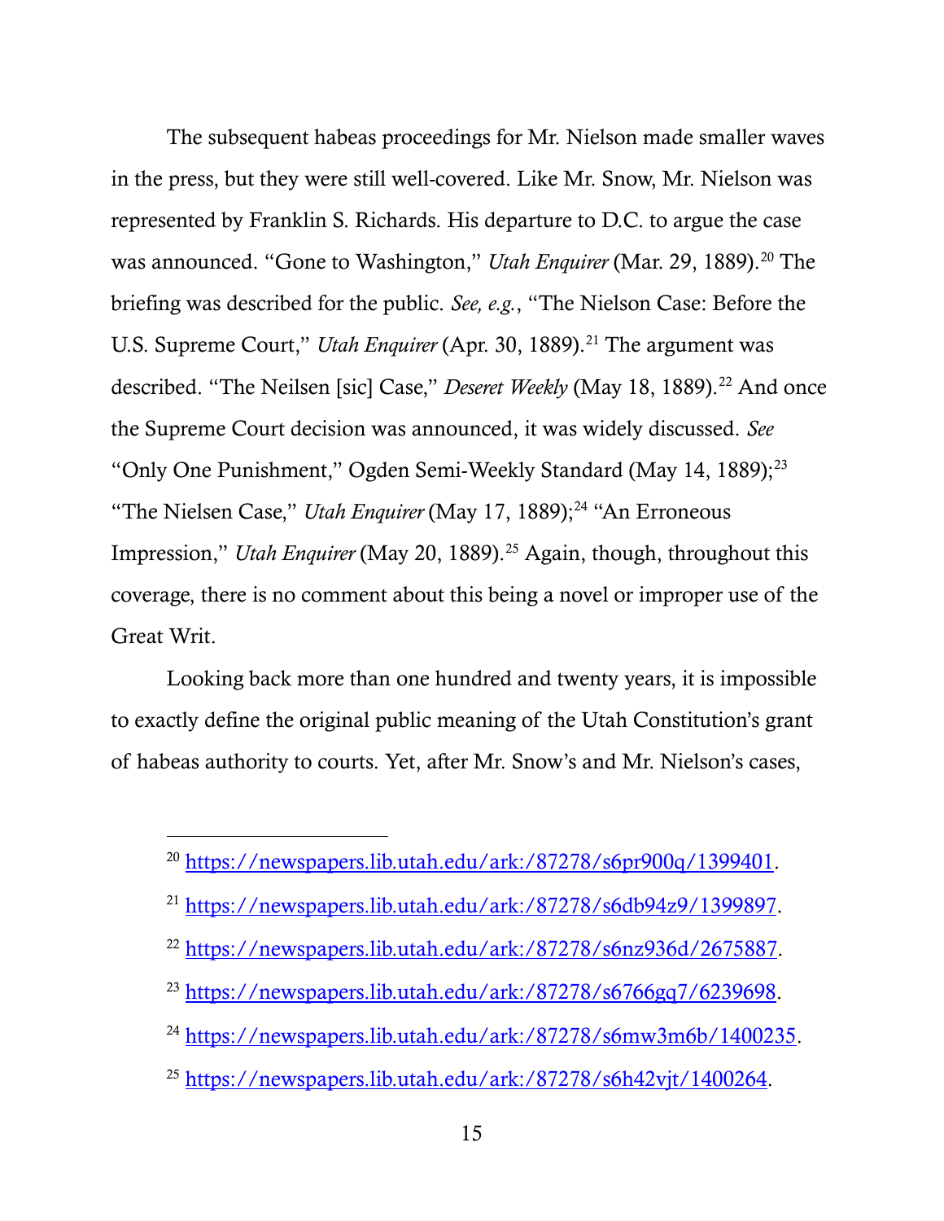The subsequent habeas proceedings for Mr. Nielson made smaller waves in the press, but they were still well-covered. Like Mr. Snow, Mr. Nielson was represented by Franklin S. Richards. His departure to D.C. to argue the case was announced. "Gone to Washington," *Utah Enquirer* (Mar. 29, 1889).[20] The briefing was described for the public. *See, e.g.*, "The Nielson Case: Before the U.S. Supreme Court," *Utah Enquirer* (Apr. 30, 1889).[21] The argument was described. "The Neilsen [sic] Case," *Deseret Weekly* (May 18, 1889).[22] And once the Supreme Court decision was announced, it was widely discussed. *See* "Only One Punishment," Ogden Semi-Weekly Standard (May 14, 1889);[23] "The Nielsen Case," *Utah Enquirer* (May 17, 1889);[24] "An Erroneous Impression," *Utah Enquirer* (May 20, 1889).[25] Again, though, throughout this coverage, there is no comment about this being a novel or improper use of the Great Writ.

Looking back more than one hundred and twenty years, it is impossible to exactly define the original public meaning of the Utah Constitution's grant of habeas authority to courts. Yet, after Mr. Snow's and Mr. Nielson's cases,

---

[20] https://newspapers.lib.utah.edu/ark:/87278/s6pr900q/1399401.

[21] https://newspapers.lib.utah.edu/ark:/87278/s6db94z9/1399897.

[22] https://newspapers.lib.utah.edu/ark:/87278/s6nz936d/2675887.

[23] https://newspapers.lib.utah.edu/ark:/87278/s6766gq7/6239698.

[24] https://newspapers.lib.utah.edu/ark:/87278/s6mw3m6b/1400235.

[25] https://newspapers.lib.utah.edu/ark:/87278/s6h42vjt/1400264.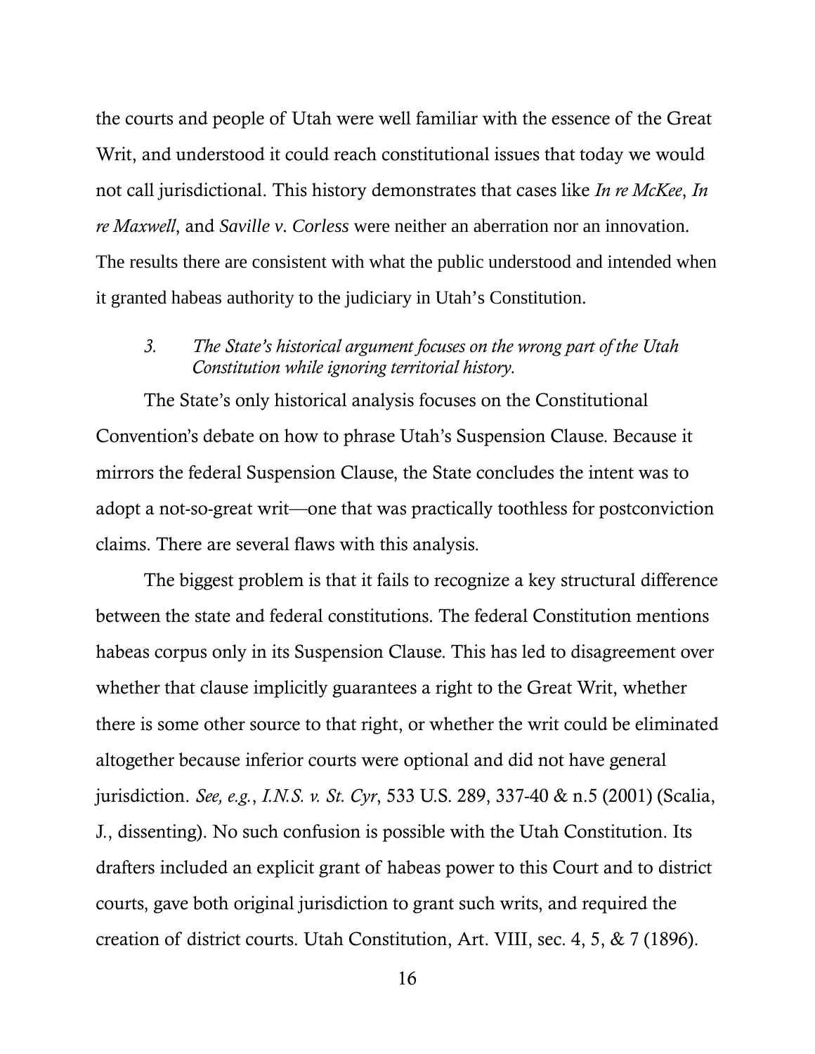the courts and people of Utah were well familiar with the essence of the Great Writ, and understood it could reach constitutional issues that today we would not call jurisdictional. This history demonstrates that cases like *In re McKee*, *In re Maxwell*, and *Saville v. Corless* were neither an aberration nor an innovation. The results there are consistent with what the public understood and intended when it granted habeas authority to the judiciary in Utah's Constitution.

### 3. *The State's historical argument focuses on the wrong part of the Utah Constitution while ignoring territorial history.*

The State's only historical analysis focuses on the Constitutional Convention's debate on how to phrase Utah's Suspension Clause. Because it mirrors the federal Suspension Clause, the State concludes the intent was to adopt a not-so-great writ—one that was practically toothless for postconviction claims. There are several flaws with this analysis.

The biggest problem is that it fails to recognize a key structural difference between the state and federal constitutions. The federal Constitution mentions habeas corpus only in its Suspension Clause. This has led to disagreement over whether that clause implicitly guarantees a right to the Great Writ, whether there is some other source to that right, or whether the writ could be eliminated altogether because inferior courts were optional and did not have general jurisdiction. *See, e.g.*, *I.N.S. v. St. Cyr*, 533 U.S. 289, 337-40 & n.5 (2001) (Scalia, J., dissenting). No such confusion is possible with the Utah Constitution. Its drafters included an explicit grant of habeas power to this Court and to district courts, gave both original jurisdiction to grant such writs, and required the creation of district courts. Utah Constitution, Art. VIII, sec. 4, 5, & 7 (1896).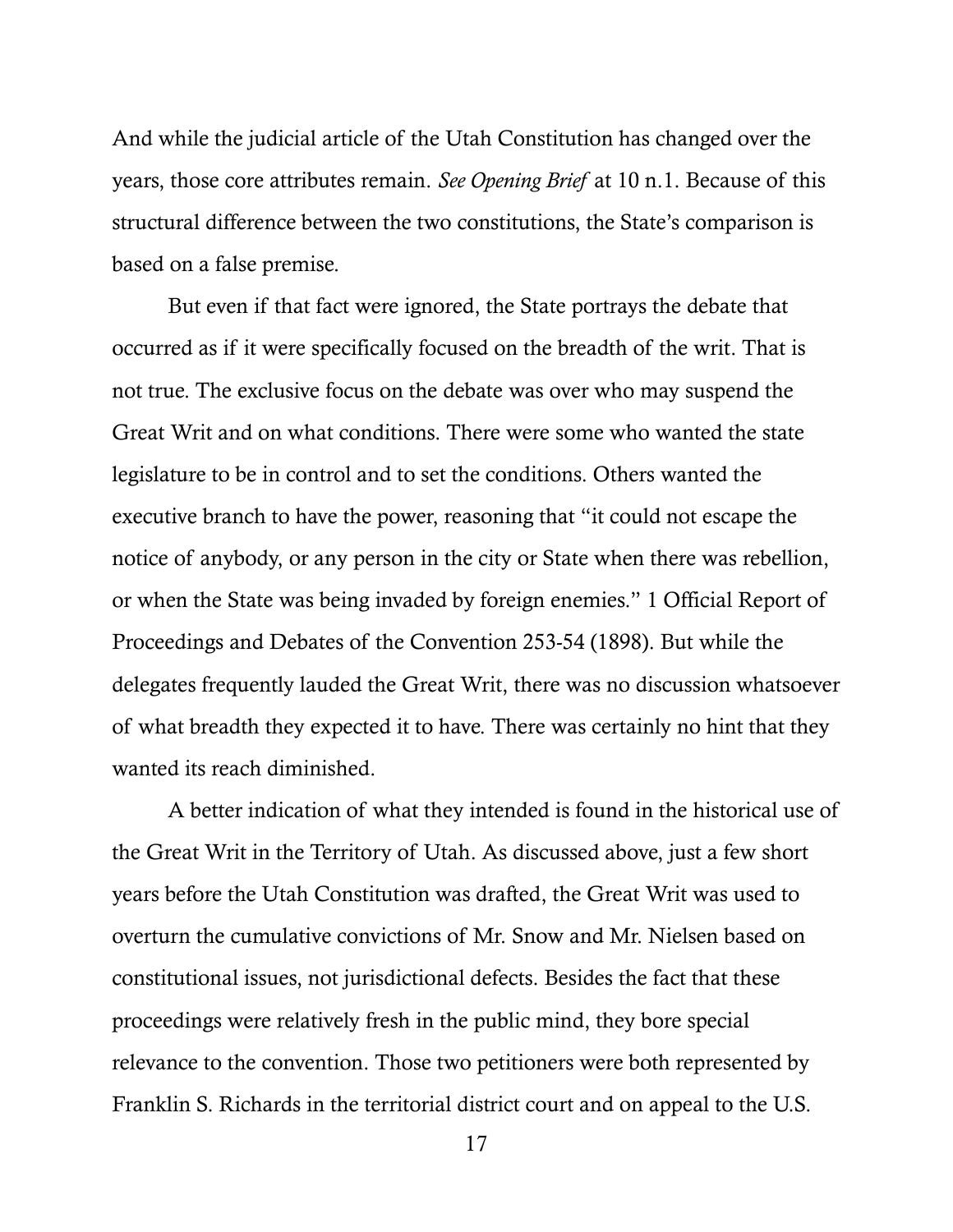And while the judicial article of the Utah Constitution has changed over the years, those core attributes remain. *See Opening Brief* at 10 n.1. Because of this structural difference between the two constitutions, the State's comparison is based on a false premise.

But even if that fact were ignored, the State portrays the debate that occurred as if it were specifically focused on the breadth of the writ. That is not true. The exclusive focus on the debate was over who may suspend the Great Writ and on what conditions. There were some who wanted the state legislature to be in control and to set the conditions. Others wanted the executive branch to have the power, reasoning that "it could not escape the notice of anybody, or any person in the city or State when there was rebellion, or when the State was being invaded by foreign enemies." 1 Official Report of Proceedings and Debates of the Convention 253-54 (1898). But while the delegates frequently lauded the Great Writ, there was no discussion whatsoever of what breadth they expected it to have. There was certainly no hint that they wanted its reach diminished.

A better indication of what they intended is found in the historical use of the Great Writ in the Territory of Utah. As discussed above, just a few short years before the Utah Constitution was drafted, the Great Writ was used to overturn the cumulative convictions of Mr. Snow and Mr. Nielsen based on constitutional issues, not jurisdictional defects. Besides the fact that these proceedings were relatively fresh in the public mind, they bore special relevance to the convention. Those two petitioners were both represented by Franklin S. Richards in the territorial district court and on appeal to the U.S.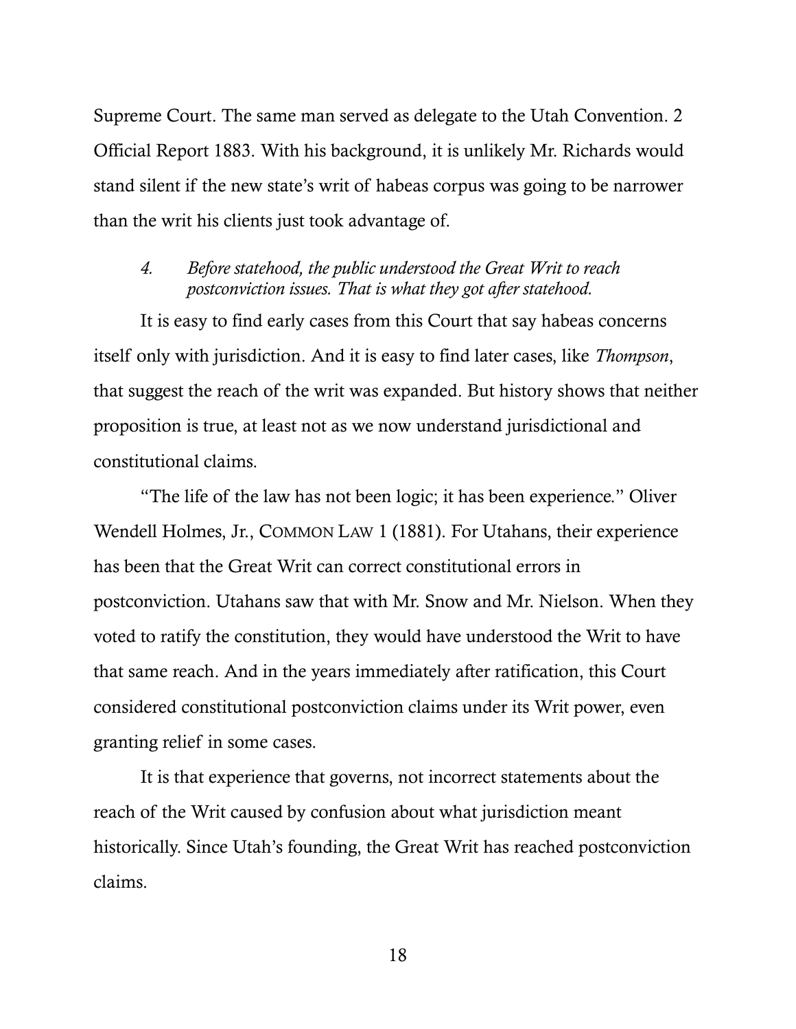Supreme Court. The same man served as delegate to the Utah Convention. 2 Official Report 1883. With his background, it is unlikely Mr. Richards would stand silent if the new state's writ of habeas corpus was going to be narrower than the writ his clients just took advantage of.

#### 4. *Before statehood, the public understood the Great Writ to reach postconviction issues. That is what they got after statehood.*

It is easy to find early cases from this Court that say habeas concerns itself only with jurisdiction. And it is easy to find later cases, like *Thompson*, that suggest the reach of the writ was expanded. But history shows that neither proposition is true, at least not as we now understand jurisdictional and constitutional claims.

"The life of the law has not been logic; it has been experience." Oliver Wendell Holmes, Jr., COMMON LAW 1 (1881). For Utahans, their experience has been that the Great Writ can correct constitutional errors in postconviction. Utahans saw that with Mr. Snow and Mr. Nielson. When they voted to ratify the constitution, they would have understood the Writ to have that same reach. And in the years immediately after ratification, this Court considered constitutional postconviction claims under its Writ power, even granting relief in some cases.

It is that experience that governs, not incorrect statements about the reach of the Writ caused by confusion about what jurisdiction meant historically. Since Utah's founding, the Great Writ has reached postconviction claims.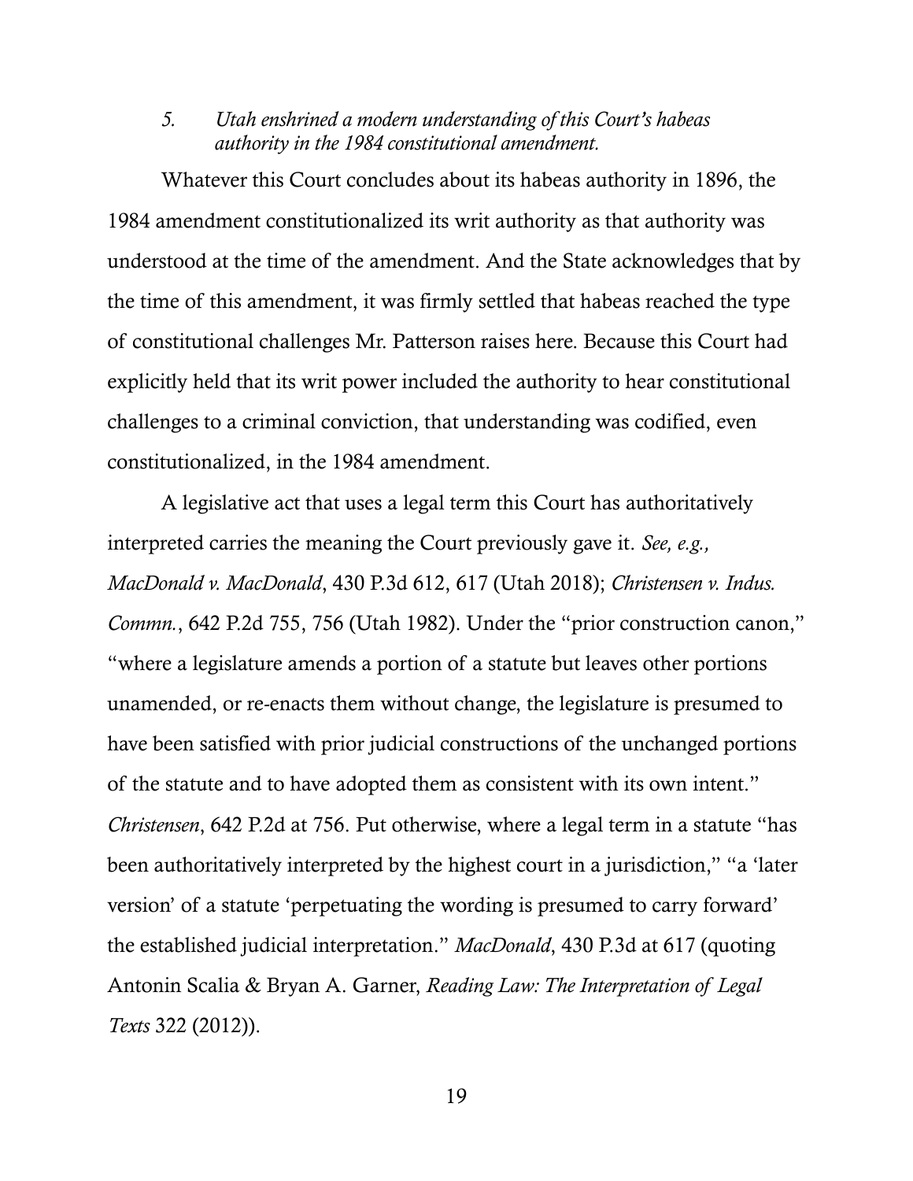### 5. *Utah enshrined a modern understanding of this Court's habeas authority in the 1984 constitutional amendment.*

Whatever this Court concludes about its habeas authority in 1896, the 1984 amendment constitutionalized its writ authority as that authority was understood at the time of the amendment. And the State acknowledges that by the time of this amendment, it was firmly settled that habeas reached the type of constitutional challenges Mr. Patterson raises here. Because this Court had explicitly held that its writ power included the authority to hear constitutional challenges to a criminal conviction, that understanding was codified, even constitutionalized, in the 1984 amendment.

A legislative act that uses a legal term this Court has authoritatively interpreted carries the meaning the Court previously gave it. *See, e.g., MacDonald v. MacDonald*, 430 P.3d 612, 617 (Utah 2018); *Christensen v. Indus. Commn.*, 642 P.2d 755, 756 (Utah 1982). Under the "prior construction canon," "where a legislature amends a portion of a statute but leaves other portions unamended, or re-enacts them without change, the legislature is presumed to have been satisfied with prior judicial constructions of the unchanged portions of the statute and to have adopted them as consistent with its own intent." *Christensen*, 642 P.2d at 756. Put otherwise, where a legal term in a statute "has been authoritatively interpreted by the highest court in a jurisdiction," "a 'later version' of a statute 'perpetuating the wording is presumed to carry forward' the established judicial interpretation." *MacDonald*, 430 P.3d at 617 (quoting Antonin Scalia & Bryan A. Garner, *Reading Law: The Interpretation of Legal Texts* 322 (2012)).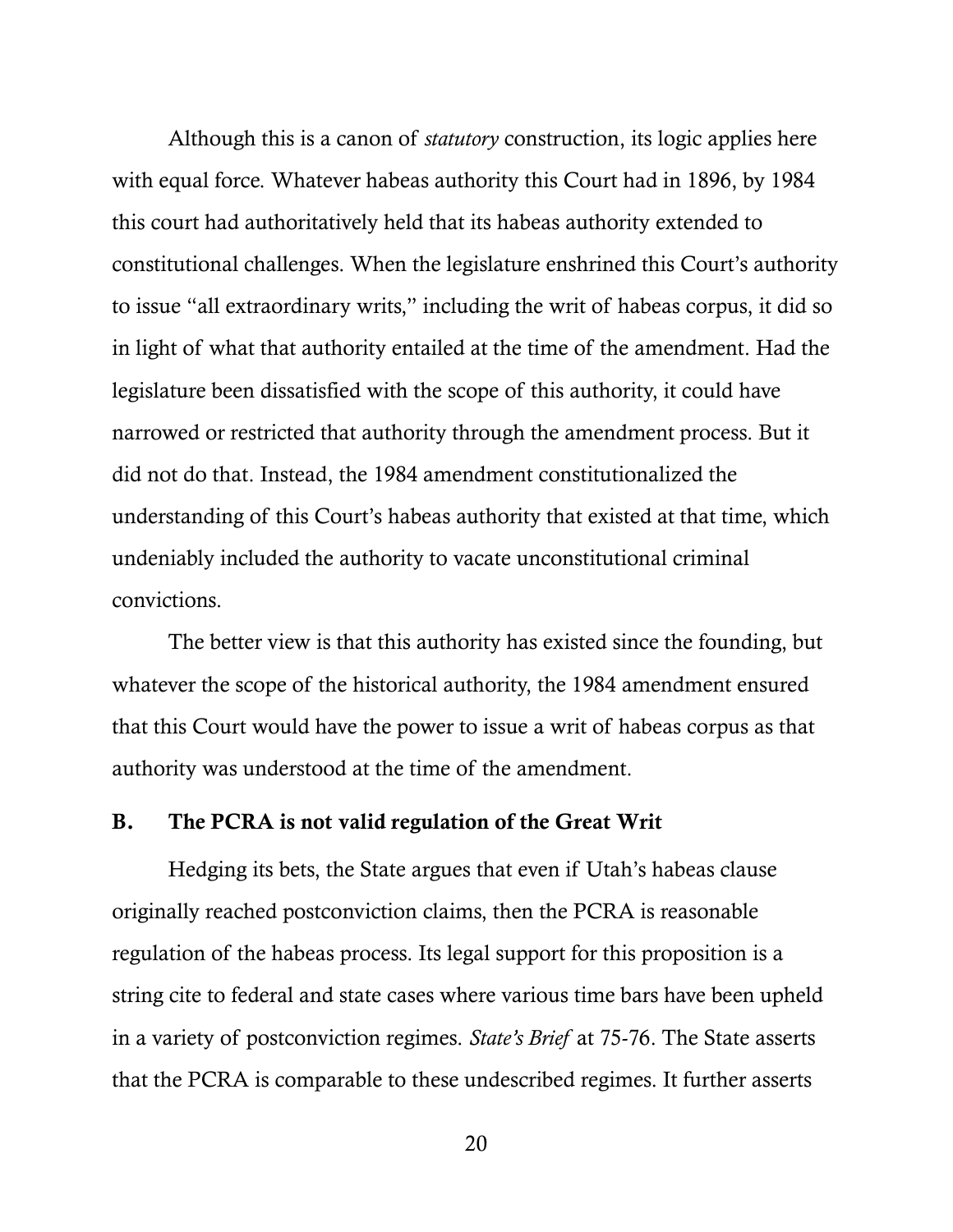Although this is a canon of *statutory* construction, its logic applies here with equal force. Whatever habeas authority this Court had in 1896, by 1984 this court had authoritatively held that its habeas authority extended to constitutional challenges. When the legislature enshrined this Court's authority to issue "all extraordinary writs," including the writ of habeas corpus, it did so in light of what that authority entailed at the time of the amendment. Had the legislature been dissatisfied with the scope of this authority, it could have narrowed or restricted that authority through the amendment process. But it did not do that. Instead, the 1984 amendment constitutionalized the understanding of this Court's habeas authority that existed at that time, which undeniably included the authority to vacate unconstitutional criminal convictions.

The better view is that this authority has existed since the founding, but whatever the scope of the historical authority, the 1984 amendment ensured that this Court would have the power to issue a writ of habeas corpus as that authority was understood at the time of the amendment.

### B. The PCRA is not valid regulation of the Great Writ

Hedging its bets, the State argues that even if Utah's habeas clause originally reached postconviction claims, then the PCRA is reasonable regulation of the habeas process. Its legal support for this proposition is a string cite to federal and state cases where various time bars have been upheld in a variety of postconviction regimes. *State's Brief* at 75-76. The State asserts that the PCRA is comparable to these undescribed regimes. It further asserts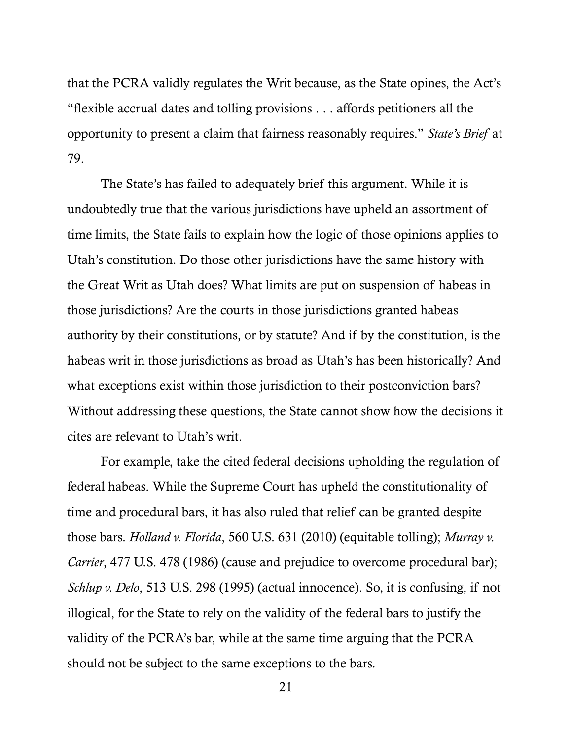that the PCRA validly regulates the Writ because, as the State opines, the Act's "flexible accrual dates and tolling provisions . . . affords petitioners all the opportunity to present a claim that fairness reasonably requires." *State's Brief* at 79.

The State's has failed to adequately brief this argument. While it is undoubtedly true that the various jurisdictions have upheld an assortment of time limits, the State fails to explain how the logic of those opinions applies to Utah's constitution. Do those other jurisdictions have the same history with the Great Writ as Utah does? What limits are put on suspension of habeas in those jurisdictions? Are the courts in those jurisdictions granted habeas authority by their constitutions, or by statute? And if by the constitution, is the habeas writ in those jurisdictions as broad as Utah's has been historically? And what exceptions exist within those jurisdiction to their postconviction bars? Without addressing these questions, the State cannot show how the decisions it cites are relevant to Utah's writ.

For example, take the cited federal decisions upholding the regulation of federal habeas. While the Supreme Court has upheld the constitutionality of time and procedural bars, it has also ruled that relief can be granted despite those bars. *Holland v. Florida*, 560 U.S. 631 (2010) (equitable tolling); *Murray v. Carrier*, 477 U.S. 478 (1986) (cause and prejudice to overcome procedural bar); *Schlup v. Delo*, 513 U.S. 298 (1995) (actual innocence). So, it is confusing, if not illogical, for the State to rely on the validity of the federal bars to justify the validity of the PCRA's bar, while at the same time arguing that the PCRA should not be subject to the same exceptions to the bars.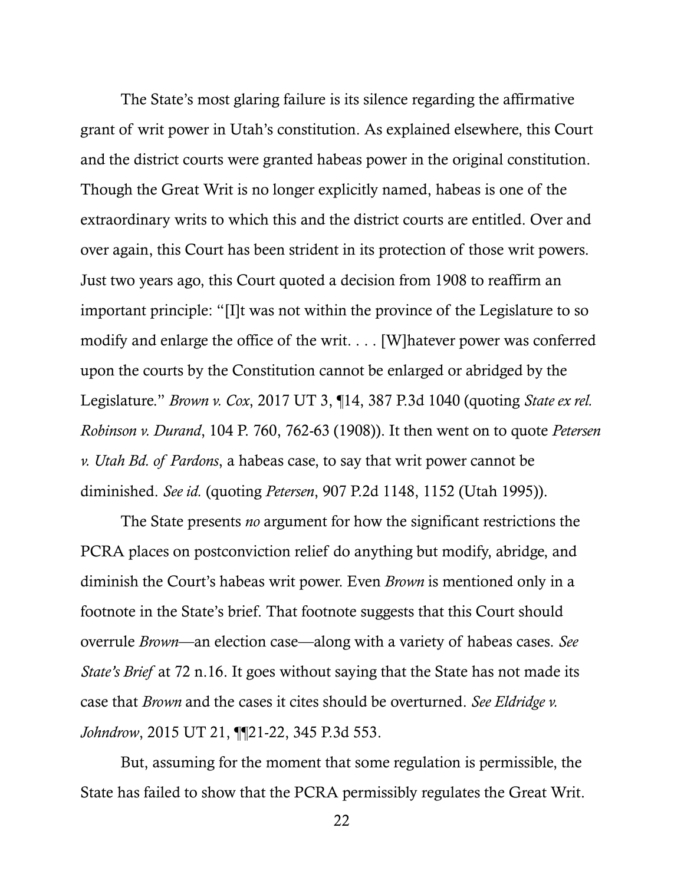The State's most glaring failure is its silence regarding the affirmative grant of writ power in Utah's constitution. As explained elsewhere, this Court and the district courts were granted habeas power in the original constitution. Though the Great Writ is no longer explicitly named, habeas is one of the extraordinary writs to which this and the district courts are entitled. Over and over again, this Court has been strident in its protection of those writ powers. Just two years ago, this Court quoted a decision from 1908 to reaffirm an important principle: "[I]t was not within the province of the Legislature to so modify and enlarge the office of the writ. . . . [W]hatever power was conferred upon the courts by the Constitution cannot be enlarged or abridged by the Legislature." *Brown v. Cox*, 2017 UT 3, ¶14, 387 P.3d 1040 (quoting *State ex rel. Robinson v. Durand*, 104 P. 760, 762-63 (1908)). It then went on to quote *Petersen v. Utah Bd. of Pardons*, a habeas case, to say that writ power cannot be diminished. *See id.* (quoting *Petersen*, 907 P.2d 1148, 1152 (Utah 1995)).

The State presents *no* argument for how the significant restrictions the PCRA places on postconviction relief do anything but modify, abridge, and diminish the Court's habeas writ power. Even *Brown* is mentioned only in a footnote in the State's brief. That footnote suggests that this Court should overrule *Brown*—an election case—along with a variety of habeas cases. *See State's Brief* at 72 n.16. It goes without saying that the State has not made its case that *Brown* and the cases it cites should be overturned. *See Eldridge v. Johndrow*, 2015 UT 21, ¶¶21-22, 345 P.3d 553.

But, assuming for the moment that some regulation is permissible, the State has failed to show that the PCRA permissibly regulates the Great Writ.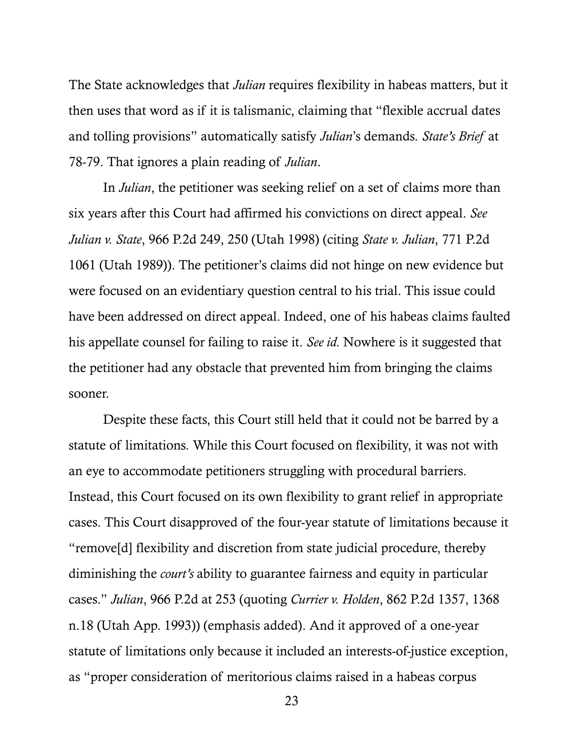The State acknowledges that *Julian* requires flexibility in habeas matters, but it then uses that word as if it is talismanic, claiming that "flexible accrual dates and tolling provisions" automatically satisfy *Julian*'s demands. *State's Brief* at 78-79. That ignores a plain reading of *Julian*.

In *Julian*, the petitioner was seeking relief on a set of claims more than six years after this Court had affirmed his convictions on direct appeal. *See Julian v. State*, 966 P.2d 249, 250 (Utah 1998) (citing *State v. Julian*, 771 P.2d 1061 (Utah 1989)). The petitioner's claims did not hinge on new evidence but were focused on an evidentiary question central to his trial. This issue could have been addressed on direct appeal. Indeed, one of his habeas claims faulted his appellate counsel for failing to raise it. *See id.* Nowhere is it suggested that the petitioner had any obstacle that prevented him from bringing the claims sooner.

Despite these facts, this Court still held that it could not be barred by a statute of limitations. While this Court focused on flexibility, it was not with an eye to accommodate petitioners struggling with procedural barriers. Instead, this Court focused on its own flexibility to grant relief in appropriate cases. This Court disapproved of the four-year statute of limitations because it "remove[d] flexibility and discretion from state judicial procedure, thereby diminishing the *court's* ability to guarantee fairness and equity in particular cases." *Julian*, 966 P.2d at 253 (quoting *Currier v. Holden*, 862 P.2d 1357, 1368 n.18 (Utah App. 1993)) (emphasis added). And it approved of a one-year statute of limitations only because it included an interests-of-justice exception, as "proper consideration of meritorious claims raised in a habeas corpus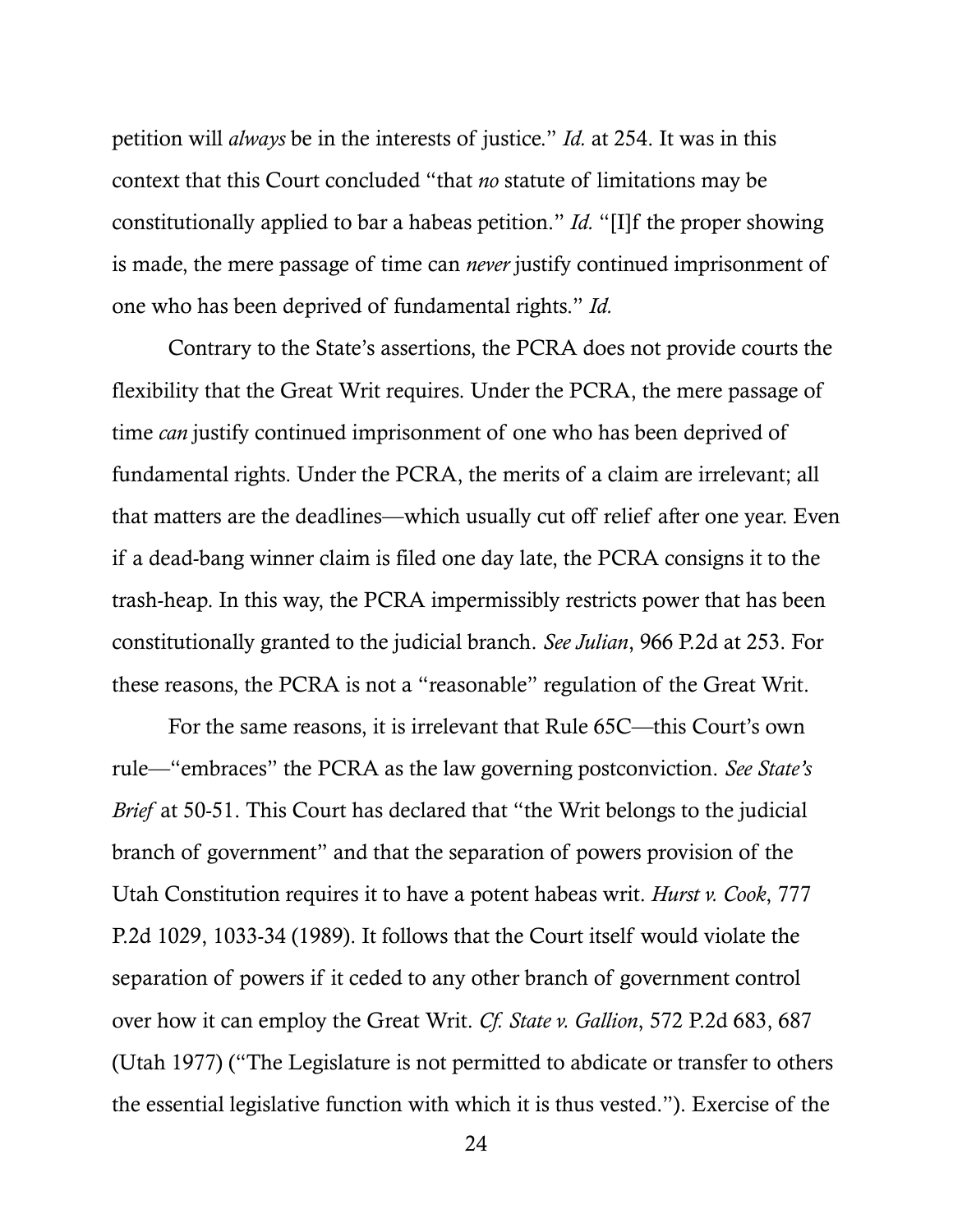petition will *always* be in the interests of justice." *Id.* at 254. It was in this context that this Court concluded "that *no* statute of limitations may be constitutionally applied to bar a habeas petition." *Id.* "[I]f the proper showing is made, the mere passage of time can *never* justify continued imprisonment of one who has been deprived of fundamental rights." *Id.*

Contrary to the State's assertions, the PCRA does not provide courts the flexibility that the Great Writ requires. Under the PCRA, the mere passage of time *can* justify continued imprisonment of one who has been deprived of fundamental rights. Under the PCRA, the merits of a claim are irrelevant; all that matters are the deadlines—which usually cut off relief after one year. Even if a dead-bang winner claim is filed one day late, the PCRA consigns it to the trash-heap. In this way, the PCRA impermissibly restricts power that has been constitutionally granted to the judicial branch. *See Julian*, 966 P.2d at 253. For these reasons, the PCRA is not a "reasonable" regulation of the Great Writ.

For the same reasons, it is irrelevant that Rule 65C—this Court's own rule—"embraces" the PCRA as the law governing postconviction. *See State's Brief* at 50-51. This Court has declared that "the Writ belongs to the judicial branch of government" and that the separation of powers provision of the Utah Constitution requires it to have a potent habeas writ. *Hurst v. Cook*, 777 P.2d 1029, 1033-34 (1989). It follows that the Court itself would violate the separation of powers if it ceded to any other branch of government control over how it can employ the Great Writ. *Cf. State v. Gallion*, 572 P.2d 683, 687 (Utah 1977) ("The Legislature is not permitted to abdicate or transfer to others the essential legislative function with which it is thus vested."). Exercise of the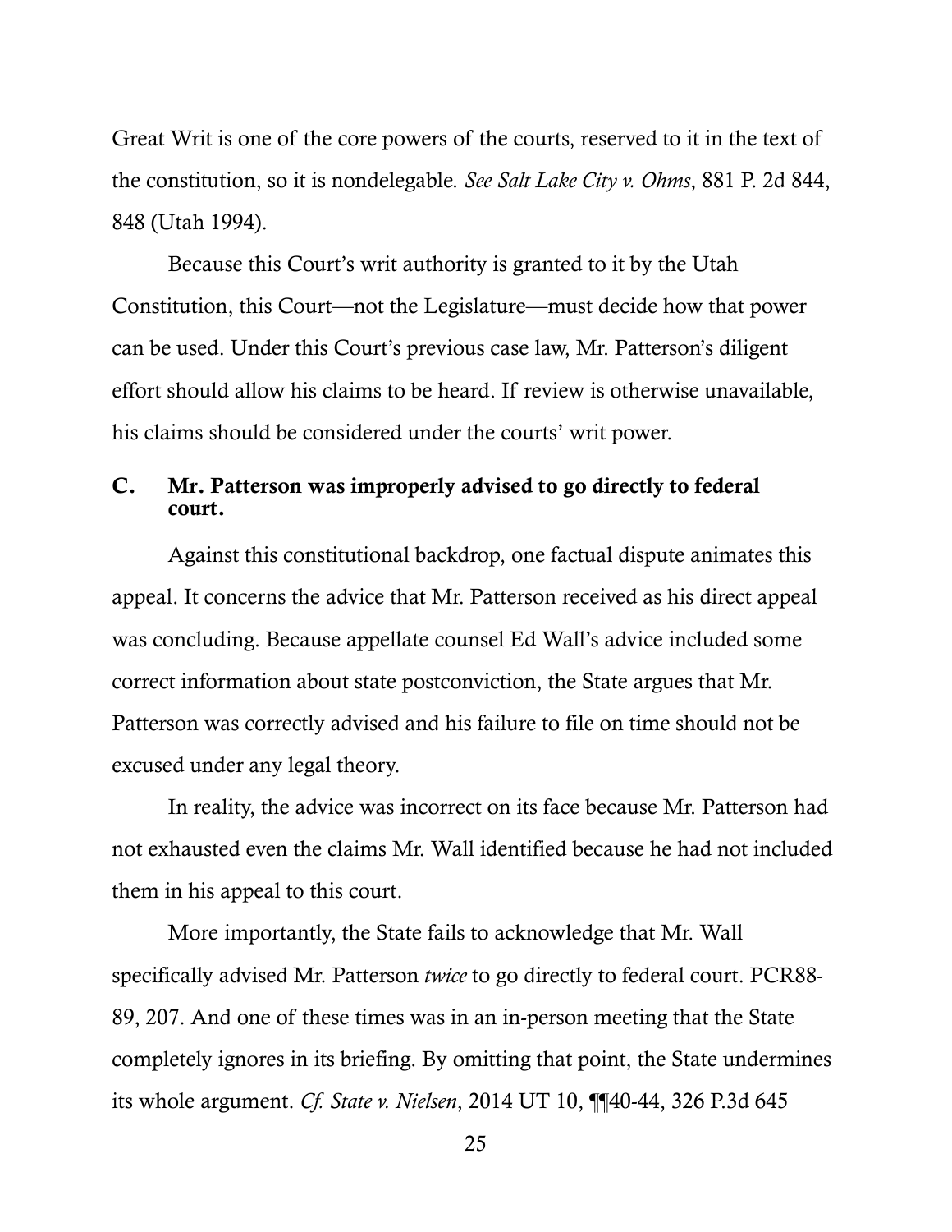Great Writ is one of the core powers of the courts, reserved to it in the text of the constitution, so it is nondelegable. *See Salt Lake City v. Ohms*, 881 P. 2d 844, 848 (Utah 1994).

Because this Court's writ authority is granted to it by the Utah Constitution, this Court—not the Legislature—must decide how that power can be used. Under this Court's previous case law, Mr. Patterson's diligent effort should allow his claims to be heard. If review is otherwise unavailable, his claims should be considered under the courts' writ power.

### C. Mr. Patterson was improperly advised to go directly to federal court.

Against this constitutional backdrop, one factual dispute animates this appeal. It concerns the advice that Mr. Patterson received as his direct appeal was concluding. Because appellate counsel Ed Wall's advice included some correct information about state postconviction, the State argues that Mr. Patterson was correctly advised and his failure to file on time should not be excused under any legal theory.

In reality, the advice was incorrect on its face because Mr. Patterson had not exhausted even the claims Mr. Wall identified because he had not included them in his appeal to this court.

More importantly, the State fails to acknowledge that Mr. Wall specifically advised Mr. Patterson *twice* to go directly to federal court. PCR88-89, 207. And one of these times was in an in-person meeting that the State completely ignores in its briefing. By omitting that point, the State undermines its whole argument. *Cf. State v. Nielsen*, 2014 UT 10, ¶¶40-44, 326 P.3d 645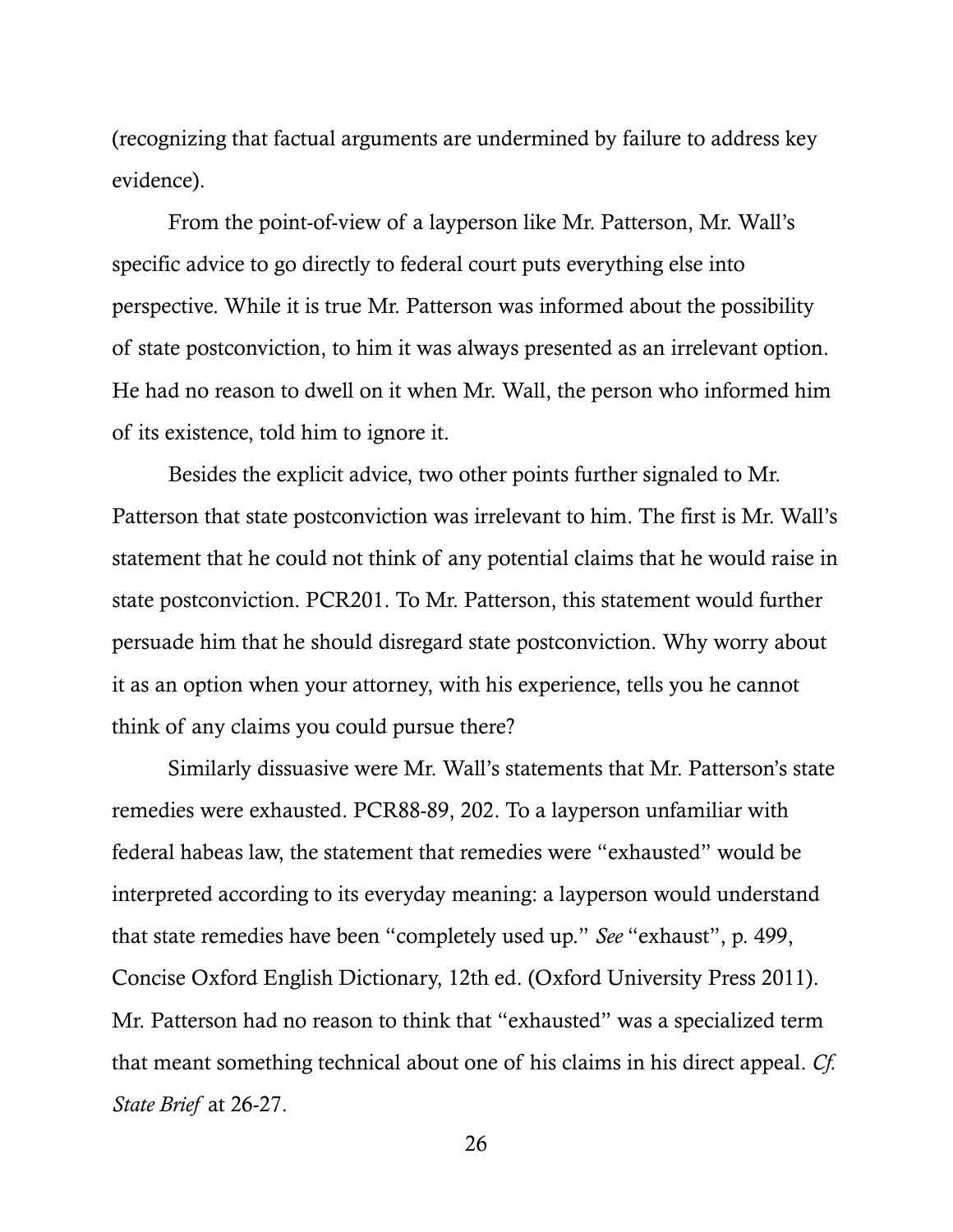(recognizing that factual arguments are undermined by failure to address key evidence).

From the point-of-view of a layperson like Mr. Patterson, Mr. Wall's specific advice to go directly to federal court puts everything else into perspective. While it is true Mr. Patterson was informed about the possibility of state postconviction, to him it was always presented as an irrelevant option. He had no reason to dwell on it when Mr. Wall, the person who informed him of its existence, told him to ignore it.

Besides the explicit advice, two other points further signaled to Mr. Patterson that state postconviction was irrelevant to him. The first is Mr. Wall's statement that he could not think of any potential claims that he would raise in state postconviction. PCR201. To Mr. Patterson, this statement would further persuade him that he should disregard state postconviction. Why worry about it as an option when your attorney, with his experience, tells you he cannot think of any claims you could pursue there?

Similarly dissuasive were Mr. Wall's statements that Mr. Patterson's state remedies were exhausted. PCR88-89, 202. To a layperson unfamiliar with federal habeas law, the statement that remedies were "exhausted" would be interpreted according to its everyday meaning: a layperson would understand that state remedies have been "completely used up." *See* "exhaust", p. 499, Concise Oxford English Dictionary, 12th ed. (Oxford University Press 2011). Mr. Patterson had no reason to think that "exhausted" was a specialized term that meant something technical about one of his claims in his direct appeal. *Cf. State Brief* at 26-27.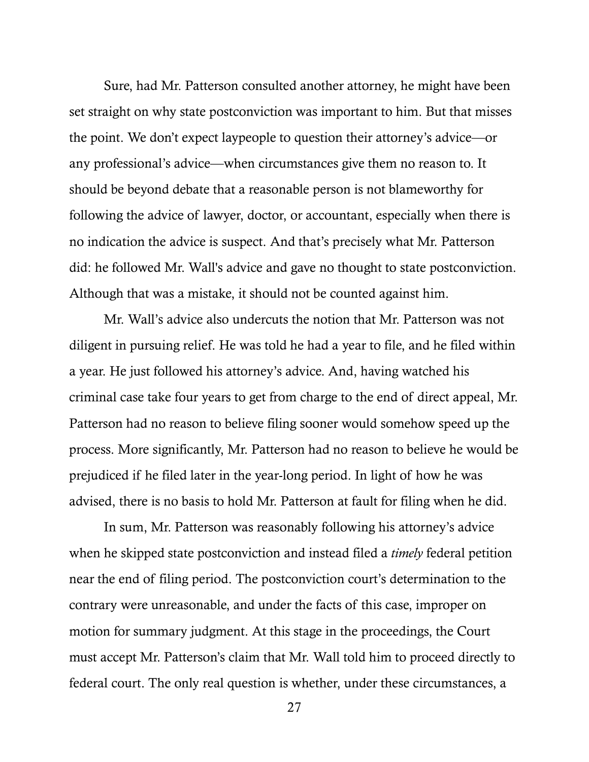Sure, had Mr. Patterson consulted another attorney, he might have been set straight on why state postconviction was important to him. But that misses the point. We don't expect laypeople to question their attorney's advice—or any professional's advice—when circumstances give them no reason to. It should be beyond debate that a reasonable person is not blameworthy for following the advice of lawyer, doctor, or accountant, especially when there is no indication the advice is suspect. And that's precisely what Mr. Patterson did: he followed Mr. Wall's advice and gave no thought to state postconviction. Although that was a mistake, it should not be counted against him.

Mr. Wall's advice also undercuts the notion that Mr. Patterson was not diligent in pursuing relief. He was told he had a year to file, and he filed within a year. He just followed his attorney's advice. And, having watched his criminal case take four years to get from charge to the end of direct appeal, Mr. Patterson had no reason to believe filing sooner would somehow speed up the process. More significantly, Mr. Patterson had no reason to believe he would be prejudiced if he filed later in the year-long period. In light of how he was advised, there is no basis to hold Mr. Patterson at fault for filing when he did.

In sum, Mr. Patterson was reasonably following his attorney's advice when he skipped state postconviction and instead filed a *timely* federal petition near the end of filing period. The postconviction court's determination to the contrary were unreasonable, and under the facts of this case, improper on motion for summary judgment. At this stage in the proceedings, the Court must accept Mr. Patterson's claim that Mr. Wall told him to proceed directly to federal court. The only real question is whether, under these circumstances, a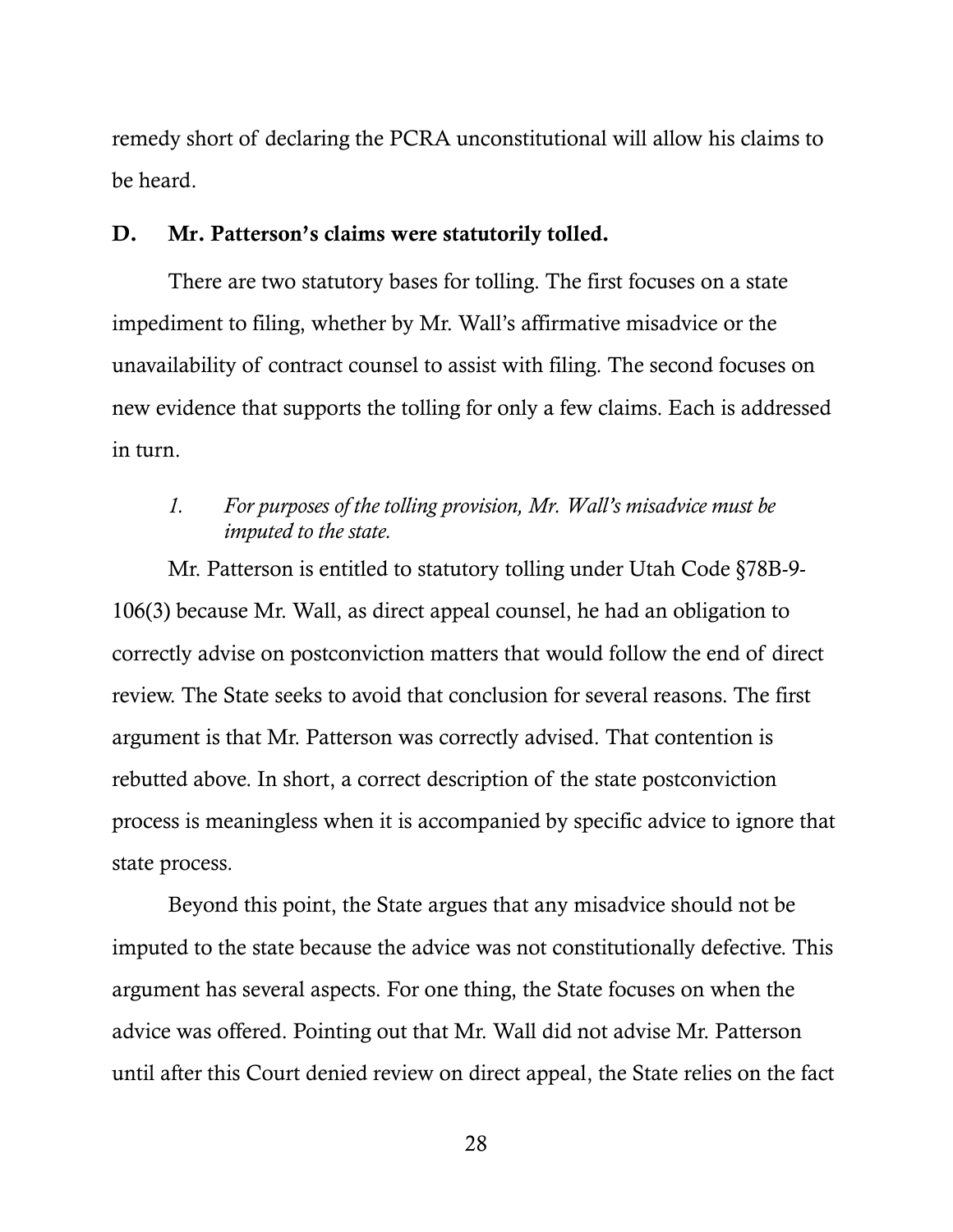remedy short of declaring the PCRA unconstitutional will allow his claims to be heard.

### D. Mr. Patterson's claims were statutorily tolled.

There are two statutory bases for tolling. The first focuses on a state impediment to filing, whether by Mr. Wall's affirmative misadvice or the unavailability of contract counsel to assist with filing. The second focuses on new evidence that supports the tolling for only a few claims. Each is addressed in turn.

#### *1. For purposes of the tolling provision, Mr. Wall's misadvice must be imputed to the state.*

Mr. Patterson is entitled to statutory tolling under Utah Code §78B-9-106(3) because Mr. Wall, as direct appeal counsel, he had an obligation to correctly advise on postconviction matters that would follow the end of direct review. The State seeks to avoid that conclusion for several reasons. The first argument is that Mr. Patterson was correctly advised. That contention is rebutted above. In short, a correct description of the state postconviction process is meaningless when it is accompanied by specific advice to ignore that state process.

Beyond this point, the State argues that any misadvice should not be imputed to the state because the advice was not constitutionally defective. This argument has several aspects. For one thing, the State focuses on when the advice was offered. Pointing out that Mr. Wall did not advise Mr. Patterson until after this Court denied review on direct appeal, the State relies on the fact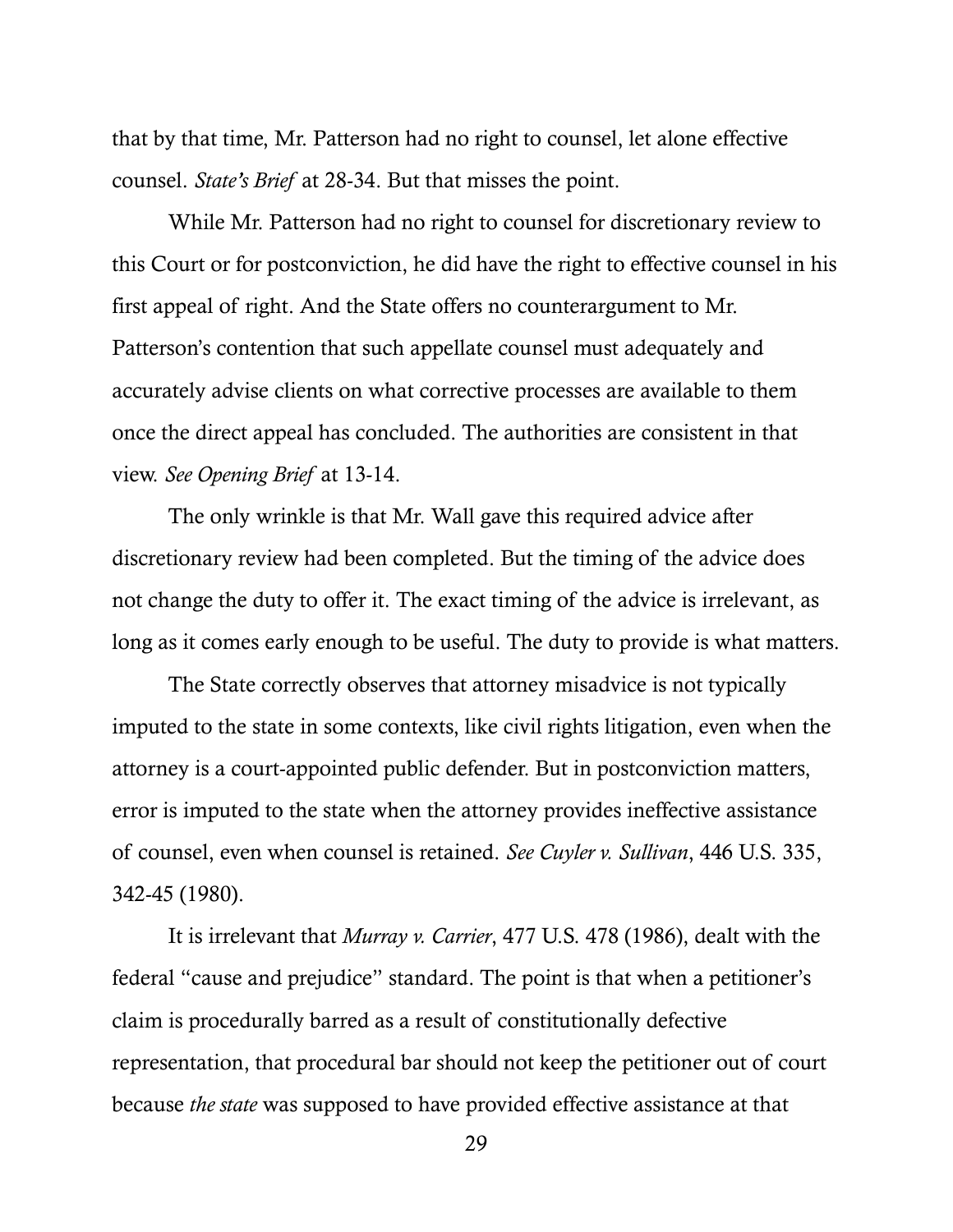that by that time, Mr. Patterson had no right to counsel, let alone effective counsel. *State's Brief* at 28-34. But that misses the point.

While Mr. Patterson had no right to counsel for discretionary review to this Court or for postconviction, he did have the right to effective counsel in his first appeal of right. And the State offers no counterargument to Mr. Patterson's contention that such appellate counsel must adequately and accurately advise clients on what corrective processes are available to them once the direct appeal has concluded. The authorities are consistent in that view. *See Opening Brief* at 13-14.

The only wrinkle is that Mr. Wall gave this required advice after discretionary review had been completed. But the timing of the advice does not change the duty to offer it. The exact timing of the advice is irrelevant, as long as it comes early enough to be useful. The duty to provide is what matters.

The State correctly observes that attorney misadvice is not typically imputed to the state in some contexts, like civil rights litigation, even when the attorney is a court-appointed public defender. But in postconviction matters, error is imputed to the state when the attorney provides ineffective assistance of counsel, even when counsel is retained. *See Cuyler v. Sullivan*, 446 U.S. 335, 342-45 (1980).

It is irrelevant that *Murray v. Carrier*, 477 U.S. 478 (1986), dealt with the federal "cause and prejudice" standard. The point is that when a petitioner's claim is procedurally barred as a result of constitutionally defective representation, that procedural bar should not keep the petitioner out of court because *the state* was supposed to have provided effective assistance at that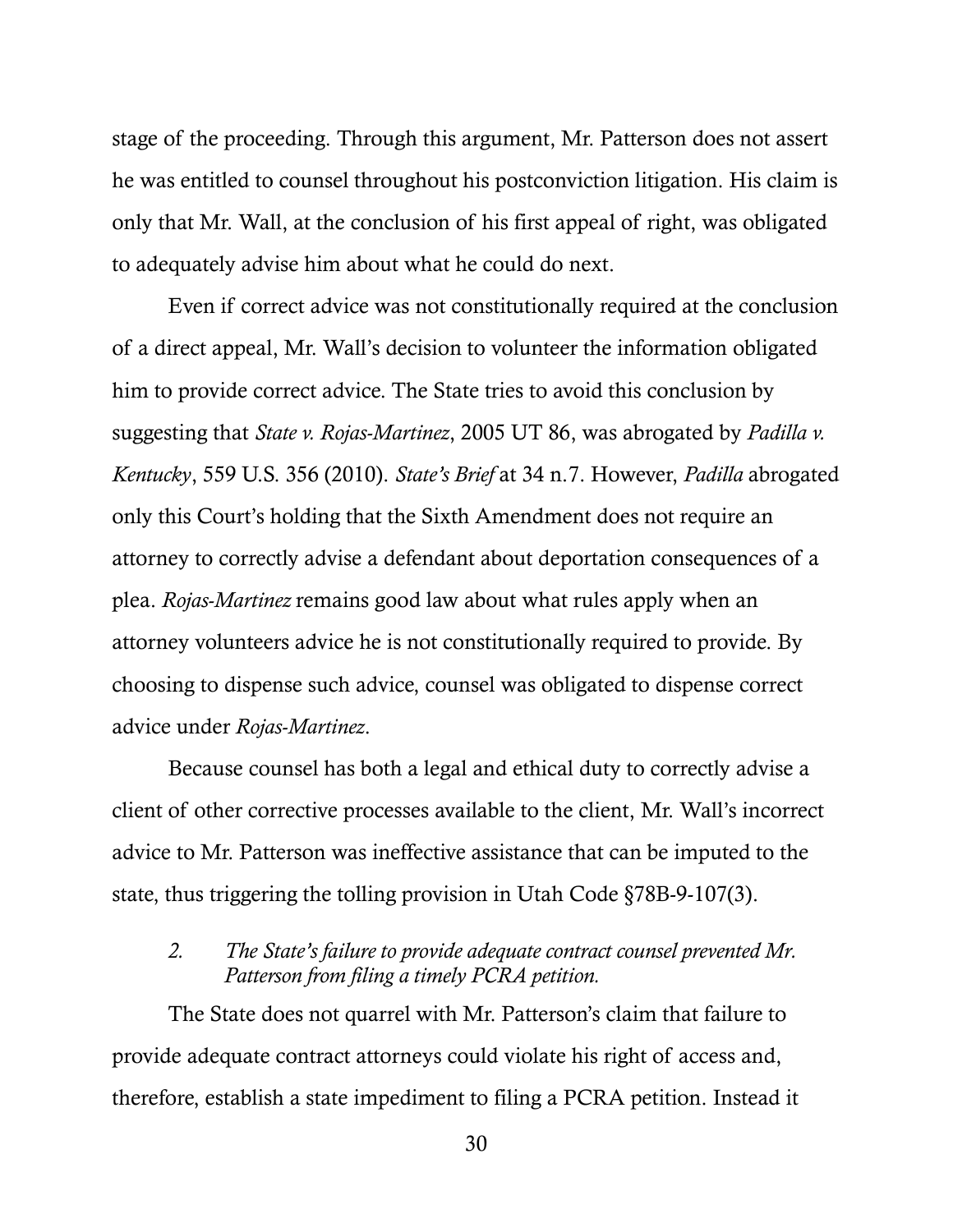stage of the proceeding. Through this argument, Mr. Patterson does not assert he was entitled to counsel throughout his postconviction litigation. His claim is only that Mr. Wall, at the conclusion of his first appeal of right, was obligated to adequately advise him about what he could do next.

Even if correct advice was not constitutionally required at the conclusion of a direct appeal, Mr. Wall's decision to volunteer the information obligated him to provide correct advice. The State tries to avoid this conclusion by suggesting that *State v. Rojas-Martinez*, 2005 UT 86, was abrogated by *Padilla v. Kentucky*, 559 U.S. 356 (2010). *State's Brief* at 34 n.7. However, *Padilla* abrogated only this Court's holding that the Sixth Amendment does not require an attorney to correctly advise a defendant about deportation consequences of a plea. *Rojas-Martinez* remains good law about what rules apply when an attorney volunteers advice he is not constitutionally required to provide. By choosing to dispense such advice, counsel was obligated to dispense correct advice under *Rojas-Martinez*.

Because counsel has both a legal and ethical duty to correctly advise a client of other corrective processes available to the client, Mr. Wall's incorrect advice to Mr. Patterson was ineffective assistance that can be imputed to the state, thus triggering the tolling provision in Utah Code §78B-9-107(3).

*2. The State's failure to provide adequate contract counsel prevented Mr. Patterson from filing a timely PCRA petition.*

The State does not quarrel with Mr. Patterson's claim that failure to provide adequate contract attorneys could violate his right of access and, therefore, establish a state impediment to filing a PCRA petition. Instead it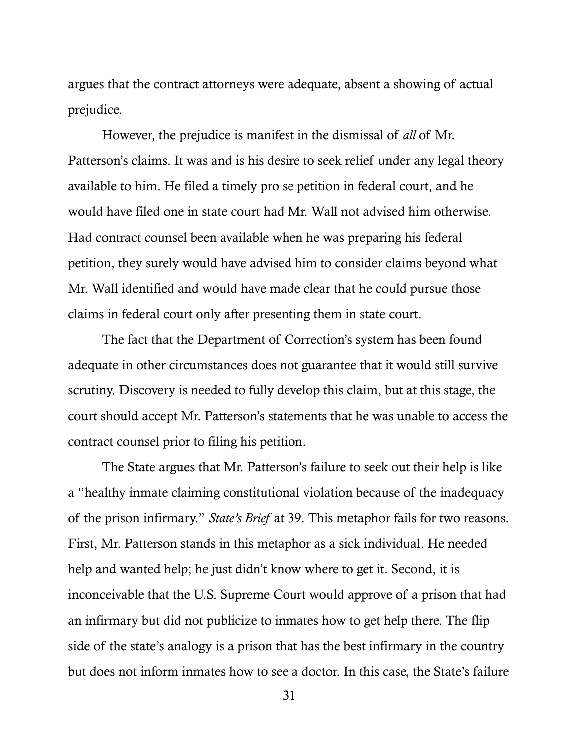argues that the contract attorneys were adequate, absent a showing of actual prejudice.

However, the prejudice is manifest in the dismissal of *all* of Mr. Patterson's claims. It was and is his desire to seek relief under any legal theory available to him. He filed a timely pro se petition in federal court, and he would have filed one in state court had Mr. Wall not advised him otherwise. Had contract counsel been available when he was preparing his federal petition, they surely would have advised him to consider claims beyond what Mr. Wall identified and would have made clear that he could pursue those claims in federal court only after presenting them in state court.

The fact that the Department of Correction's system has been found adequate in other circumstances does not guarantee that it would still survive scrutiny. Discovery is needed to fully develop this claim, but at this stage, the court should accept Mr. Patterson's statements that he was unable to access the contract counsel prior to filing his petition.

The State argues that Mr. Patterson's failure to seek out their help is like a "healthy inmate claiming constitutional violation because of the inadequacy of the prison infirmary." *State's Brief* at 39. This metaphor fails for two reasons. First, Mr. Patterson stands in this metaphor as a sick individual. He needed help and wanted help; he just didn't know where to get it. Second, it is inconceivable that the U.S. Supreme Court would approve of a prison that had an infirmary but did not publicize to inmates how to get help there. The flip side of the state's analogy is a prison that has the best infirmary in the country but does not inform inmates how to see a doctor. In this case, the State's failure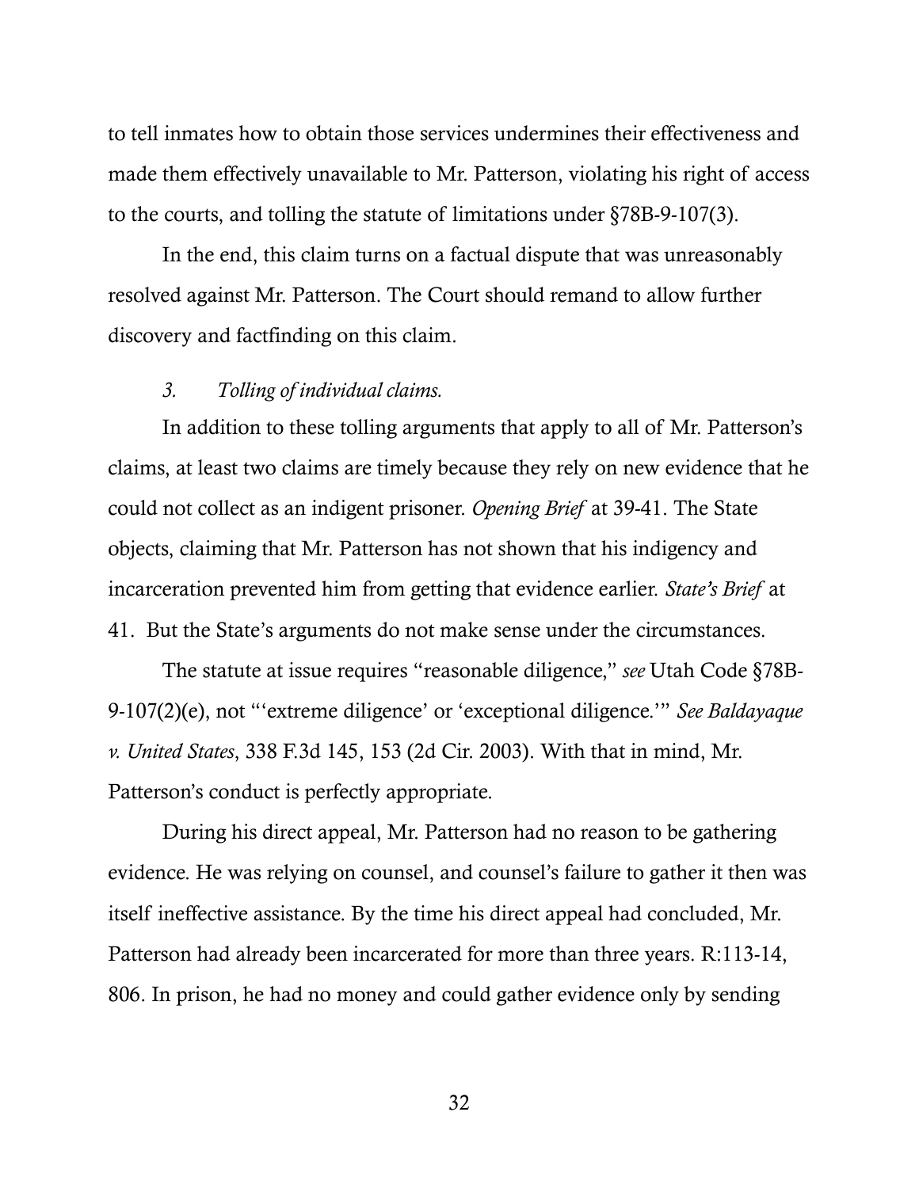to tell inmates how to obtain those services undermines their effectiveness and made them effectively unavailable to Mr. Patterson, violating his right of access to the courts, and tolling the statute of limitations under §78B-9-107(3).

In the end, this claim turns on a factual dispute that was unreasonably resolved against Mr. Patterson. The Court should remand to allow further discovery and factfinding on this claim.

### *3. Tolling of individual claims.*

In addition to these tolling arguments that apply to all of Mr. Patterson's claims, at least two claims are timely because they rely on new evidence that he could not collect as an indigent prisoner. *Opening Brief* at 39-41. The State objects, claiming that Mr. Patterson has not shown that his indigency and incarceration prevented him from getting that evidence earlier. *State's Brief* at 41. But the State's arguments do not make sense under the circumstances.

The statute at issue requires "reasonable diligence," *see* Utah Code §78B-9-107(2)(e), not "'extreme diligence' or 'exceptional diligence.'" *See Baldayaque v. United States*, 338 F.3d 145, 153 (2d Cir. 2003). With that in mind, Mr. Patterson's conduct is perfectly appropriate.

During his direct appeal, Mr. Patterson had no reason to be gathering evidence. He was relying on counsel, and counsel's failure to gather it then was itself ineffective assistance. By the time his direct appeal had concluded, Mr. Patterson had already been incarcerated for more than three years. R:113-14, 806. In prison, he had no money and could gather evidence only by sending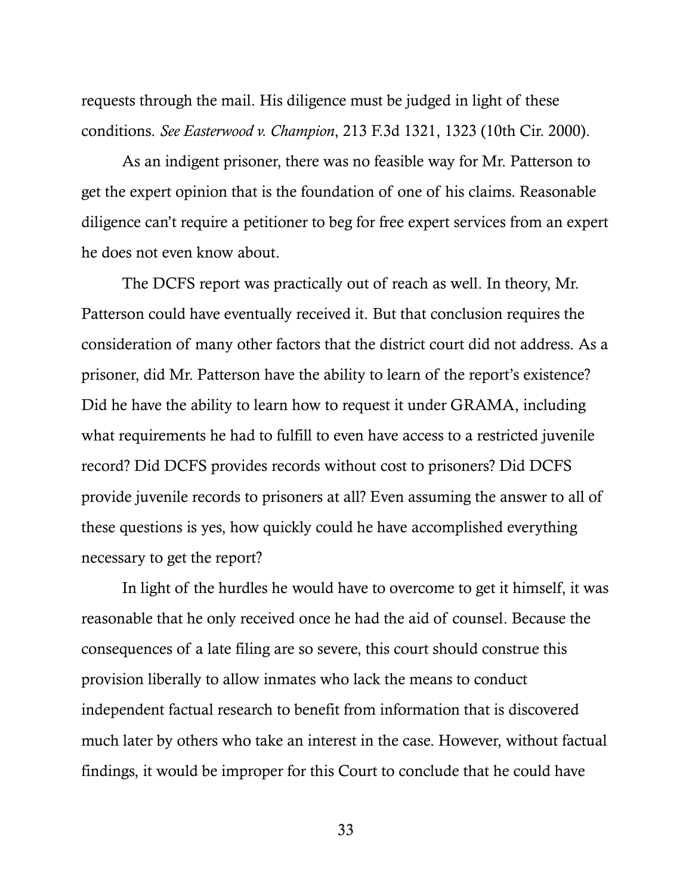requests through the mail. His diligence must be judged in light of these conditions. *See Easterwood v. Champion*, 213 F.3d 1321, 1323 (10th Cir. 2000).

As an indigent prisoner, there was no feasible way for Mr. Patterson to get the expert opinion that is the foundation of one of his claims. Reasonable diligence can't require a petitioner to beg for free expert services from an expert he does not even know about.

The DCFS report was practically out of reach as well. In theory, Mr. Patterson could have eventually received it. But that conclusion requires the consideration of many other factors that the district court did not address. As a prisoner, did Mr. Patterson have the ability to learn of the report's existence? Did he have the ability to learn how to request it under GRAMA, including what requirements he had to fulfill to even have access to a restricted juvenile record? Did DCFS provides records without cost to prisoners? Did DCFS provide juvenile records to prisoners at all? Even assuming the answer to all of these questions is yes, how quickly could he have accomplished everything necessary to get the report?

In light of the hurdles he would have to overcome to get it himself, it was reasonable that he only received once he had the aid of counsel. Because the consequences of a late filing are so severe, this court should construe this provision liberally to allow inmates who lack the means to conduct independent factual research to benefit from information that is discovered much later by others who take an interest in the case. However, without factual findings, it would be improper for this Court to conclude that he could have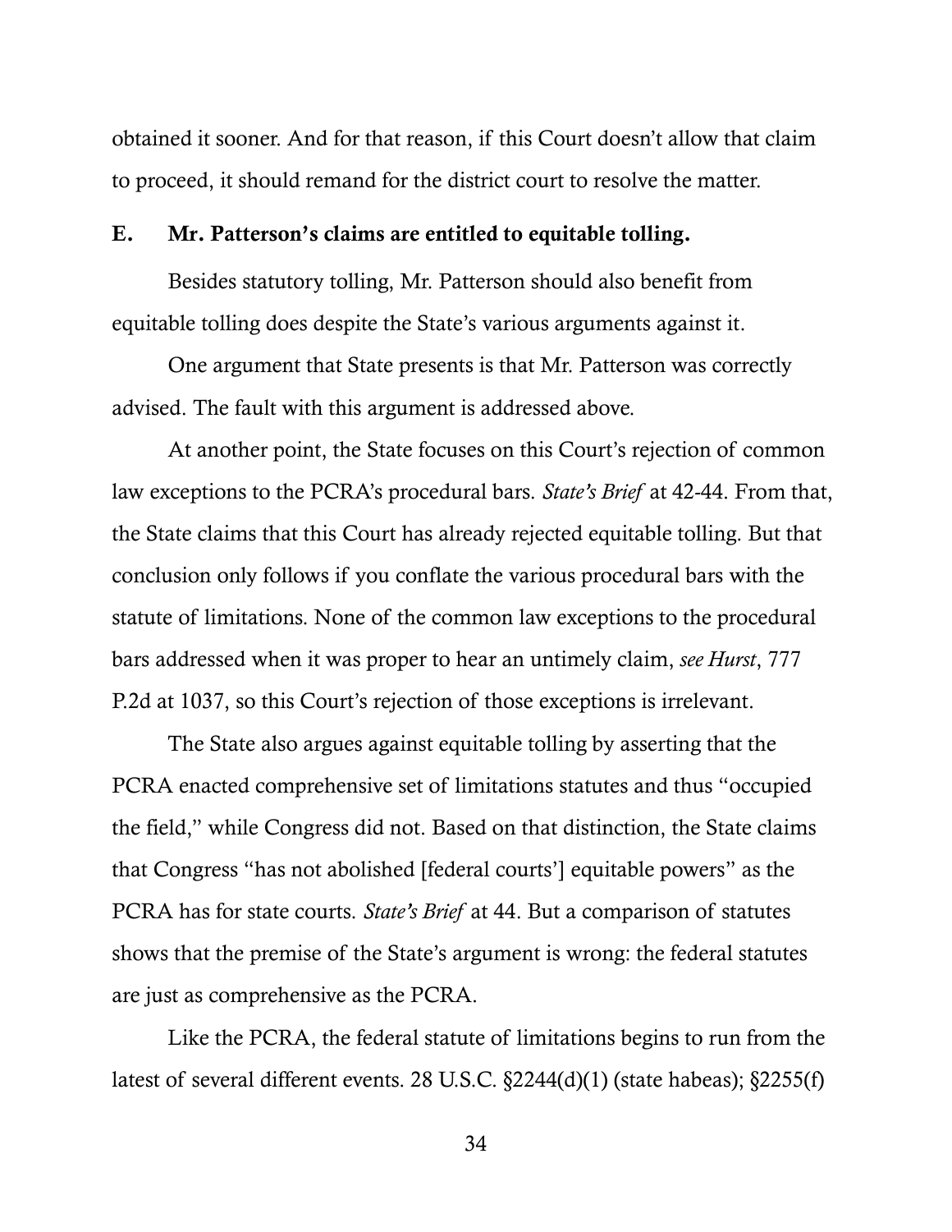obtained it sooner. And for that reason, if this Court doesn't allow that claim to proceed, it should remand for the district court to resolve the matter.

### E. Mr. Patterson's claims are entitled to equitable tolling.

Besides statutory tolling, Mr. Patterson should also benefit from equitable tolling does despite the State's various arguments against it.

One argument that State presents is that Mr. Patterson was correctly advised. The fault with this argument is addressed above.

At another point, the State focuses on this Court's rejection of common law exceptions to the PCRA's procedural bars. *State's Brief* at 42-44. From that, the State claims that this Court has already rejected equitable tolling. But that conclusion only follows if you conflate the various procedural bars with the statute of limitations. None of the common law exceptions to the procedural bars addressed when it was proper to hear an untimely claim, *see Hurst*, 777 P.2d at 1037, so this Court's rejection of those exceptions is irrelevant.

The State also argues against equitable tolling by asserting that the PCRA enacted comprehensive set of limitations statutes and thus "occupied the field," while Congress did not. Based on that distinction, the State claims that Congress "has not abolished [federal courts'] equitable powers" as the PCRA has for state courts. *State's Brief* at 44. But a comparison of statutes shows that the premise of the State's argument is wrong: the federal statutes are just as comprehensive as the PCRA.

Like the PCRA, the federal statute of limitations begins to run from the latest of several different events. 28 U.S.C. §2244(d)(1) (state habeas); §2255(f)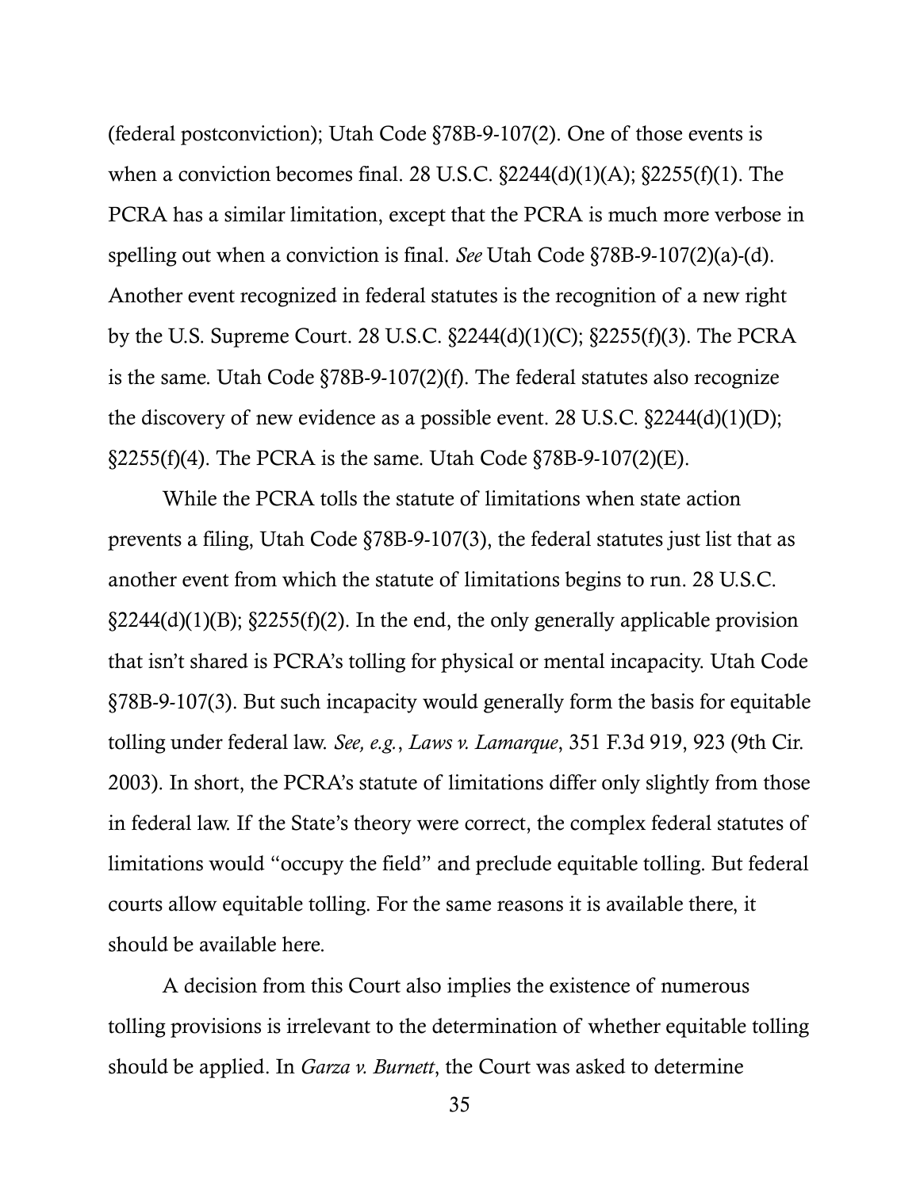(federal postconviction); Utah Code §78B-9-107(2). One of those events is when a conviction becomes final. 28 U.S.C. §2244(d)(1)(A); §2255(f)(1). The PCRA has a similar limitation, except that the PCRA is much more verbose in spelling out when a conviction is final. *See* Utah Code §78B-9-107(2)(a)-(d). Another event recognized in federal statutes is the recognition of a new right by the U.S. Supreme Court. 28 U.S.C. §2244(d)(1)(C); §2255(f)(3). The PCRA is the same. Utah Code §78B-9-107(2)(f). The federal statutes also recognize the discovery of new evidence as a possible event. 28 U.S.C. §2244(d)(1)(D); §2255(f)(4). The PCRA is the same. Utah Code §78B-9-107(2)(E).

While the PCRA tolls the statute of limitations when state action prevents a filing, Utah Code §78B-9-107(3), the federal statutes just list that as another event from which the statute of limitations begins to run. 28 U.S.C. §2244(d)(1)(B); §2255(f)(2). In the end, the only generally applicable provision that isn't shared is PCRA's tolling for physical or mental incapacity. Utah Code §78B-9-107(3). But such incapacity would generally form the basis for equitable tolling under federal law. *See, e.g.*, *Laws v. Lamarque*, 351 F.3d 919, 923 (9th Cir. 2003). In short, the PCRA's statute of limitations differ only slightly from those in federal law. If the State's theory were correct, the complex federal statutes of limitations would "occupy the field" and preclude equitable tolling. But federal courts allow equitable tolling. For the same reasons it is available there, it should be available here.

A decision from this Court also implies the existence of numerous tolling provisions is irrelevant to the determination of whether equitable tolling should be applied. In *Garza v. Burnett*, the Court was asked to determine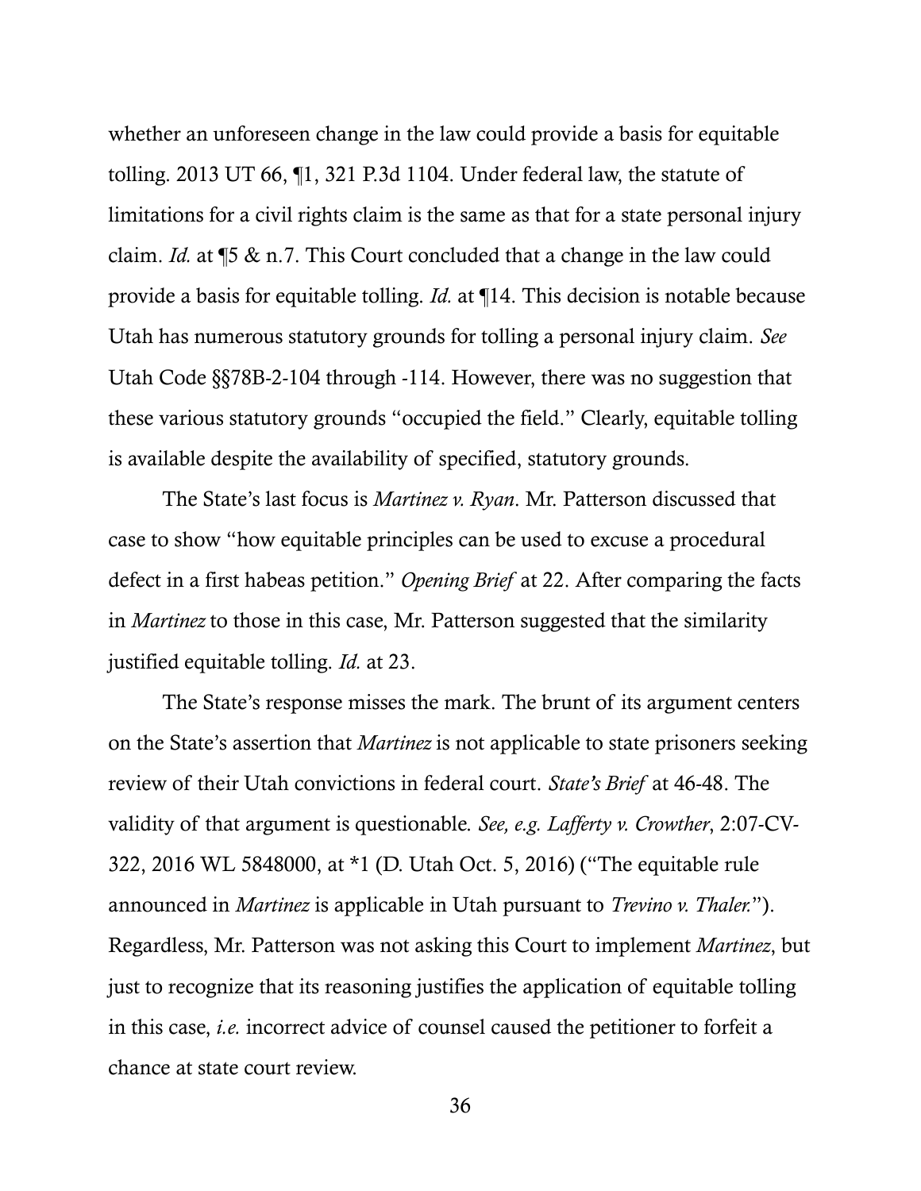whether an unforeseen change in the law could provide a basis for equitable tolling. 2013 UT 66, ¶1, 321 P.3d 1104. Under federal law, the statute of limitations for a civil rights claim is the same as that for a state personal injury claim. *Id.* at ¶5 & n.7. This Court concluded that a change in the law could provide a basis for equitable tolling. *Id.* at ¶14. This decision is notable because Utah has numerous statutory grounds for tolling a personal injury claim. *See* Utah Code §§78B-2-104 through -114. However, there was no suggestion that these various statutory grounds "occupied the field." Clearly, equitable tolling is available despite the availability of specified, statutory grounds.

The State's last focus is *Martinez v. Ryan*. Mr. Patterson discussed that case to show "how equitable principles can be used to excuse a procedural defect in a first habeas petition." *Opening Brief* at 22. After comparing the facts in *Martinez* to those in this case, Mr. Patterson suggested that the similarity justified equitable tolling. *Id.* at 23.

The State's response misses the mark. The brunt of its argument centers on the State's assertion that *Martinez* is not applicable to state prisoners seeking review of their Utah convictions in federal court. *State's Brief* at 46-48. The validity of that argument is questionable. *See, e.g. Lafferty v. Crowther*, 2:07-CV-322, 2016 WL 5848000, at *1 (D. Utah Oct. 5, 2016) ("The equitable rule announced in *Martinez* is applicable in Utah pursuant to *Trevino v. Thaler.*"). Regardless, Mr. Patterson was not asking this Court to implement *Martinez*, but just to recognize that its reasoning justifies the application of equitable tolling in this case, *i.e.* incorrect advice of counsel caused the petitioner to forfeit a chance at state court review.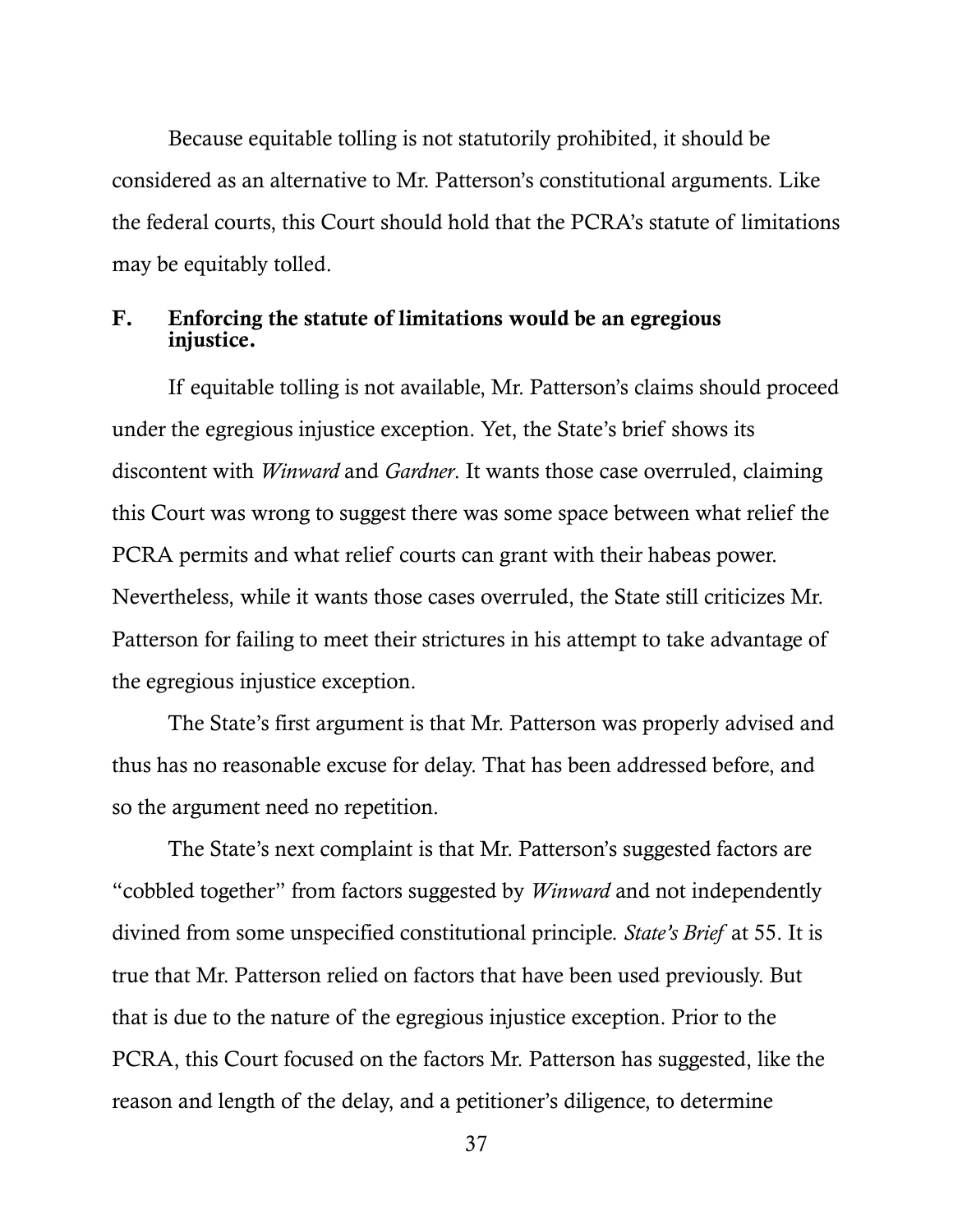Because equitable tolling is not statutorily prohibited, it should be considered as an alternative to Mr. Patterson's constitutional arguments. Like the federal courts, this Court should hold that the PCRA's statute of limitations may be equitably tolled.

### F. Enforcing the statute of limitations would be an egregious injustice.

If equitable tolling is not available, Mr. Patterson's claims should proceed under the egregious injustice exception. Yet, the State's brief shows its discontent with *Winward* and *Gardner*. It wants those case overruled, claiming this Court was wrong to suggest there was some space between what relief the PCRA permits and what relief courts can grant with their habeas power. Nevertheless, while it wants those cases overruled, the State still criticizes Mr. Patterson for failing to meet their strictures in his attempt to take advantage of the egregious injustice exception.

The State's first argument is that Mr. Patterson was properly advised and thus has no reasonable excuse for delay. That has been addressed before, and so the argument need no repetition.

The State's next complaint is that Mr. Patterson's suggested factors are "cobbled together" from factors suggested by *Winward* and not independently divined from some unspecified constitutional principle. *State's Brief* at 55. It is true that Mr. Patterson relied on factors that have been used previously. But that is due to the nature of the egregious injustice exception. Prior to the PCRA, this Court focused on the factors Mr. Patterson has suggested, like the reason and length of the delay, and a petitioner's diligence, to determine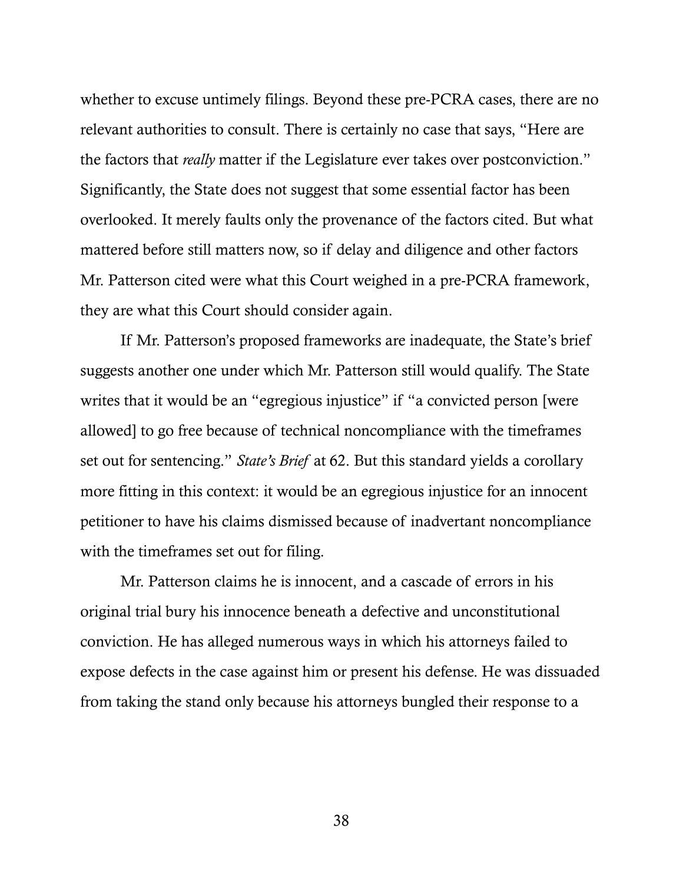whether to excuse untimely filings. Beyond these pre-PCRA cases, there are no relevant authorities to consult. There is certainly no case that says, "Here are the factors that *really* matter if the Legislature ever takes over postconviction." Significantly, the State does not suggest that some essential factor has been overlooked. It merely faults only the provenance of the factors cited. But what mattered before still matters now, so if delay and diligence and other factors Mr. Patterson cited were what this Court weighed in a pre-PCRA framework, they are what this Court should consider again.

If Mr. Patterson's proposed frameworks are inadequate, the State's brief suggests another one under which Mr. Patterson still would qualify. The State writes that it would be an "egregious injustice" if "a convicted person [were allowed] to go free because of technical noncompliance with the timeframes set out for sentencing." *State's Brief* at 62. But this standard yields a corollary more fitting in this context: it would be an egregious injustice for an innocent petitioner to have his claims dismissed because of inadvertant noncompliance with the timeframes set out for filing.

Mr. Patterson claims he is innocent, and a cascade of errors in his original trial bury his innocence beneath a defective and unconstitutional conviction. He has alleged numerous ways in which his attorneys failed to expose defects in the case against him or present his defense. He was dissuaded from taking the stand only because his attorneys bungled their response to a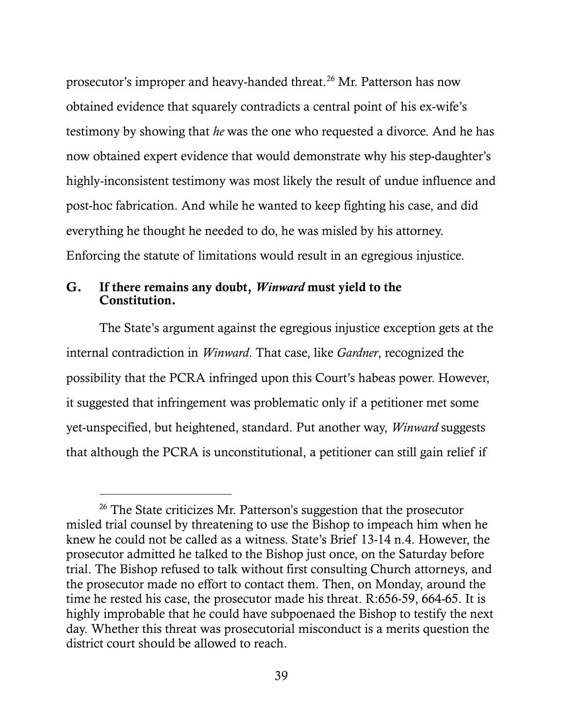prosecutor's improper and heavy-handed threat.[26] Mr. Patterson has now obtained evidence that squarely contradicts a central point of his ex-wife's testimony by showing that *he* was the one who requested a divorce. And he has now obtained expert evidence that would demonstrate why his step-daughter's highly-inconsistent testimony was most likely the result of undue influence and post-hoc fabrication. And while he wanted to keep fighting his case, and did everything he thought he needed to do, he was misled by his attorney. Enforcing the statute of limitations would result in an egregious injustice.

### G. If there remains any doubt, *Winward* must yield to the Constitution.

The State's argument against the egregious injustice exception gets at the internal contradiction in *Winward*. That case, like *Gardner*, recognized the possibility that the PCRA infringed upon this Court's habeas power. However, it suggested that infringement was problematic only if a petitioner met some yet-unspecified, but heightened, standard. Put another way, *Winward* suggests that although the PCRA is unconstitutional, a petitioner can still gain relief if

---

[26] The State criticizes Mr. Patterson's suggestion that the prosecutor misled trial counsel by threatening to use the Bishop to impeach him when he knew he could not be called as a witness. State's Brief 13-14 n.4. However, the prosecutor admitted he talked to the Bishop just once, on the Saturday before trial. The Bishop refused to talk without first consulting Church attorneys, and the prosecutor made no effort to contact them. Then, on Monday, around the time he rested his case, the prosecutor made his threat. R:656-59, 664-65. It is highly improbable that he could have subpoenaed the Bishop to testify the next day. Whether this threat was prosecutorial misconduct is a merits question the district court should be allowed to reach.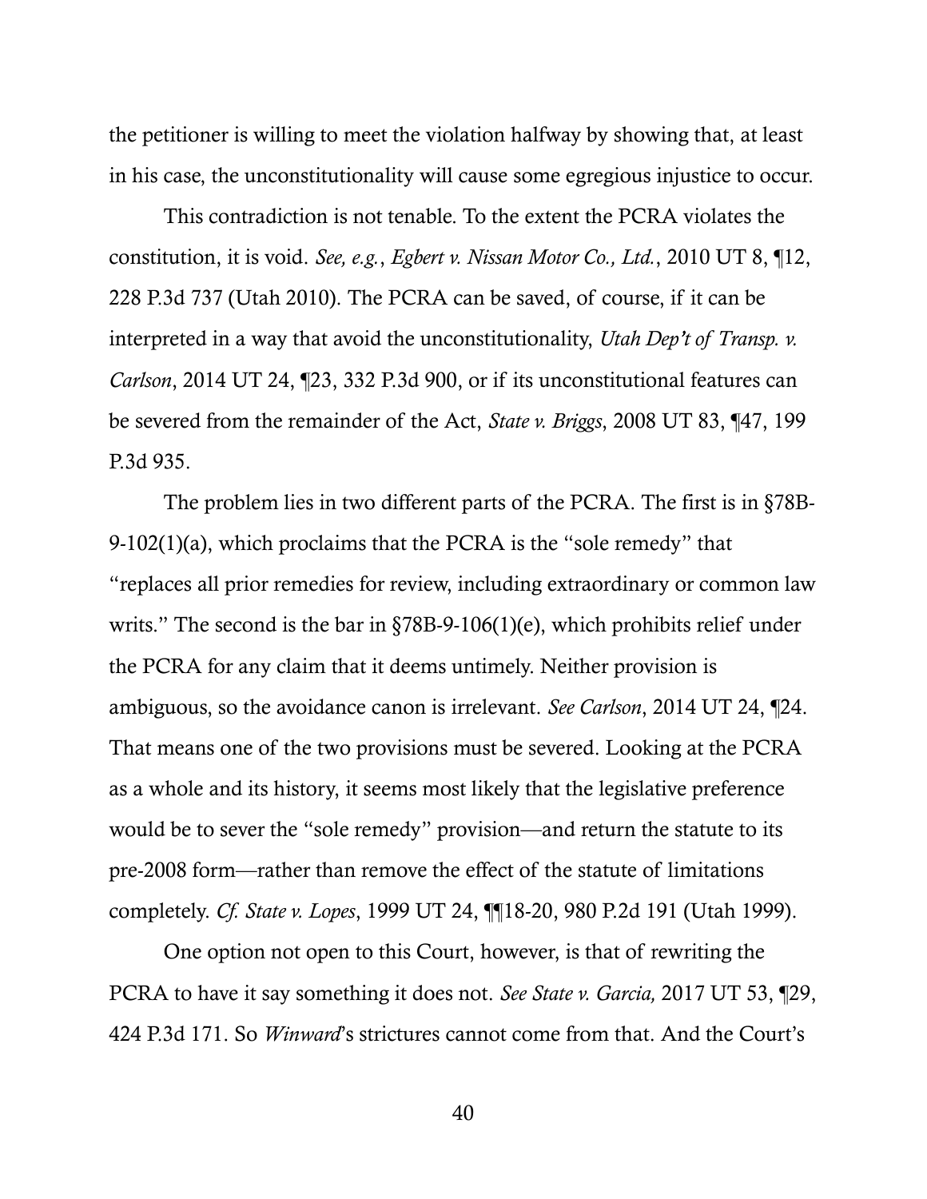the petitioner is willing to meet the violation halfway by showing that, at least in his case, the unconstitutionality will cause some egregious injustice to occur.

This contradiction is not tenable. To the extent the PCRA violates the constitution, it is void. *See, e.g.*, *Egbert v. Nissan Motor Co., Ltd.*, 2010 UT 8, ¶12, 228 P.3d 737 (Utah 2010). The PCRA can be saved, of course, if it can be interpreted in a way that avoid the unconstitutionality, *Utah Dep't of Transp. v. Carlson*, 2014 UT 24, ¶23, 332 P.3d 900, or if its unconstitutional features can be severed from the remainder of the Act, *State v. Briggs*, 2008 UT 83, ¶47, 199 P.3d 935.

The problem lies in two different parts of the PCRA. The first is in §78B-9-102(1)(a), which proclaims that the PCRA is the "sole remedy" that "replaces all prior remedies for review, including extraordinary or common law writs." The second is the bar in §78B-9-106(1)(e), which prohibits relief under the PCRA for any claim that it deems untimely. Neither provision is ambiguous, so the avoidance canon is irrelevant. *See Carlson*, 2014 UT 24, ¶24. That means one of the two provisions must be severed. Looking at the PCRA as a whole and its history, it seems most likely that the legislative preference would be to sever the "sole remedy" provision—and return the statute to its pre-2008 form—rather than remove the effect of the statute of limitations completely. *Cf. State v. Lopes*, 1999 UT 24, ¶¶18-20, 980 P.2d 191 (Utah 1999).

One option not open to this Court, however, is that of rewriting the PCRA to have it say something it does not. *See State v. Garcia,* 2017 UT 53, ¶29, 424 P.3d 171. So *Winward*'s strictures cannot come from that. And the Court's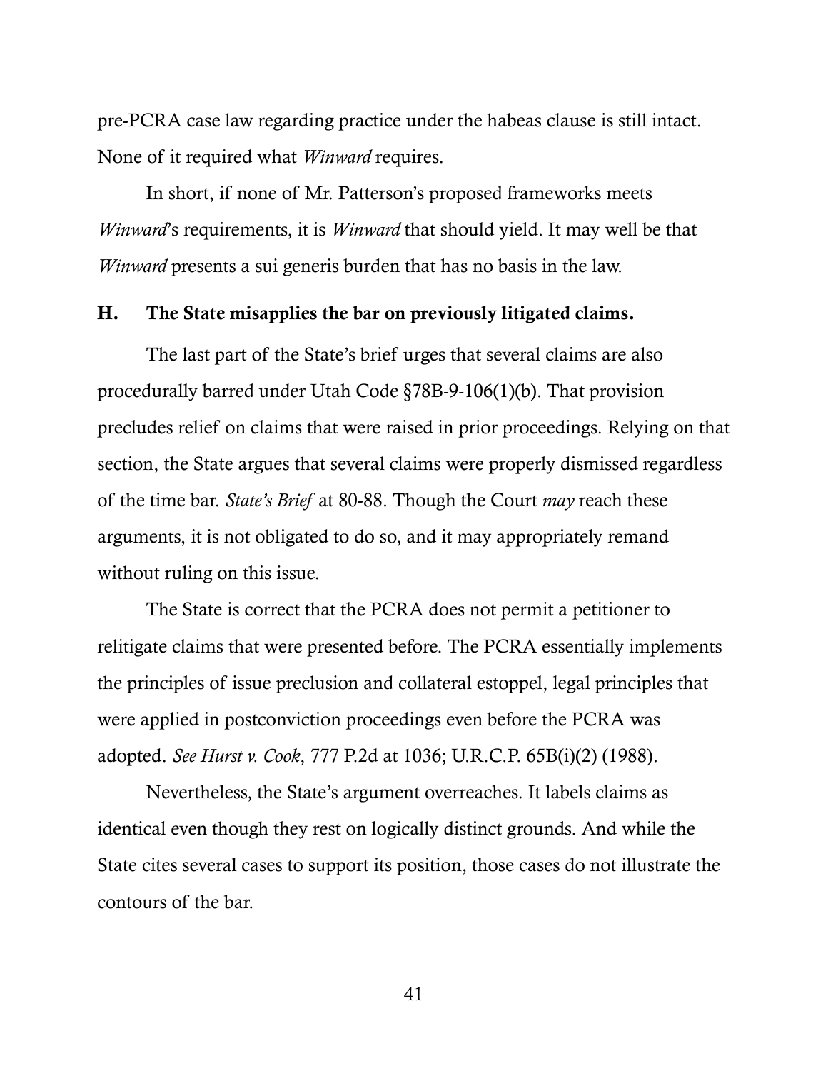pre-PCRA case law regarding practice under the habeas clause is still intact. None of it required what *Winward* requires.

In short, if none of Mr. Patterson's proposed frameworks meets *Winward*'s requirements, it is *Winward* that should yield. It may well be that *Winward* presents a sui generis burden that has no basis in the law.

### H. The State misapplies the bar on previously litigated claims.

The last part of the State's brief urges that several claims are also procedurally barred under Utah Code §78B-9-106(1)(b). That provision precludes relief on claims that were raised in prior proceedings. Relying on that section, the State argues that several claims were properly dismissed regardless of the time bar. *State's Brief* at 80-88. Though the Court *may* reach these arguments, it is not obligated to do so, and it may appropriately remand without ruling on this issue.

The State is correct that the PCRA does not permit a petitioner to relitigate claims that were presented before. The PCRA essentially implements the principles of issue preclusion and collateral estoppel, legal principles that were applied in postconviction proceedings even before the PCRA was adopted. *See Hurst v. Cook*, 777 P.2d at 1036; U.R.C.P. 65B(i)(2) (1988).

Nevertheless, the State's argument overreaches. It labels claims as identical even though they rest on logically distinct grounds. And while the State cites several cases to support its position, those cases do not illustrate the contours of the bar.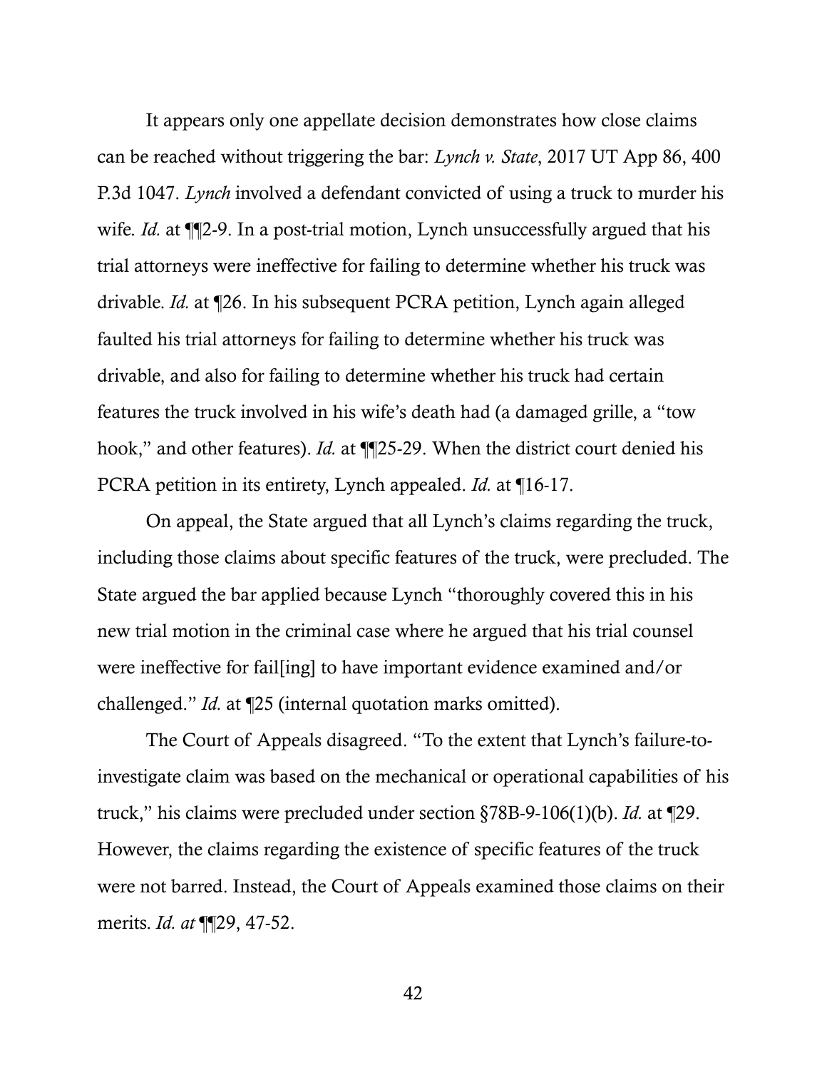It appears only one appellate decision demonstrates how close claims can be reached without triggering the bar: *Lynch v. State*, 2017 UT App 86, 400 P.3d 1047. *Lynch* involved a defendant convicted of using a truck to murder his wife. *Id.* at ¶¶2-9. In a post-trial motion, Lynch unsuccessfully argued that his trial attorneys were ineffective for failing to determine whether his truck was drivable. *Id.* at ¶26. In his subsequent PCRA petition, Lynch again alleged faulted his trial attorneys for failing to determine whether his truck was drivable, and also for failing to determine whether his truck had certain features the truck involved in his wife's death had (a damaged grille, a "tow hook," and other features). *Id.* at ¶¶25-29. When the district court denied his PCRA petition in its entirety, Lynch appealed. *Id.* at ¶16-17.

On appeal, the State argued that all Lynch's claims regarding the truck, including those claims about specific features of the truck, were precluded. The State argued the bar applied because Lynch "thoroughly covered this in his new trial motion in the criminal case where he argued that his trial counsel were ineffective for fail[ing] to have important evidence examined and/or challenged." *Id.* at ¶25 (internal quotation marks omitted).

The Court of Appeals disagreed. "To the extent that Lynch's failure-to-investigate claim was based on the mechanical or operational capabilities of his truck," his claims were precluded under section §78B-9-106(1)(b). *Id.* at ¶29. However, the claims regarding the existence of specific features of the truck were not barred. Instead, the Court of Appeals examined those claims on their merits. *Id. at* ¶¶29, 47-52.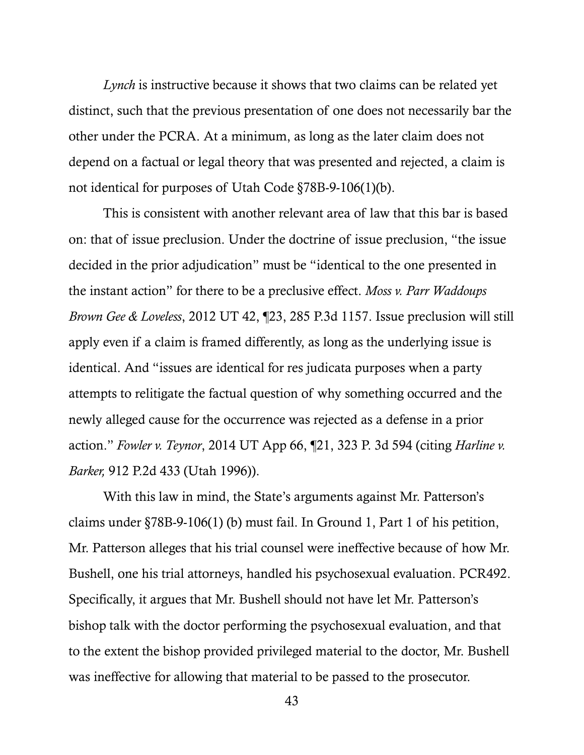*Lynch* is instructive because it shows that two claims can be related yet distinct, such that the previous presentation of one does not necessarily bar the other under the PCRA. At a minimum, as long as the later claim does not depend on a factual or legal theory that was presented and rejected, a claim is not identical for purposes of Utah Code §78B-9-106(1)(b).

This is consistent with another relevant area of law that this bar is based on: that of issue preclusion. Under the doctrine of issue preclusion, "the issue decided in the prior adjudication" must be "identical to the one presented in the instant action" for there to be a preclusive effect. *Moss v. Parr Waddoups Brown Gee & Loveless*, 2012 UT 42, ¶23, 285 P.3d 1157. Issue preclusion will still apply even if a claim is framed differently, as long as the underlying issue is identical. And "issues are identical for res judicata purposes when a party attempts to relitigate the factual question of why something occurred and the newly alleged cause for the occurrence was rejected as a defense in a prior action." *Fowler v. Teynor*, 2014 UT App 66, ¶21, 323 P. 3d 594 (citing *Harline v. Barker,* 912 P.2d 433 (Utah 1996)).

With this law in mind, the State's arguments against Mr. Patterson's claims under §78B-9-106(1) (b) must fail. In Ground 1, Part 1 of his petition, Mr. Patterson alleges that his trial counsel were ineffective because of how Mr. Bushell, one his trial attorneys, handled his psychosexual evaluation. PCR492. Specifically, it argues that Mr. Bushell should not have let Mr. Patterson's bishop talk with the doctor performing the psychosexual evaluation, and that to the extent the bishop provided privileged material to the doctor, Mr. Bushell was ineffective for allowing that material to be passed to the prosecutor.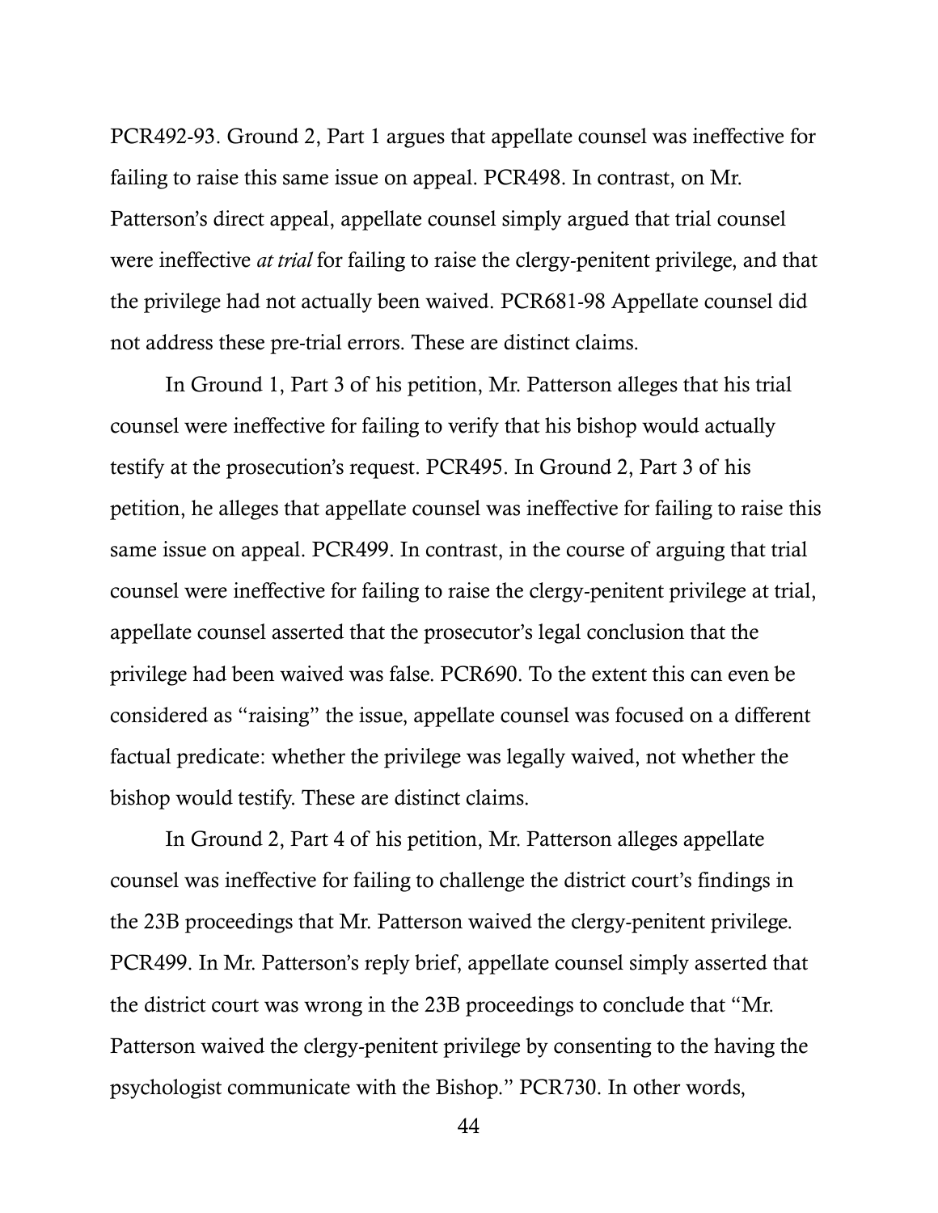PCR492-93. Ground 2, Part 1 argues that appellate counsel was ineffective for failing to raise this same issue on appeal. PCR498. In contrast, on Mr. Patterson's direct appeal, appellate counsel simply argued that trial counsel were ineffective *at trial* for failing to raise the clergy-penitent privilege, and that the privilege had not actually been waived. PCR681-98 Appellate counsel did not address these pre-trial errors. These are distinct claims.

In Ground 1, Part 3 of his petition, Mr. Patterson alleges that his trial counsel were ineffective for failing to verify that his bishop would actually testify at the prosecution's request. PCR495. In Ground 2, Part 3 of his petition, he alleges that appellate counsel was ineffective for failing to raise this same issue on appeal. PCR499. In contrast, in the course of arguing that trial counsel were ineffective for failing to raise the clergy-penitent privilege at trial, appellate counsel asserted that the prosecutor's legal conclusion that the privilege had been waived was false. PCR690. To the extent this can even be considered as "raising" the issue, appellate counsel was focused on a different factual predicate: whether the privilege was legally waived, not whether the bishop would testify. These are distinct claims.

In Ground 2, Part 4 of his petition, Mr. Patterson alleges appellate counsel was ineffective for failing to challenge the district court's findings in the 23B proceedings that Mr. Patterson waived the clergy-penitent privilege. PCR499. In Mr. Patterson's reply brief, appellate counsel simply asserted that the district court was wrong in the 23B proceedings to conclude that "Mr. Patterson waived the clergy-penitent privilege by consenting to the having the psychologist communicate with the Bishop." PCR730. In other words,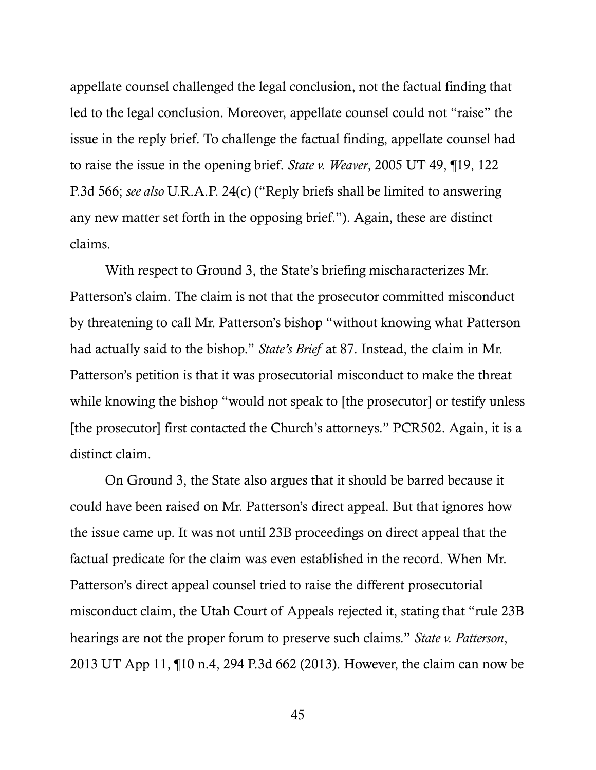appellate counsel challenged the legal conclusion, not the factual finding that led to the legal conclusion. Moreover, appellate counsel could not "raise" the issue in the reply brief. To challenge the factual finding, appellate counsel had to raise the issue in the opening brief. *State v. Weaver*, 2005 UT 49, ¶19, 122 P.3d 566; *see also* U.R.A.P. 24(c) ("Reply briefs shall be limited to answering any new matter set forth in the opposing brief."). Again, these are distinct claims.

With respect to Ground 3, the State's briefing mischaracterizes Mr. Patterson's claim. The claim is not that the prosecutor committed misconduct by threatening to call Mr. Patterson's bishop "without knowing what Patterson had actually said to the bishop." *State's Brief* at 87. Instead, the claim in Mr. Patterson's petition is that it was prosecutorial misconduct to make the threat while knowing the bishop "would not speak to [the prosecutor] or testify unless [the prosecutor] first contacted the Church's attorneys." PCR502. Again, it is a distinct claim.

On Ground 3, the State also argues that it should be barred because it could have been raised on Mr. Patterson's direct appeal. But that ignores how the issue came up. It was not until 23B proceedings on direct appeal that the factual predicate for the claim was even established in the record. When Mr. Patterson's direct appeal counsel tried to raise the different prosecutorial misconduct claim, the Utah Court of Appeals rejected it, stating that "rule 23B hearings are not the proper forum to preserve such claims." *State v. Patterson*, 2013 UT App 11, ¶10 n.4, 294 P.3d 662 (2013). However, the claim can now be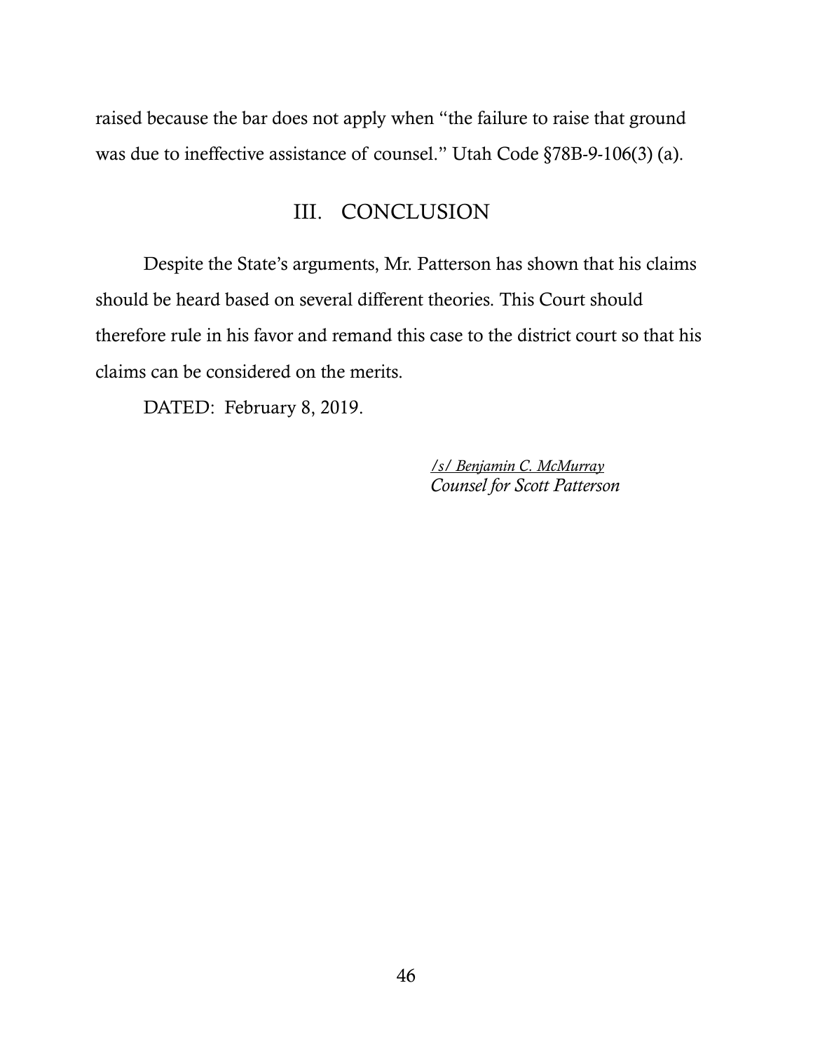raised because the bar does not apply when "the failure to raise that ground was due to ineffective assistance of counsel." Utah Code §78B-9-106(3) (a).

## III. CONCLUSION

Despite the State's arguments, Mr. Patterson has shown that his claims should be heard based on several different theories. This Court should therefore rule in his favor and remand this case to the district court so that his claims can be considered on the merits.

DATED: February 8, 2019.

*/s/ Benjamin C. McMurray*
*Counsel for Scott Patterson*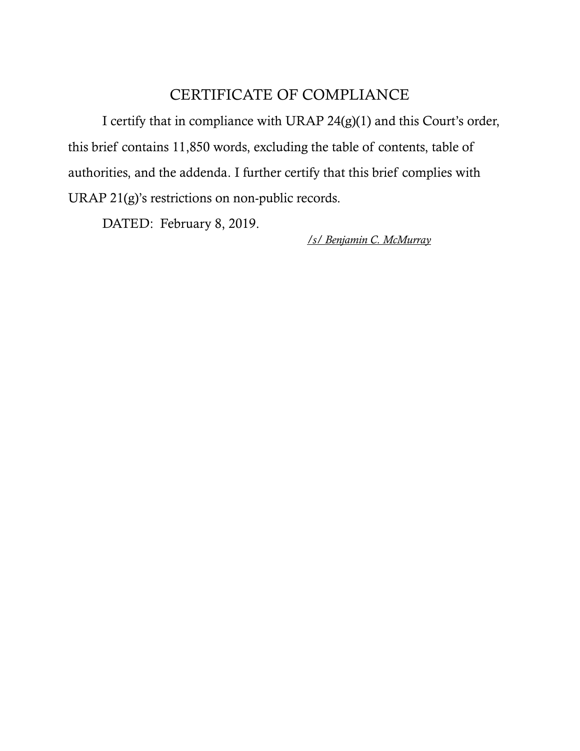# CERTIFICATE OF COMPLIANCE

I certify that in compliance with URAP 24(g)(1) and this Court's order, this brief contains 11,850 words, excluding the table of contents, table of authorities, and the addenda. I further certify that this brief complies with URAP 21(g)'s restrictions on non-public records.

DATED: February 8, 2019.

*/s/ Benjamin C. McMurray*